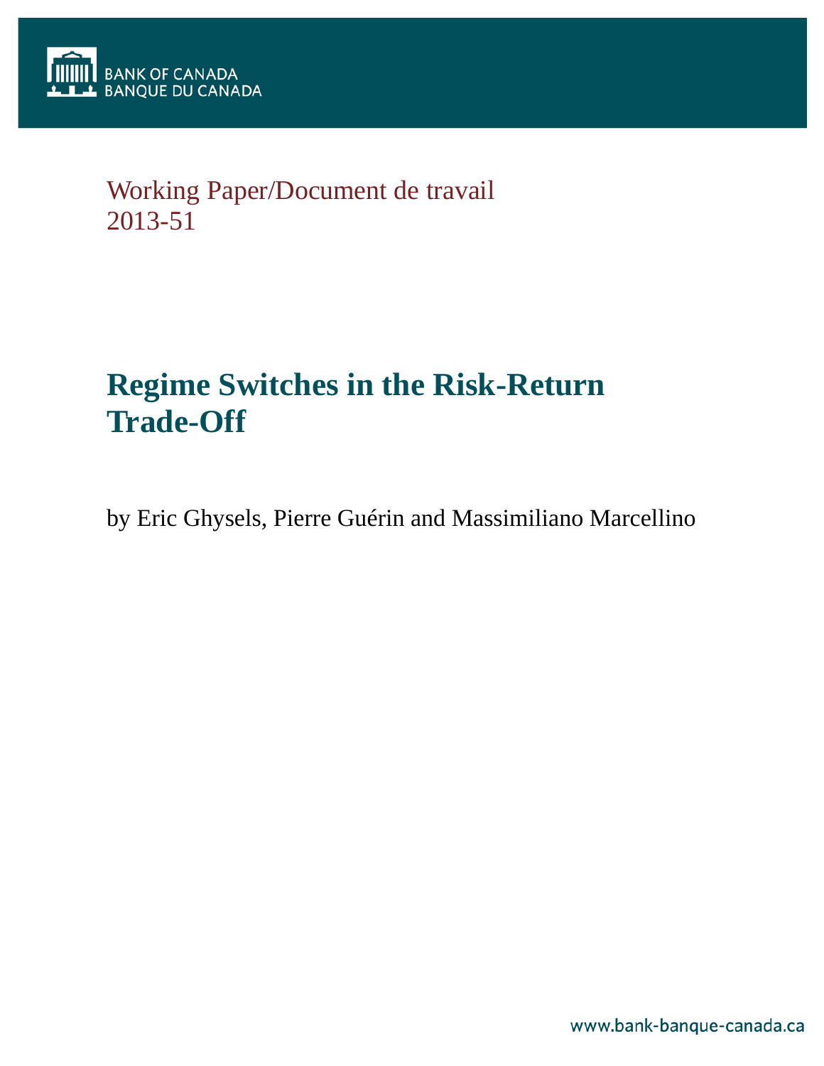BANK OF CANADA
BANQUE DU CANADA

Working Paper/Document de travail
2013-51

# Regime Switches in the Risk-Return Trade-Off

by Eric Ghysels, Pierre Guérin and Massimiliano Marcellino

www.bank-banque-canada.ca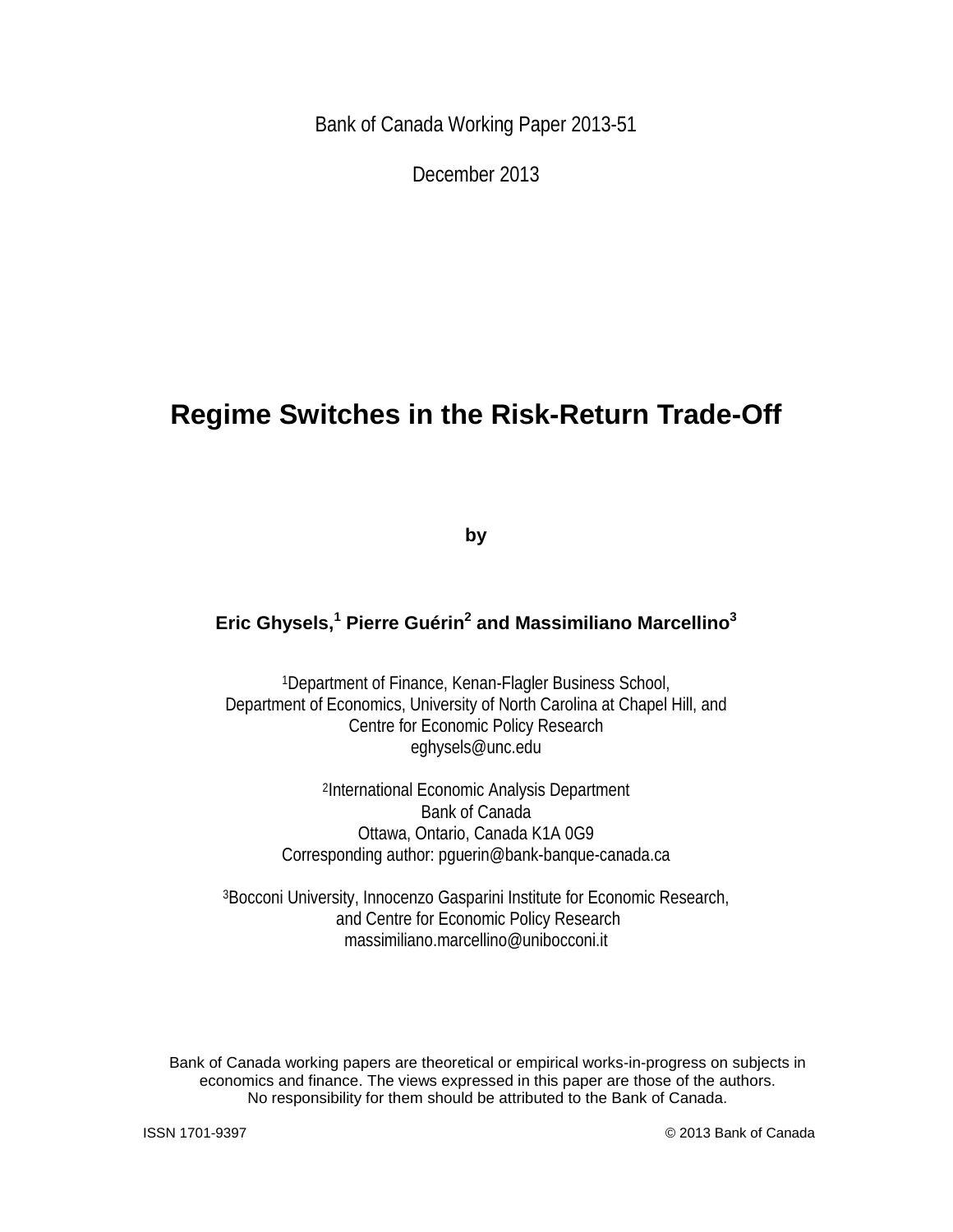Bank of Canada Working Paper 2013-51

December 2013

# Regime Switches in the Risk-Return Trade-Off

**by**

**Eric Ghysels,[1] Pierre Guérin[2] and Massimiliano Marcellino[3]**

[1]Department of Finance, Kenan-Flagler Business School,
Department of Economics, University of North Carolina at Chapel Hill, and
Centre for Economic Policy Research
eghysels@unc.edu

[2]International Economic Analysis Department
Bank of Canada
Ottawa, Ontario, Canada K1A 0G9
Corresponding author: pguerin@bank-banque-canada.ca

[3]Bocconi University, Innocenzo Gasparini Institute for Economic Research,
and Centre for Economic Policy Research
massimiliano.marcellino@unibocconi.it

Bank of Canada working papers are theoretical or empirical works-in-progress on subjects in economics and finance. The views expressed in this paper are those of the authors. No responsibility for them should be attributed to the Bank of Canada.

ISSN 1701-9397 © 2013 Bank of Canada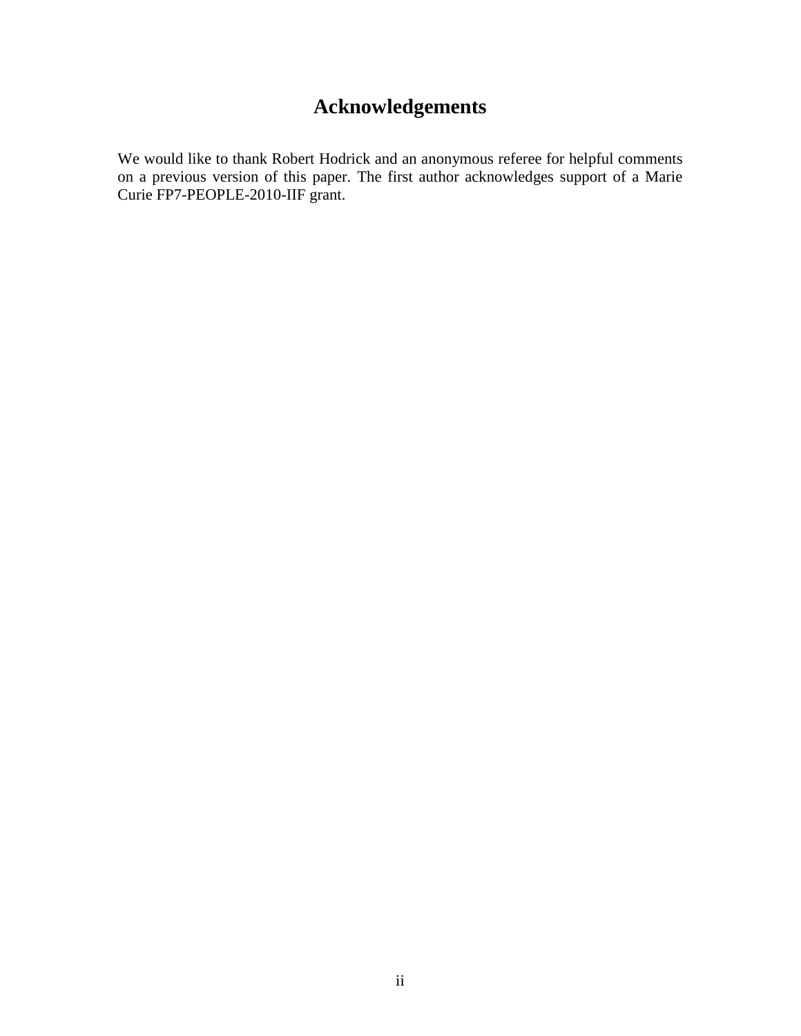# Acknowledgements

We would like to thank Robert Hodrick and an anonymous referee for helpful comments on a previous version of this paper. The first author acknowledges support of a Marie Curie FP7-PEOPLE-2010-IIF grant.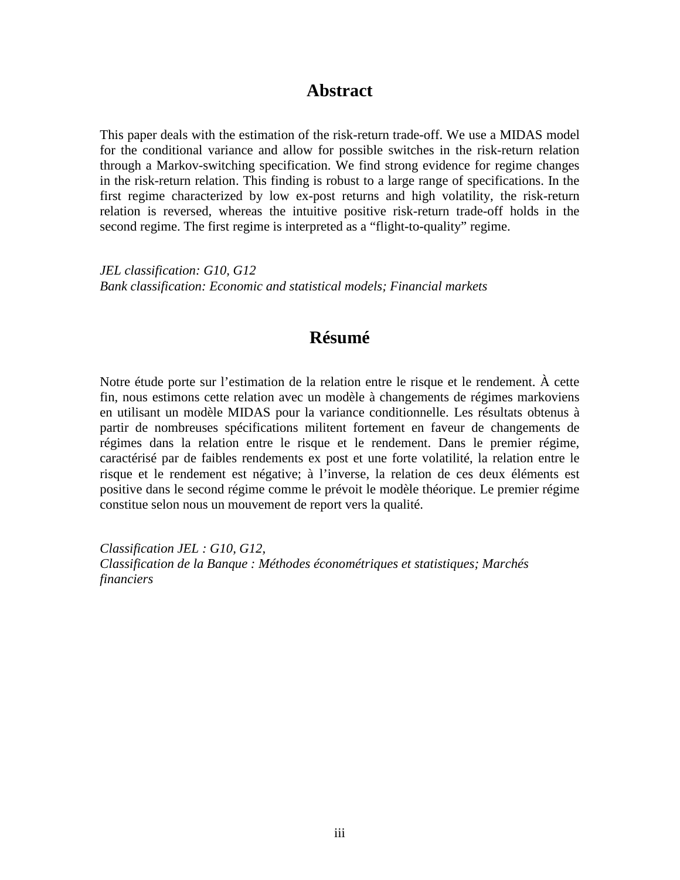## Abstract

This paper deals with the estimation of the risk-return trade-off. We use a MIDAS model for the conditional variance and allow for possible switches in the risk-return relation through a Markov-switching specification. We find strong evidence for regime changes in the risk-return relation. This finding is robust to a large range of specifications. In the first regime characterized by low ex-post returns and high volatility, the risk-return relation is reversed, whereas the intuitive positive risk-return trade-off holds in the second regime. The first regime is interpreted as a "flight-to-quality" regime.

*JEL classification: G10, G12*
*Bank classification: Economic and statistical models; Financial markets*

## Résumé

Notre étude porte sur l'estimation de la relation entre le risque et le rendement. À cette fin, nous estimons cette relation avec un modèle à changements de régimes markoviens en utilisant un modèle MIDAS pour la variance conditionnelle. Les résultats obtenus à partir de nombreuses spécifications militent fortement en faveur de changements de régimes dans la relation entre le risque et le rendement. Dans le premier régime, caractérisé par de faibles rendements ex post et une forte volatilité, la relation entre le risque et le rendement est négative; à l'inverse, la relation de ces deux éléments est positive dans le second régime comme le prévoit le modèle théorique. Le premier régime constitue selon nous un mouvement de report vers la qualité.

*Classification JEL : G10, G12,*
*Classification de la Banque : Méthodes économétriques et statistiques; Marchés financiers*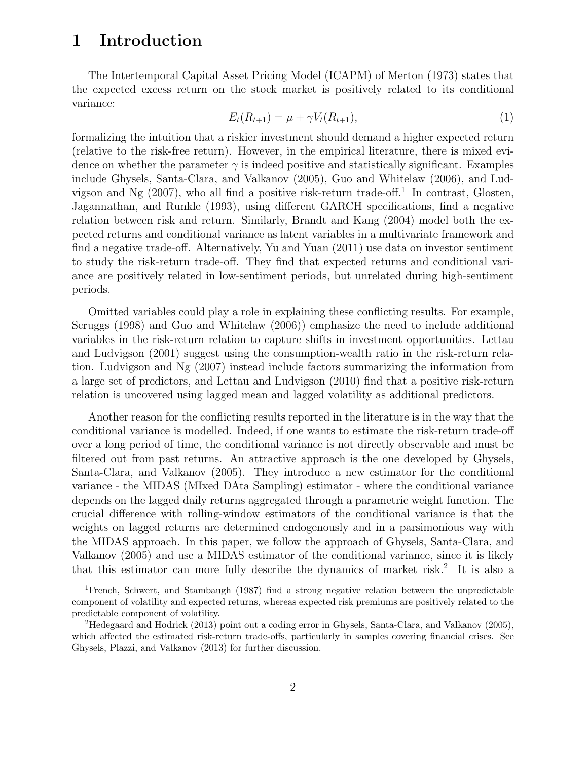# 1 Introduction

The Intertemporal Capital Asset Pricing Model (ICAPM) of Merton (1973) states that the expected excess return on the stock market is positively related to its conditional variance:

$$E_t(R_{t+1}) = \mu + \gamma V_t(R_{t+1}), \tag{1}$$

formalizing the intuition that a riskier investment should demand a higher expected return (relative to the risk-free return). However, in the empirical literature, there is mixed evidence on whether the parameter $\gamma$ is indeed positive and statistically significant. Examples include Ghysels, Santa-Clara, and Valkanov (2005), Guo and Whitelaw (2006), and Ludvigson and Ng (2007), who all find a positive risk-return trade-off.[1] In contrast, Glosten, Jagannathan, and Runkle (1993), using different GARCH specifications, find a negative relation between risk and return. Similarly, Brandt and Kang (2004) model both the expected returns and conditional variance as latent variables in a multivariate framework and find a negative trade-off. Alternatively, Yu and Yuan (2011) use data on investor sentiment to study the risk-return trade-off. They find that expected returns and conditional variance are positively related in low-sentiment periods, but unrelated during high-sentiment periods.

Omitted variables could play a role in explaining these conflicting results. For example, Scruggs (1998) and Guo and Whitelaw (2006)) emphasize the need to include additional variables in the risk-return relation to capture shifts in investment opportunities. Lettau and Ludvigson (2001) suggest using the consumption-wealth ratio in the risk-return relation. Ludvigson and Ng (2007) instead include factors summarizing the information from a large set of predictors, and Lettau and Ludvigson (2010) find that a positive risk-return relation is uncovered using lagged mean and lagged volatility as additional predictors.

Another reason for the conflicting results reported in the literature is in the way that the conditional variance is modelled. Indeed, if one wants to estimate the risk-return trade-off over a long period of time, the conditional variance is not directly observable and must be filtered out from past returns. An attractive approach is the one developed by Ghysels, Santa-Clara, and Valkanov (2005). They introduce a new estimator for the conditional variance - the MIDAS (MIxed DAta Sampling) estimator - where the conditional variance depends on the lagged daily returns aggregated through a parametric weight function. The crucial difference with rolling-window estimators of the conditional variance is that the weights on lagged returns are determined endogenously and in a parsimonious way with the MIDAS approach. In this paper, we follow the approach of Ghysels, Santa-Clara, and Valkanov (2005) and use a MIDAS estimator of the conditional variance, since it is likely that this estimator can more fully describe the dynamics of market risk.[2] It is also a

[1] French, Schwert, and Stambaugh (1987) find a strong negative relation between the unpredictable component of volatility and expected returns, whereas expected risk premiums are positively related to the predictable component of volatility.

[2] Hedegaard and Hodrick (2013) point out a coding error in Ghysels, Santa-Clara, and Valkanov (2005), which affected the estimated risk-return trade-offs, particularly in samples covering financial crises. See Ghysels, Plazzi, and Valkanov (2013) for further discussion.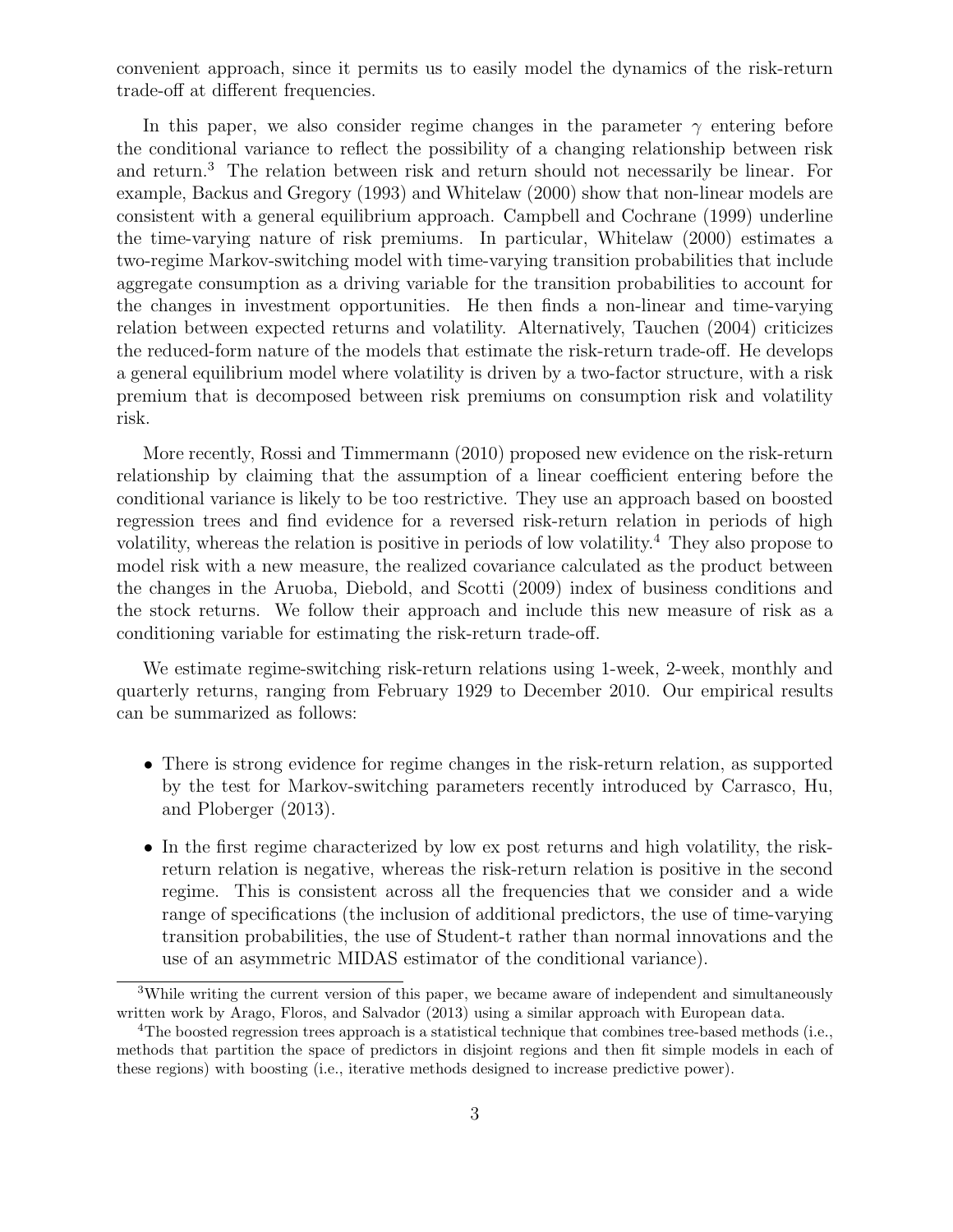convenient approach, since it permits us to easily model the dynamics of the risk-return trade-off at different frequencies.

In this paper, we also consider regime changes in the parameter $\gamma$ entering before the conditional variance to reflect the possibility of a changing relationship between risk and return.[3] The relation between risk and return should not necessarily be linear. For example, Backus and Gregory (1993) and Whitelaw (2000) show that non-linear models are consistent with a general equilibrium approach. Campbell and Cochrane (1999) underline the time-varying nature of risk premiums. In particular, Whitelaw (2000) estimates a two-regime Markov-switching model with time-varying transition probabilities that include aggregate consumption as a driving variable for the transition probabilities to account for the changes in investment opportunities. He then finds a non-linear and time-varying relation between expected returns and volatility. Alternatively, Tauchen (2004) criticizes the reduced-form nature of the models that estimate the risk-return trade-off. He develops a general equilibrium model where volatility is driven by a two-factor structure, with a risk premium that is decomposed between risk premiums on consumption risk and volatility risk.

More recently, Rossi and Timmermann (2010) proposed new evidence on the risk-return relationship by claiming that the assumption of a linear coefficient entering before the conditional variance is likely to be too restrictive. They use an approach based on boosted regression trees and find evidence for a reversed risk-return relation in periods of high volatility, whereas the relation is positive in periods of low volatility.[4] They also propose to model risk with a new measure, the realized covariance calculated as the product between the changes in the Aruoba, Diebold, and Scotti (2009) index of business conditions and the stock returns. We follow their approach and include this new measure of risk as a conditioning variable for estimating the risk-return trade-off.

We estimate regime-switching risk-return relations using 1-week, 2-week, monthly and quarterly returns, ranging from February 1929 to December 2010. Our empirical results can be summarized as follows:

- There is strong evidence for regime changes in the risk-return relation, as supported by the test for Markov-switching parameters recently introduced by Carrasco, Hu, and Ploberger (2013).
- In the first regime characterized by low ex post returns and high volatility, the risk-return relation is negative, whereas the risk-return relation is positive in the second regime. This is consistent across all the frequencies that we consider and a wide range of specifications (the inclusion of additional predictors, the use of time-varying transition probabilities, the use of Student-t rather than normal innovations and the use of an asymmetric MIDAS estimator of the conditional variance).

[3]While writing the current version of this paper, we became aware of independent and simultaneously written work by Arago, Floros, and Salvador (2013) using a similar approach with European data.

[4]The boosted regression trees approach is a statistical technique that combines tree-based methods (i.e., methods that partition the space of predictors in disjoint regions and then fit simple models in each of these regions) with boosting (i.e., iterative methods designed to increase predictive power).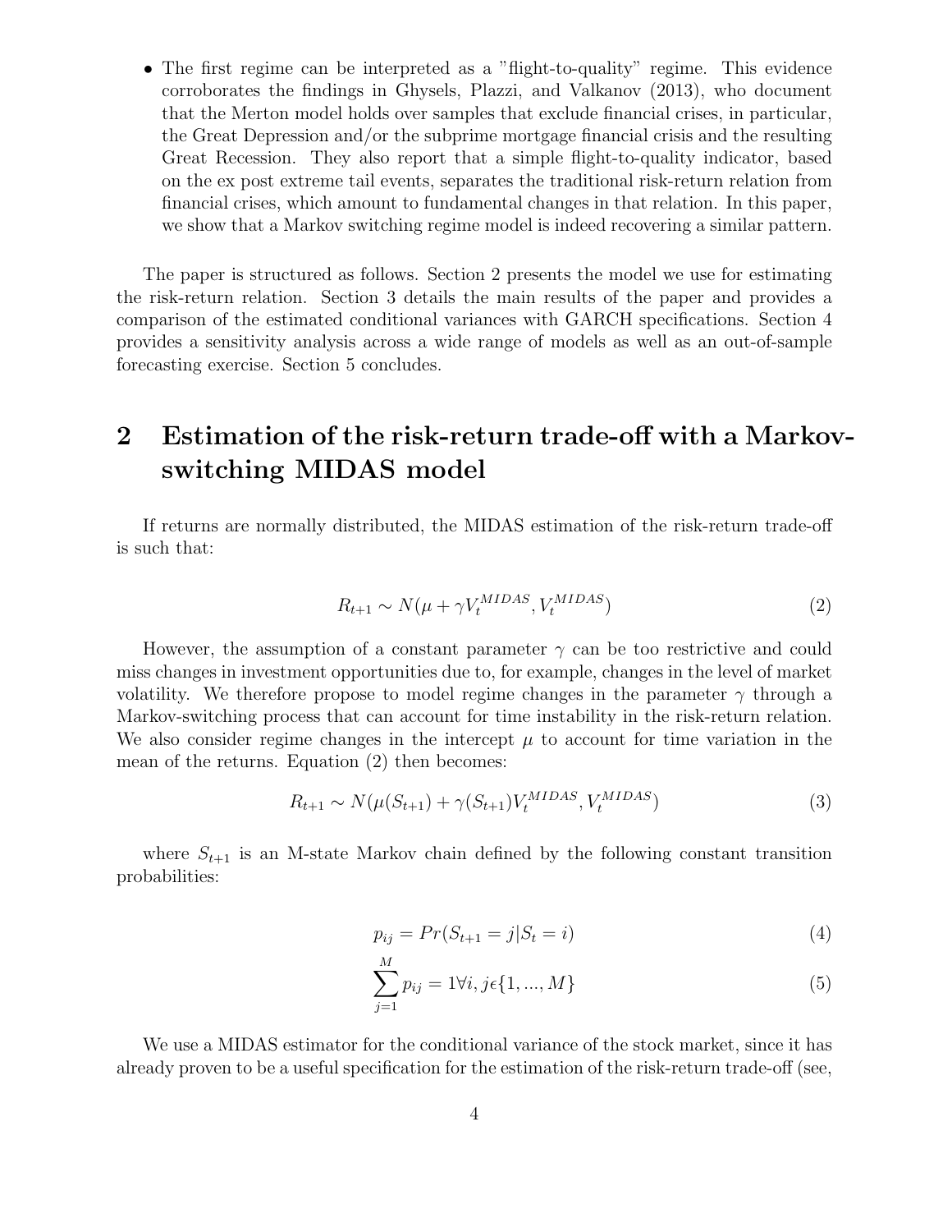- The first regime can be interpreted as a "flight-to-quality" regime. This evidence corroborates the findings in Ghysels, Plazzi, and Valkanov (2013), who document that the Merton model holds over samples that exclude financial crises, in particular, the Great Depression and/or the subprime mortgage financial crisis and the resulting Great Recession. They also report that a simple flight-to-quality indicator, based on the ex post extreme tail events, separates the traditional risk-return relation from financial crises, which amount to fundamental changes in that relation. In this paper, we show that a Markov switching regime model is indeed recovering a similar pattern.

The paper is structured as follows. Section 2 presents the model we use for estimating the risk-return relation. Section 3 details the main results of the paper and provides a comparison of the estimated conditional variances with GARCH specifications. Section 4 provides a sensitivity analysis across a wide range of models as well as an out-of-sample forecasting exercise. Section 5 concludes.

# 2 Estimation of the risk-return trade-off with a Markov-switching MIDAS model

If returns are normally distributed, the MIDAS estimation of the risk-return trade-off is such that:

$$R_{t+1} \sim N(\mu + \gamma V_t^{MIDAS}, V_t^{MIDAS}) \tag{2}$$

However, the assumption of a constant parameter $\gamma$ can be too restrictive and could miss changes in investment opportunities due to, for example, changes in the level of market volatility. We therefore propose to model regime changes in the parameter $\gamma$ through a Markov-switching process that can account for time instability in the risk-return relation. We also consider regime changes in the intercept $\mu$ to account for time variation in the mean of the returns. Equation (2) then becomes:

$$R_{t+1} \sim N(\mu(S_{t+1}) + \gamma(S_{t+1}) V_t^{MIDAS}, V_t^{MIDAS}) \tag{3}$$

where $S_{t+1}$ is an M-state Markov chain defined by the following constant transition probabilities:

$$p_{ij} = Pr(S_{t+1} = j | S_t = i) \tag{4}$$

$$\sum_{j=1}^{M} p_{ij} = 1 \forall i, j \epsilon \{1, ..., M\} \tag{5}$$

We use a MIDAS estimator for the conditional variance of the stock market, since it has already proven to be a useful specification for the estimation of the risk-return trade-off (see,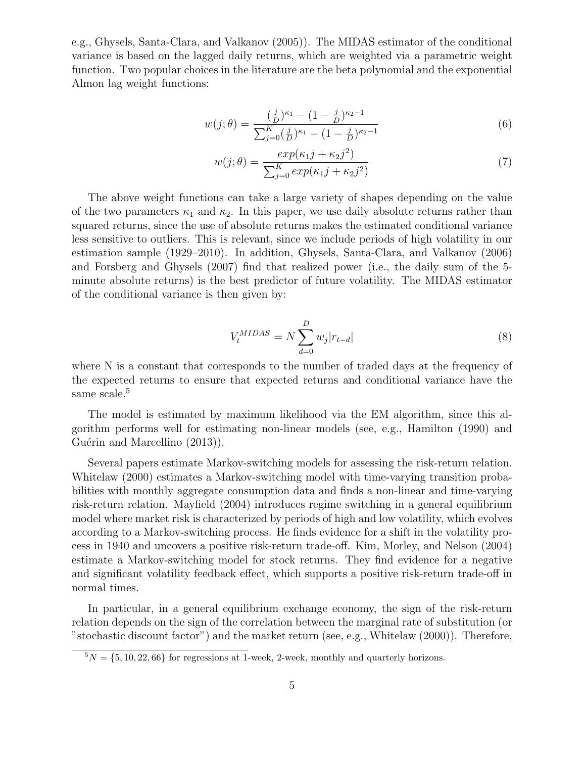e.g., Ghysels, Santa-Clara, and Valkanov (2005)). The MIDAS estimator of the conditional variance is based on the lagged daily returns, which are weighted via a parametric weight function. Two popular choices in the literature are the beta polynomial and the exponential Almon lag weight functions:

$$w(j;\theta) = \frac{(\frac{j}{D})^{\kappa_1} - (1-\frac{j}{D})^{\kappa_2 - 1}}{\sum_{j=0}^{K} (\frac{j}{D})^{\kappa_1} - (1-\frac{j}{D})^{\kappa_2 - 1}} \tag{6}$$

$$w(j;\theta) = \frac{exp(\kappa_1 j + \kappa_2 j^2)}{\sum_{j=0}^{K} exp(\kappa_1 j + \kappa_2 j^2)} \tag{7}$$

The above weight functions can take a large variety of shapes depending on the value of the two parameters $\kappa_1$ and $\kappa_2$. In this paper, we use daily absolute returns rather than squared returns, since the use of absolute returns makes the estimated conditional variance less sensitive to outliers. This is relevant, since we include periods of high volatility in our estimation sample (1929–2010). In addition, Ghysels, Santa-Clara, and Valkanov (2006) and Forsberg and Ghysels (2007) find that realized power (i.e., the daily sum of the 5-minute absolute returns) is the best predictor of future volatility. The MIDAS estimator of the conditional variance is then given by:

$$V_t^{MIDAS} = N \sum_{d=0}^{D} w_j |r_{t-d}| \tag{8}$$

where N is a constant that corresponds to the number of traded days at the frequency of the expected returns to ensure that expected returns and conditional variance have the same scale.[5]

The model is estimated by maximum likelihood via the EM algorithm, since this algorithm performs well for estimating non-linear models (see, e.g., Hamilton (1990) and Guérin and Marcellino (2013)).

Several papers estimate Markov-switching models for assessing the risk-return relation. Whitelaw (2000) estimates a Markov-switching model with time-varying transition probabilities with monthly aggregate consumption data and finds a non-linear and time-varying risk-return relation. Mayfield (2004) introduces regime switching in a general equilibrium model where market risk is characterized by periods of high and low volatility, which evolves according to a Markov-switching process. He finds evidence for a shift in the volatility process in 1940 and uncovers a positive risk-return trade-off. Kim, Morley, and Nelson (2004) estimate a Markov-switching model for stock returns. They find evidence for a negative and significant volatility feedback effect, which supports a positive risk-return trade-off in normal times.

In particular, in a general equilibrium exchange economy, the sign of the risk-return relation depends on the sign of the correlation between the marginal rate of substitution (or "stochastic discount factor") and the market return (see, e.g., Whitelaw (2000)). Therefore,

[5] $N = \{5, 10, 22, 66\}$ for regressions at 1-week, 2-week, monthly and quarterly horizons.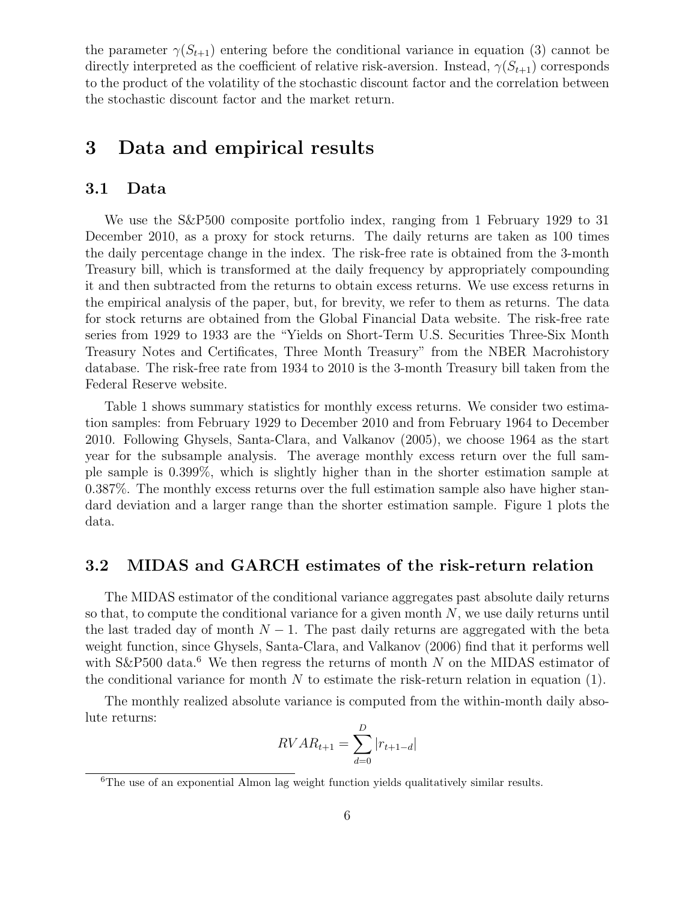the parameter $\gamma(S_{t+1})$ entering before the conditional variance in equation (3) cannot be directly interpreted as the coefficient of relative risk-aversion. Instead, $\gamma(S_{t+1})$ corresponds to the product of the volatility of the stochastic discount factor and the correlation between the stochastic discount factor and the market return.

# 3 Data and empirical results

## 3.1 Data

We use the S&P500 composite portfolio index, ranging from 1 February 1929 to 31 December 2010, as a proxy for stock returns. The daily returns are taken as 100 times the daily percentage change in the index. The risk-free rate is obtained from the 3-month Treasury bill, which is transformed at the daily frequency by appropriately compounding it and then subtracted from the returns to obtain excess returns. We use excess returns in the empirical analysis of the paper, but, for brevity, we refer to them as returns. The data for stock returns are obtained from the Global Financial Data website. The risk-free rate series from 1929 to 1933 are the "Yields on Short-Term U.S. Securities Three-Six Month Treasury Notes and Certificates, Three Month Treasury" from the NBER Macrohistory database. The risk-free rate from 1934 to 2010 is the 3-month Treasury bill taken from the Federal Reserve website.

Table 1 shows summary statistics for monthly excess returns. We consider two estimation samples: from February 1929 to December 2010 and from February 1964 to December 2010. Following Ghysels, Santa-Clara, and Valkanov (2005), we choose 1964 as the start year for the subsample analysis. The average monthly excess return over the full sample sample is 0.399%, which is slightly higher than in the shorter estimation sample at 0.387%. The monthly excess returns over the full estimation sample also have higher standard deviation and a larger range than the shorter estimation sample. Figure 1 plots the data.

## 3.2 MIDAS and GARCH estimates of the risk-return relation

The MIDAS estimator of the conditional variance aggregates past absolute daily returns so that, to compute the conditional variance for a given month $N$, we use daily returns until the last traded day of month $N-1$. The past daily returns are aggregated with the beta weight function, since Ghysels, Santa-Clara, and Valkanov (2006) find that it performs well with S&P500 data.[6] We then regress the returns of month $N$ on the MIDAS estimator of the conditional variance for month $N$ to estimate the risk-return relation in equation (1).

The monthly realized absolute variance is computed from the within-month daily absolute returns:

$$RVAR_{t+1} = \sum_{d=0}^{D} |r_{t+1-d}|$$

[6] The use of an exponential Almon lag weight function yields qualitatively similar results.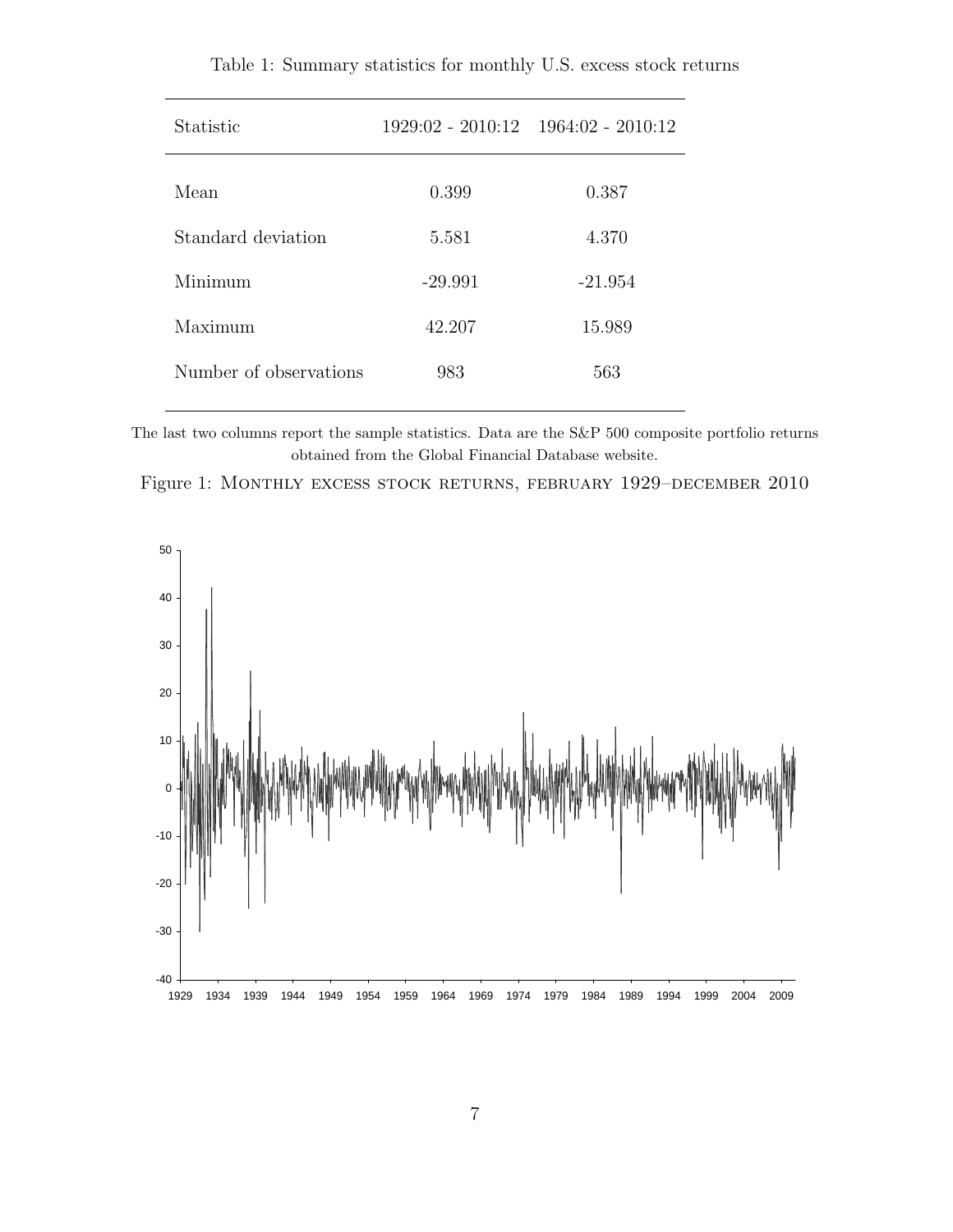Table 1: Summary statistics for monthly U.S. excess stock returns

| Statistic | 1929:02 - 2010:12 | 1964:02 - 2010:12 |
|---|---|---|
| Mean | 0.399 | 0.387 |
| Standard deviation | 5.581 | 4.370 |
| Minimum | -29.991 | -21.954 |
| Maximum | 42.207 | 15.989 |
| Number of observations | 983 | 563 |

The last two columns report the sample statistics. Data are the S&P 500 composite portfolio returns obtained from the Global Financial Database website.

Figure 1: Monthly excess stock returns, february 1929–december 2010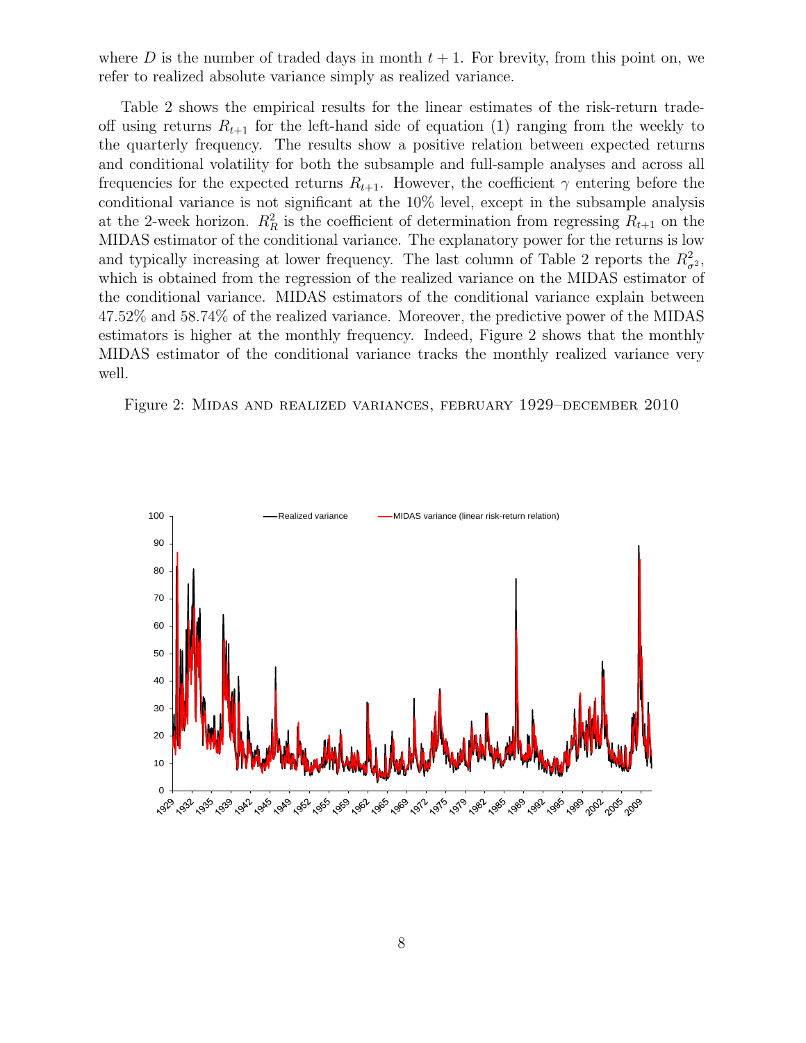where $D$ is the number of traded days in month $t+1$. For brevity, from this point on, we refer to realized absolute variance simply as realized variance.

Table 2 shows the empirical results for the linear estimates of the risk-return trade-off using returns $R_{t+1}$ for the left-hand side of equation (1) ranging from the weekly to the quarterly frequency. The results show a positive relation between expected returns and conditional volatility for both the subsample and full-sample analyses and across all frequencies for the expected returns $R_{t+1}$. However, the coefficient $\gamma$ entering before the conditional variance is not significant at the 10% level, except in the subsample analysis at the 2-week horizon. $R_R^2$ is the coefficient of determination from regressing $R_{t+1}$ on the MIDAS estimator of the conditional variance. The explanatory power for the returns is low and typically increasing at lower frequency. The last column of Table 2 reports the $R_{\sigma^2}^2$, which is obtained from the regression of the realized variance on the MIDAS estimator of the conditional variance. MIDAS estimators of the conditional variance explain between 47.52% and 58.74% of the realized variance. Moreover, the predictive power of the MIDAS estimators is higher at the monthly frequency. Indeed, Figure 2 shows that the monthly MIDAS estimator of the conditional variance tracks the monthly realized variance very well.

Figure 2: MIDAS AND REALIZED VARIANCES, FEBRUARY 1929–DECEMBER 2010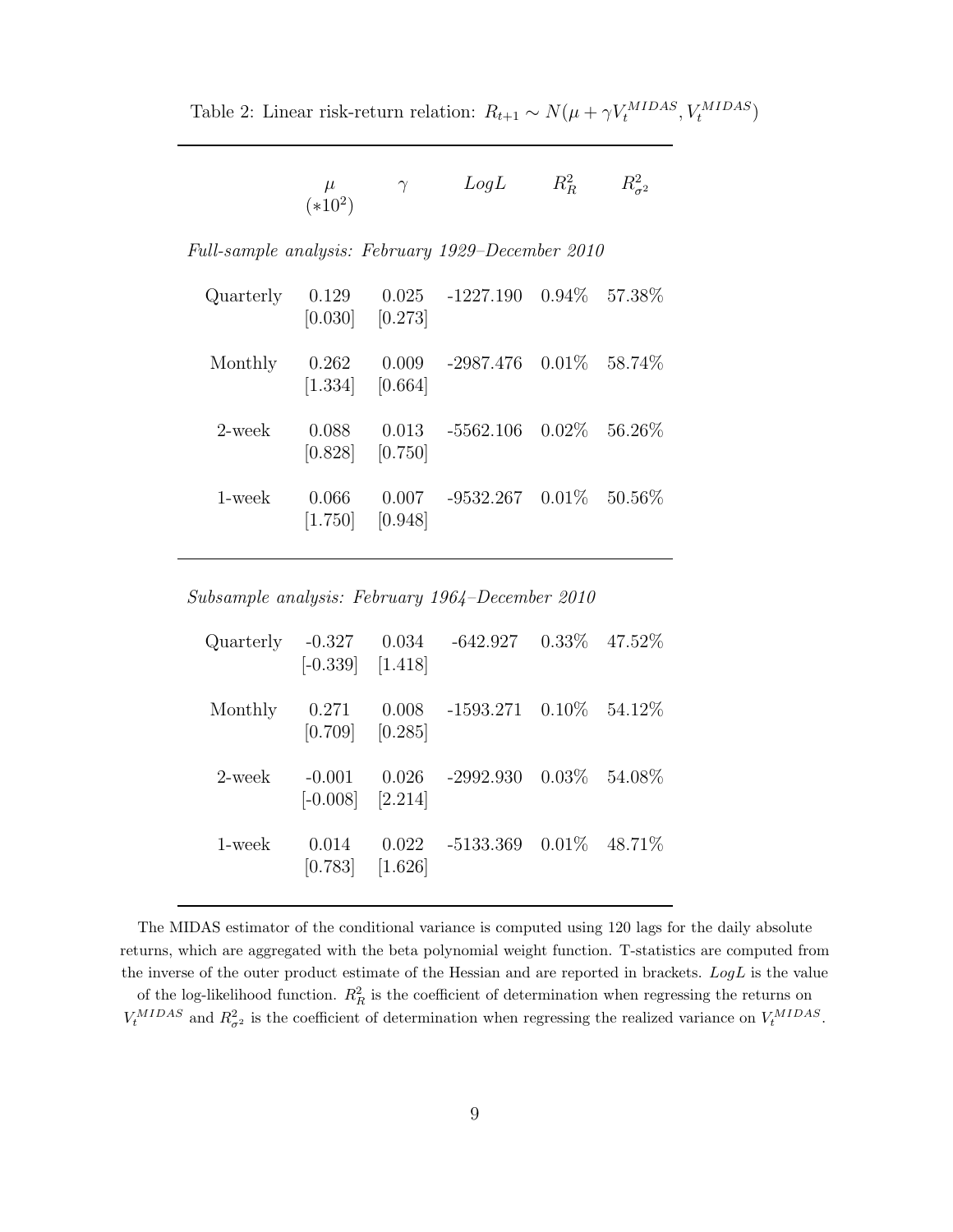Table 2: Linear risk-return relation: $R_{t+1} \sim N(\mu + \gamma V_t^{MIDAS}, V_t^{MIDAS})$

| | $\mu$ $(*10^2)$ | $\gamma$ | $LogL$ | $R^2_R$ | $R^2_{\sigma^2}$ |
|---|---|---|---|---|---|
| *Full-sample analysis: February 1929–December 2010* | | | | | |
| Quarterly | 0.129 | 0.025 | -1227.190 | 0.94% | 57.38% |
| | [0.030] | [0.273] | | | |
| Monthly | 0.262 | 0.009 | -2987.476 | 0.01% | 58.74% |
| | [1.334] | [0.664] | | | |
| 2-week | 0.088 | 0.013 | -5562.106 | 0.02% | 56.26% |
| | [0.828] | [0.750] | | | |
| 1-week | 0.066 | 0.007 | -9532.267 | 0.01% | 50.56% |
| | [1.750] | [0.948] | | | |
| *Subsample analysis: February 1964–December 2010* | | | | | |
| Quarterly | -0.327 | 0.034 | -642.927 | 0.33% | 47.52% |
| | [-0.339] | [1.418] | | | |
| Monthly | 0.271 | 0.008 | -1593.271 | 0.10% | 54.12% |
| | [0.709] | [0.285] | | | |
| 2-week | -0.001 | 0.026 | -2992.930 | 0.03% | 54.08% |
| | [-0.008] | [2.214] | | | |
| 1-week | 0.014 | 0.022 | -5133.369 | 0.01% | 48.71% |
| | [0.783] | [1.626] | | | |

The MIDAS estimator of the conditional variance is computed using 120 lags for the daily absolute returns, which are aggregated with the beta polynomial weight function. T-statistics are computed from the inverse of the outer product estimate of the Hessian and are reported in brackets. $LogL$ is the value of the log-likelihood function. $R^2_R$ is the coefficient of determination when regressing the returns on $V_t^{MIDAS}$ and $R^2_{\sigma^2}$ is the coefficient of determination when regressing the realized variance on $V_t^{MIDAS}$.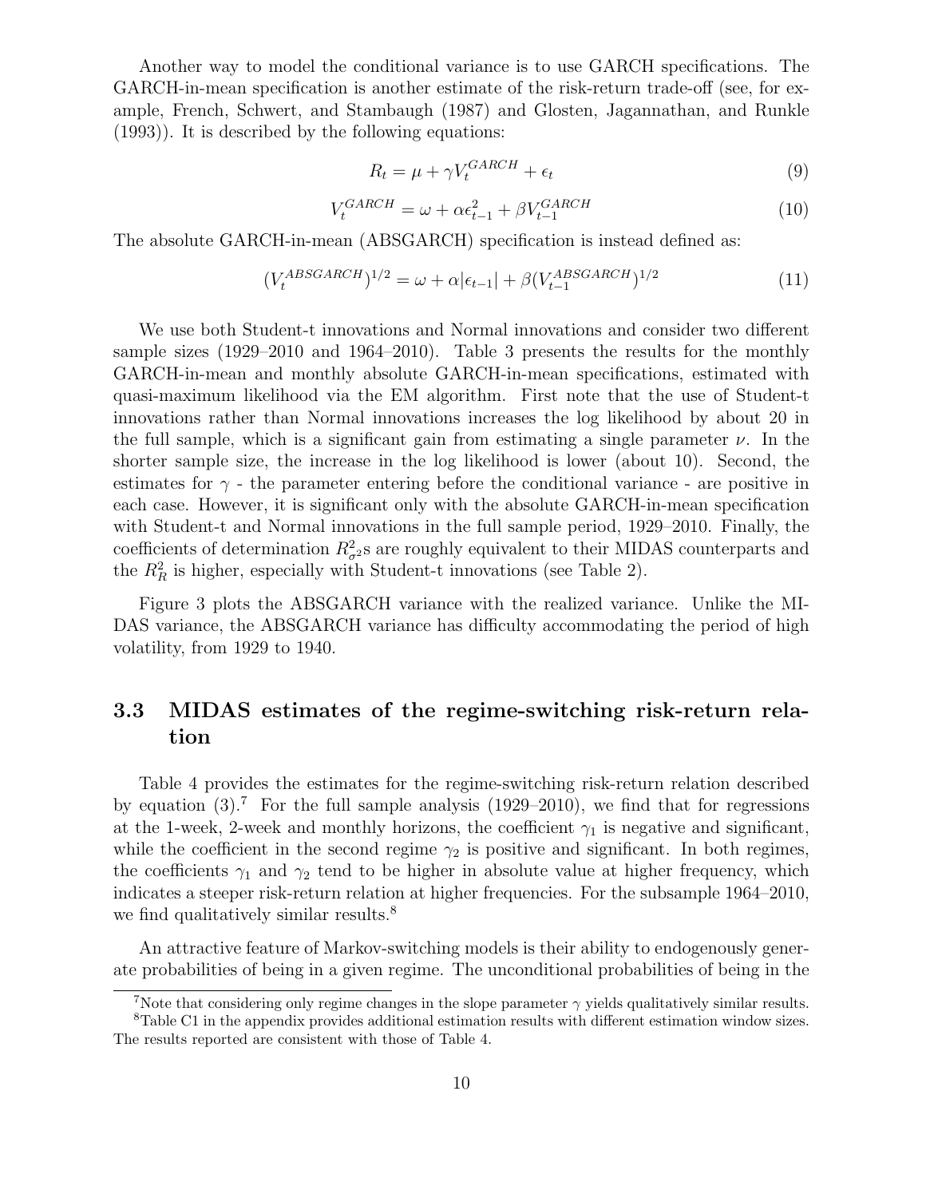Another way to model the conditional variance is to use GARCH specifications. The GARCH-in-mean specification is another estimate of the risk-return trade-off (see, for example, French, Schwert, and Stambaugh (1987) and Glosten, Jagannathan, and Runkle (1993)). It is described by the following equations:

$$R_t = \mu + \gamma V_t^{GARCH} + \epsilon_t \tag{9}$$

$$V_t^{GARCH} = \omega + \alpha \epsilon_{t-1}^2 + \beta V_{t-1}^{GARCH} \tag{10}$$

The absolute GARCH-in-mean (ABSGARCH) specification is instead defined as:

$$(V_t^{ABSGARCH})^{1/2} = \omega + \alpha |\epsilon_{t-1}| + \beta (V_{t-1}^{ABSGARCH})^{1/2} \tag{11}$$

We use both Student-t innovations and Normal innovations and consider two different sample sizes (1929–2010 and 1964–2010). Table 3 presents the results for the monthly GARCH-in-mean and monthly absolute GARCH-in-mean specifications, estimated with quasi-maximum likelihood via the EM algorithm. First note that the use of Student-t innovations rather than Normal innovations increases the log likelihood by about 20 in the full sample, which is a significant gain from estimating a single parameter $\nu$. In the shorter sample size, the increase in the log likelihood is lower (about 10). Second, the estimates for $\gamma$ - the parameter entering before the conditional variance - are positive in each case. However, it is significant only with the absolute GARCH-in-mean specification with Student-t and Normal innovations in the full sample period, 1929–2010. Finally, the coefficients of determination $R^2_{\sigma^2}$s are roughly equivalent to their MIDAS counterparts and the $R^2_R$ is higher, especially with Student-t innovations (see Table 2).

Figure 3 plots the ABSGARCH variance with the realized variance. Unlike the MIDAS variance, the ABSGARCH variance has difficulty accommodating the period of high volatility, from 1929 to 1940.

## 3.3 MIDAS estimates of the regime-switching risk-return relation

Table 4 provides the estimates for the regime-switching risk-return relation described by equation (3).[7] For the full sample analysis (1929–2010), we find that for regressions at the 1-week, 2-week and monthly horizons, the coefficient $\gamma_1$ is negative and significant, while the coefficient in the second regime $\gamma_2$ is positive and significant. In both regimes, the coefficients $\gamma_1$ and $\gamma_2$ tend to be higher in absolute value at higher frequency, which indicates a steeper risk-return relation at higher frequencies. For the subsample 1964–2010, we find qualitatively similar results.[8]

An attractive feature of Markov-switching models is their ability to endogenously generate probabilities of being in a given regime. The unconditional probabilities of being in the

[7] Note that considering only regime changes in the slope parameter $\gamma$ yields qualitatively similar results.

[8] Table C1 in the appendix provides additional estimation results with different estimation window sizes. The results reported are consistent with those of Table 4.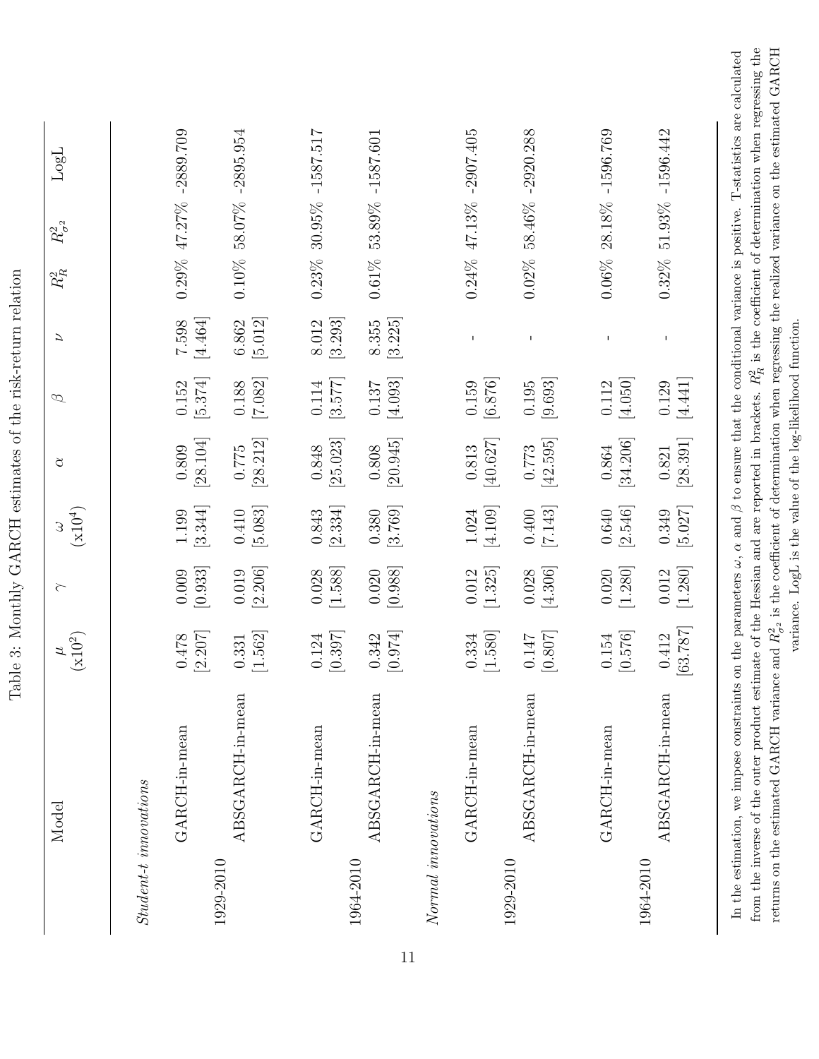Table 3: Monthly GARCH estimates of the risk-return relation

| | Model | $\mu$ (x$10^2$) | $\gamma$ | $\omega$ (x$10^4$) | $\alpha$ | $\beta$ | $\nu$ | $R^2_R$ | $R^2_{\sigma^2}$ | LogL |
|---|---|---|---|---|---|---|---|---|---|---|
| *Student-t innovations* | | | | | | | | | | |
| 1929-2010 | GARCH-in-mean | 0.478 | 0.009 | 1.199 | 0.809 | 0.152 | 7.598 | 0.29% | 47.27% | -2889.709 |
| | | [2.207] | [0.933] | [3.344] | [28.104] | [5.374] | [4.464] | | | |
| | ABSGARCH-in-mean | 0.331 | 0.019 | 0.410 | 0.775 | 0.188 | 6.862 | 0.10% | 58.07% | -2895.954 |
| | | [1.562] | [2.206] | [5.083] | [28.212] | [7.082] | [5.012] | | | |
| 1964-2010 | GARCH-in-mean | 0.124 | 0.028 | 0.843 | 0.848 | 0.114 | 8.012 | 0.23% | 30.95% | -1587.517 |
| | | [0.397] | [1.588] | [2.334] | [25.023] | [3.577] | [3.293] | | | |
| | ABSGARCH-in-mean | 0.342 | 0.020 | 0.380 | 0.808 | 0.137 | 8.355 | 0.61% | 53.89% | -1587.601 |
| | | [0.974] | [0.988] | [3.769] | [20.945] | [4.093] | [3.225] | | | |
| *Normal innovations* | | | | | | | | | | |
| 1929-2010 | GARCH-in-mean | 0.334 | 0.012 | 1.024 | 0.813 | 0.159 | - | 0.24% | 47.13% | -2907.405 |
| | | [1.580] | [1.325] | [4.109] | [40.627] | [6.876] | | | | |
| | ABSGARCH-in-mean | 0.147 | 0.028 | 0.400 | 0.773 | 0.195 | - | 0.02% | 58.46% | -2920.288 |
| | | [0.807] | [4.306] | [7.143] | [42.595] | [9.693] | | | | |
| 1964-2010 | GARCH-in-mean | 0.154 | 0.020 | 0.640 | 0.864 | 0.112 | - | 0.06% | 28.18% | -1596.769 |
| | | [0.576] | [1.280] | [2.546] | [34.206] | [4.050] | | | | |
| | ABSGARCH-in-mean | 0.412 | 0.012 | 0.349 | 0.821 | 0.129 | - | 0.32% | 51.93% | -1596.442 |
| | | [63.787] | [1.280] | [5.027] | [28.391] | [4.441] | | | | |

In the estimation, we impose constraints on the parameters $\omega$, $\alpha$ and $\beta$ to ensure that the conditional variance is positive. T-statistics are calculated from the inverse of the outer product estimate of the Hessian and are reported in brackets. $R^2_R$ is the coefficient of determination when regressing the returns on the estimated GARCH variance and $R^2_{\sigma^2}$ is the coefficient of determination when regressing the realized variance on the estimated GARCH variance. LogL is the value of the log-likelihood function.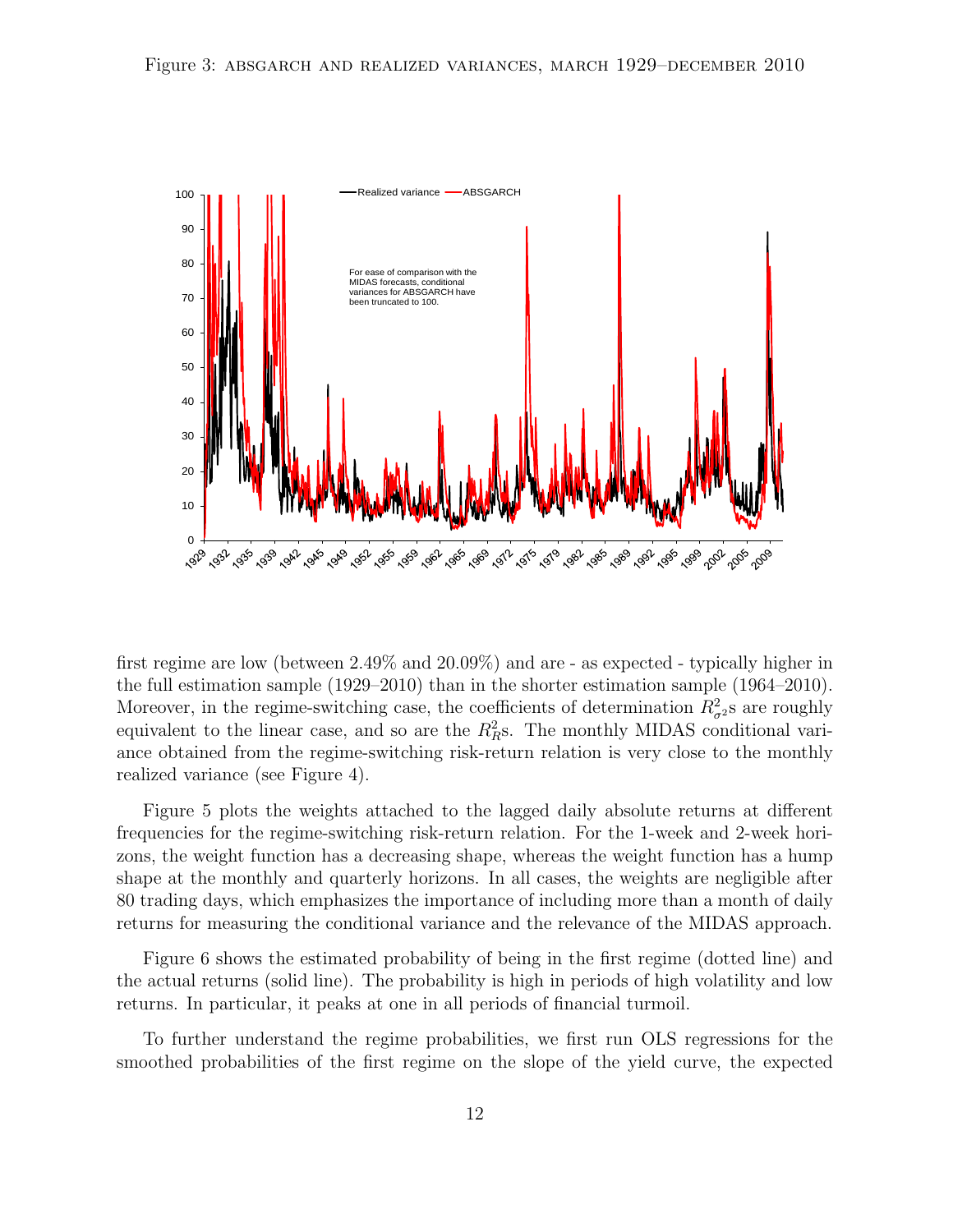Figure 3: ABSGARCH AND REALIZED VARIANCES, MARCH 1929–DECEMBER 2010

first regime are low (between 2.49% and 20.09%) and are - as expected - typically higher in the full estimation sample (1929–2010) than in the shorter estimation sample (1964–2010). Moreover, in the regime-switching case, the coefficients of determination $R^2_{\sigma^2}$s are roughly equivalent to the linear case, and so are the $R^2_R$s. The monthly MIDAS conditional variance obtained from the regime-switching risk-return relation is very close to the monthly realized variance (see Figure 4).

Figure 5 plots the weights attached to the lagged daily absolute returns at different frequencies for the regime-switching risk-return relation. For the 1-week and 2-week horizons, the weight function has a decreasing shape, whereas the weight function has a hump shape at the monthly and quarterly horizons. In all cases, the weights are negligible after 80 trading days, which emphasizes the importance of including more than a month of daily returns for measuring the conditional variance and the relevance of the MIDAS approach.

Figure 6 shows the estimated probability of being in the first regime (dotted line) and the actual returns (solid line). The probability is high in periods of high volatility and low returns. In particular, it peaks at one in all periods of financial turmoil.

To further understand the regime probabilities, we first run OLS regressions for the smoothed probabilities of the first regime on the slope of the yield curve, the expected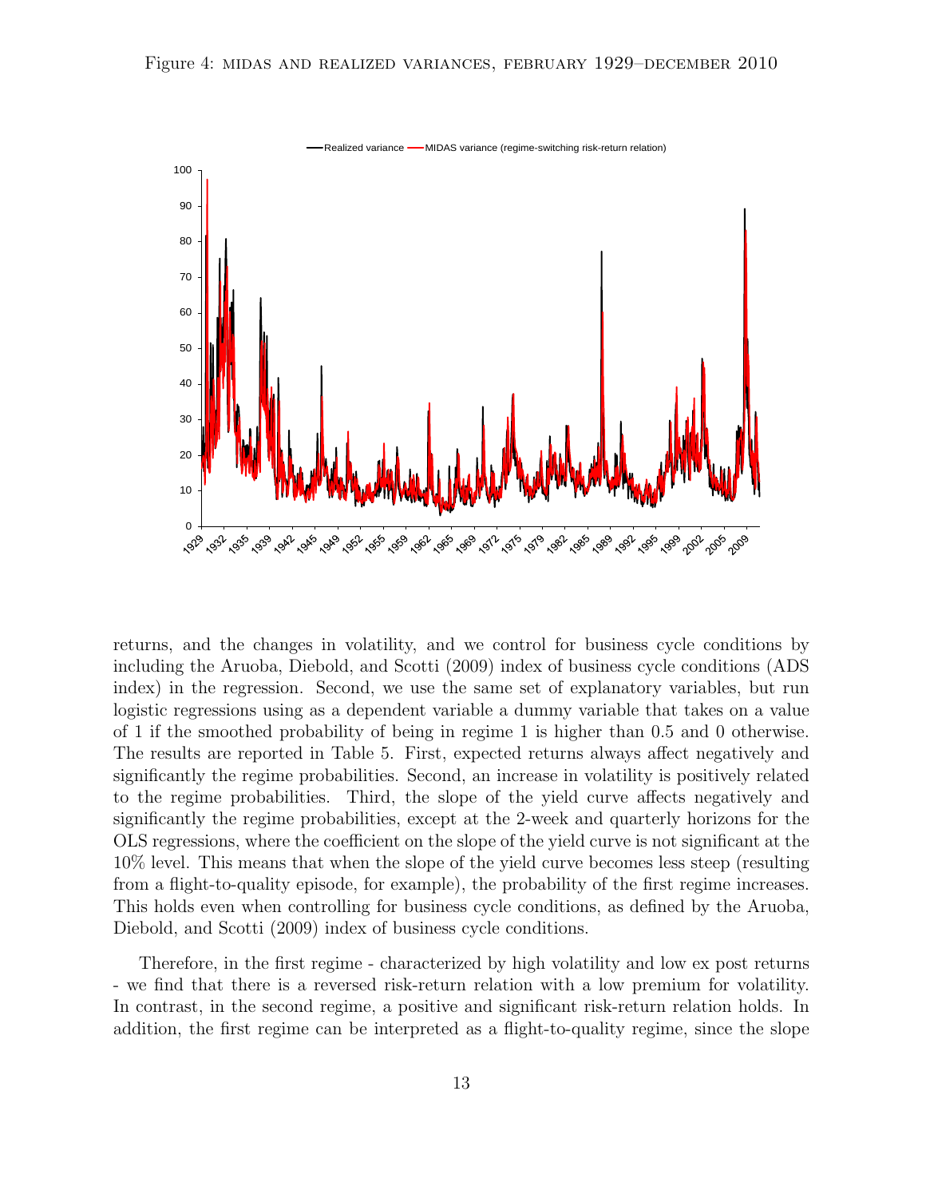Figure 4: MIDAS AND REALIZED VARIANCES, FEBRUARY 1929–DECEMBER 2010

returns, and the changes in volatility, and we control for business cycle conditions by including the Aruoba, Diebold, and Scotti (2009) index of business cycle conditions (ADS index) in the regression. Second, we use the same set of explanatory variables, but run logistic regressions using as a dependent variable a dummy variable that takes on a value of 1 if the smoothed probability of being in regime 1 is higher than 0.5 and 0 otherwise. The results are reported in Table 5. First, expected returns always affect negatively and significantly the regime probabilities. Second, an increase in volatility is positively related to the regime probabilities. Third, the slope of the yield curve affects negatively and significantly the regime probabilities, except at the 2-week and quarterly horizons for the OLS regressions, where the coefficient on the slope of the yield curve is not significant at the 10% level. This means that when the slope of the yield curve becomes less steep (resulting from a flight-to-quality episode, for example), the probability of the first regime increases. This holds even when controlling for business cycle conditions, as defined by the Aruoba, Diebold, and Scotti (2009) index of business cycle conditions.

Therefore, in the first regime - characterized by high volatility and low ex post returns - we find that there is a reversed risk-return relation with a low premium for volatility. In contrast, in the second regime, a positive and significant risk-return relation holds. In addition, the first regime can be interpreted as a flight-to-quality regime, since the slope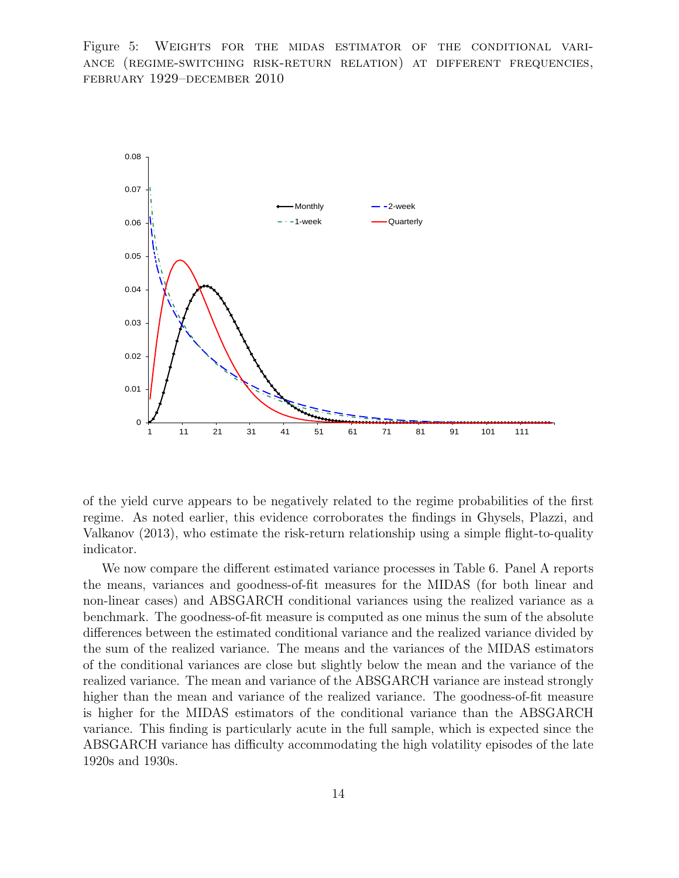Figure 5: WEIGHTS FOR THE MIDAS ESTIMATOR OF THE CONDITIONAL VARIANCE (REGIME-SWITCHING RISK-RETURN RELATION) AT DIFFERENT FREQUENCIES, FEBRUARY 1929–DECEMBER 2010

of the yield curve appears to be negatively related to the regime probabilities of the first regime. As noted earlier, this evidence corroborates the findings in Ghysels, Plazzi, and Valkanov (2013), who estimate the risk-return relationship using a simple flight-to-quality indicator.

We now compare the different estimated variance processes in Table 6. Panel A reports the means, variances and goodness-of-fit measures for the MIDAS (for both linear and non-linear cases) and ABSGARCH conditional variances using the realized variance as a benchmark. The goodness-of-fit measure is computed as one minus the sum of the absolute differences between the estimated conditional variance and the realized variance divided by the sum of the realized variance. The means and the variances of the MIDAS estimators of the conditional variances are close but slightly below the mean and the variance of the realized variance. The mean and variance of the ABSGARCH variance are instead strongly higher than the mean and variance of the realized variance. The goodness-of-fit measure is higher for the MIDAS estimators of the conditional variance than the ABSGARCH variance. This finding is particularly acute in the full sample, which is expected since the ABSGARCH variance has difficulty accommodating the high volatility episodes of the late 1920s and 1930s.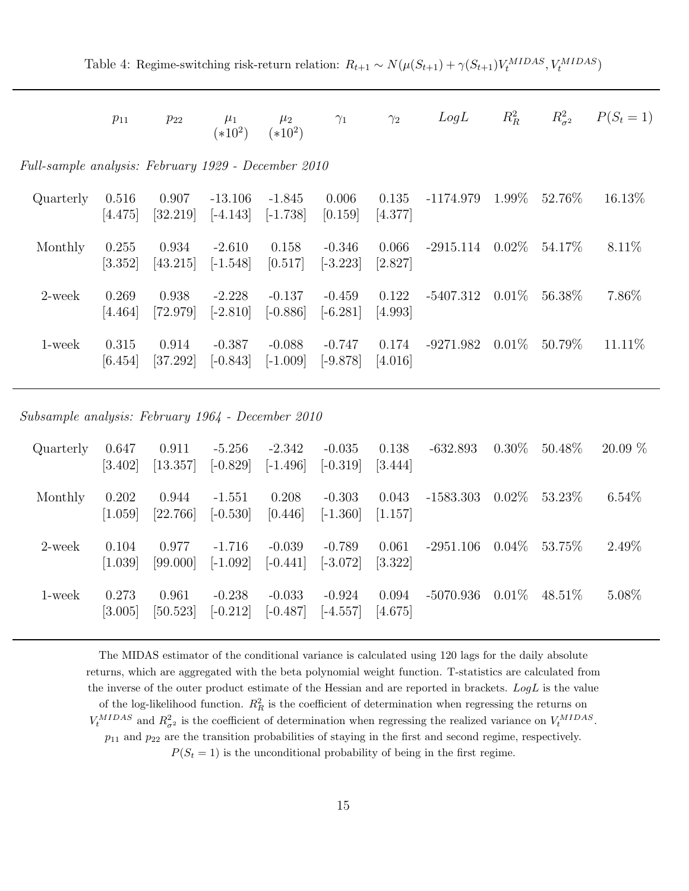Table 4: Regime-switching risk-return relation: $R_{t+1} \sim N(\mu(S_{t+1}) + \gamma(S_{t+1})V_t^{MIDAS}, V_t^{MIDAS})$

| | $p_{11}$ | $p_{22}$ | $\mu_1$ $(*10^2)$ | $\mu_2$ $(*10^2)$ | $\gamma_1$ | $\gamma_2$ | $LogL$ | $R^2_R$ | $R^2_{\sigma^2}$ | $P(S_t = 1)$ |
|---|---|---|---|---|---|---|---|---|---|---|
| *Full-sample analysis: February 1929 - December 2010* | | | | | | | | | | |
| Quarterly | 0.516 | 0.907 | -13.106 | -1.845 | 0.006 | 0.135 | -1174.979 | 1.99% | 52.76% | 16.13% |
| | [4.475] | [32.219] | [-4.143] | [-1.738] | [0.159] | [4.377] | | | | |
| Monthly | 0.255 | 0.934 | -2.610 | 0.158 | -0.346 | 0.066 | -2915.114 | 0.02% | 54.17% | 8.11% |
| | [3.352] | [43.215] | [-1.548] | [0.517] | [-3.223] | [2.827] | | | | |
| 2-week | 0.269 | 0.938 | -2.228 | -0.137 | -0.459 | 0.122 | -5407.312 | 0.01% | 56.38% | 7.86% |
| | [4.464] | [72.979] | [-2.810] | [-0.886] | [-6.281] | [4.993] | | | | |
| 1-week | 0.315 | 0.914 | -0.387 | -0.088 | -0.747 | 0.174 | -9271.982 | 0.01% | 50.79% | 11.11% |
| | [6.454] | [37.292] | [-0.843] | [-1.009] | [-9.878] | [4.016] | | | | |
| *Subsample analysis: February 1964 - December 2010* | | | | | | | | | | |
| Quarterly | 0.647 | 0.911 | -5.256 | -2.342 | -0.035 | 0.138 | -632.893 | 0.30% | 50.48% | 20.09 % |
| | [3.402] | [13.357] | [-0.829] | [-1.496] | [-0.319] | [3.444] | | | | |
| Monthly | 0.202 | 0.944 | -1.551 | 0.208 | -0.303 | 0.043 | -1583.303 | 0.02% | 53.23% | 6.54% |
| | [1.059] | [22.766] | [-0.530] | [0.446] | [-1.360] | [1.157] | | | | |
| 2-week | 0.104 | 0.977 | -1.716 | -0.039 | -0.789 | 0.061 | -2951.106 | 0.04% | 53.75% | 2.49% |
| | [1.039] | [99.000] | [-1.092] | [-0.441] | [-3.072] | [3.322] | | | | |
| 1-week | 0.273 | 0.961 | -0.238 | -0.033 | -0.924 | 0.094 | -5070.936 | 0.01% | 48.51% | 5.08% |
| | [3.005] | [50.523] | [-0.212] | [-0.487] | [-4.557] | [4.675] | | | | |

The MIDAS estimator of the conditional variance is calculated using 120 lags for the daily absolute returns, which are aggregated with the beta polynomial weight function. T-statistics are calculated from the inverse of the outer product estimate of the Hessian and are reported in brackets. $LogL$ is the value of the log-likelihood function. $R^2_R$ is the coefficient of determination when regressing the returns on $V_t^{MIDAS}$ and $R^2_{\sigma^2}$ is the coefficient of determination when regressing the realized variance on $V_t^{MIDAS}$. $p_{11}$ and $p_{22}$ are the transition probabilities of staying in the first and second regime, respectively. $P(S_t = 1)$ is the unconditional probability of being in the first regime.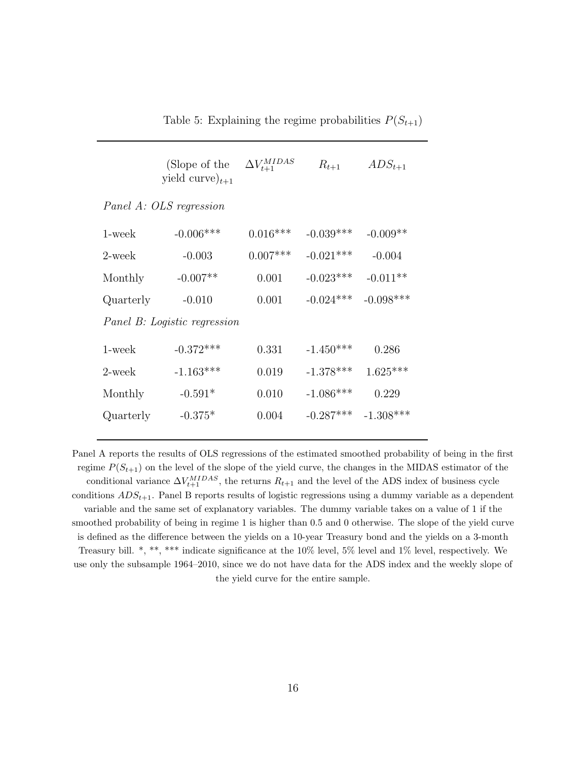Table 5: Explaining the regime probabilities $P(S_{t+1})$

| | (Slope of the yield curve)$_{t+1}$ | $\Delta V_{t+1}^{MIDAS}$ | $R_{t+1}$ | $ADS_{t+1}$ |
|---|---|---|---|---|
| *Panel A: OLS regression* | | | | |
| 1-week | -0.006*** | 0.016*** | -0.039*** | -0.009** |
| 2-week | -0.003 | 0.007*** | -0.021*** | -0.004 |
| Monthly | -0.007** | 0.001 | -0.023*** | -0.011** |
| Quarterly | -0.010 | 0.001 | -0.024*** | -0.098*** |
| *Panel B: Logistic regression* | | | | |
| 1-week | -0.372*** | 0.331 | -1.450*** | 0.286 |
| 2-week | -1.163*** | 0.019 | -1.378*** | 1.625*** |
| Monthly | -0.591* | 0.010 | -1.086*** | 0.229 |
| Quarterly | -0.375* | 0.004 | -0.287*** | -1.308*** |

Panel A reports the results of OLS regressions of the estimated smoothed probability of being in the first regime $P(S_{t+1})$ on the level of the slope of the yield curve, the changes in the MIDAS estimator of the conditional variance $\Delta V_{t+1}^{MIDAS}$, the returns $R_{t+1}$ and the level of the ADS index of business cycle conditions $ADS_{t+1}$. Panel B reports results of logistic regressions using a dummy variable as a dependent variable and the same set of explanatory variables. The dummy variable takes on a value of 1 if the smoothed probability of being in regime 1 is higher than 0.5 and 0 otherwise. The slope of the yield curve is defined as the difference between the yields on a 10-year Treasury bond and the yields on a 3-month Treasury bill. *, **, *** indicate significance at the 10% level, 5% level and 1% level, respectively. We use only the subsample 1964–2010, since we do not have data for the ADS index and the weekly slope of the yield curve for the entire sample.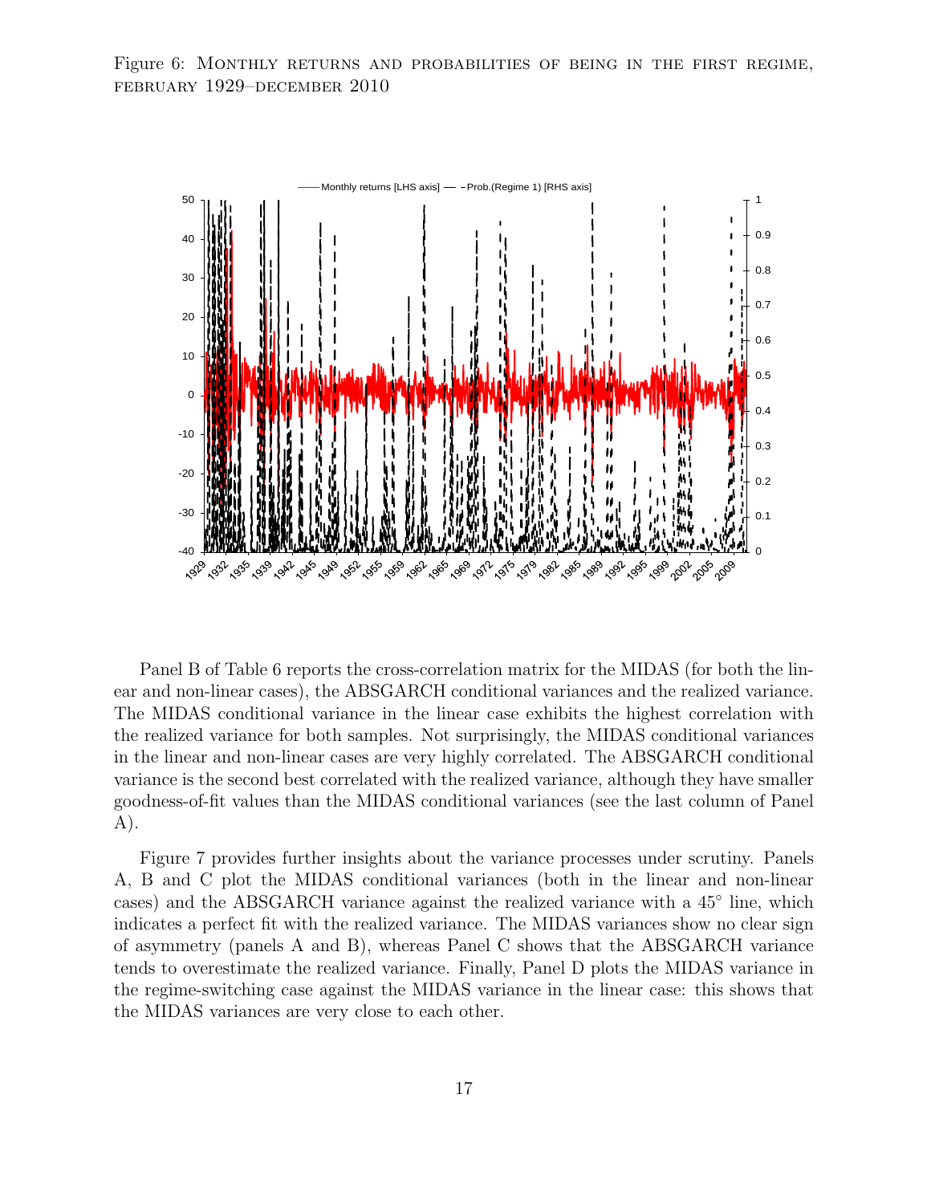Figure 6: Monthly returns and probabilities of being in the first regime, february 1929–december 2010

Panel B of Table 6 reports the cross-correlation matrix for the MIDAS (for both the linear and non-linear cases), the ABSGARCH conditional variances and the realized variance. The MIDAS conditional variance in the linear case exhibits the highest correlation with the realized variance for both samples. Not surprisingly, the MIDAS conditional variances in the linear and non-linear cases are very highly correlated. The ABSGARCH conditional variance is the second best correlated with the realized variance, although they have smaller goodness-of-fit values than the MIDAS conditional variances (see the last column of Panel A).

Figure 7 provides further insights about the variance processes under scrutiny. Panels A, B and C plot the MIDAS conditional variances (both in the linear and non-linear cases) and the ABSGARCH variance against the realized variance with a 45° line, which indicates a perfect fit with the realized variance. The MIDAS variances show no clear sign of asymmetry (panels A and B), whereas Panel C shows that the ABSGARCH variance tends to overestimate the realized variance. Finally, Panel D plots the MIDAS variance in the regime-switching case against the MIDAS variance in the linear case: this shows that the MIDAS variances are very close to each other.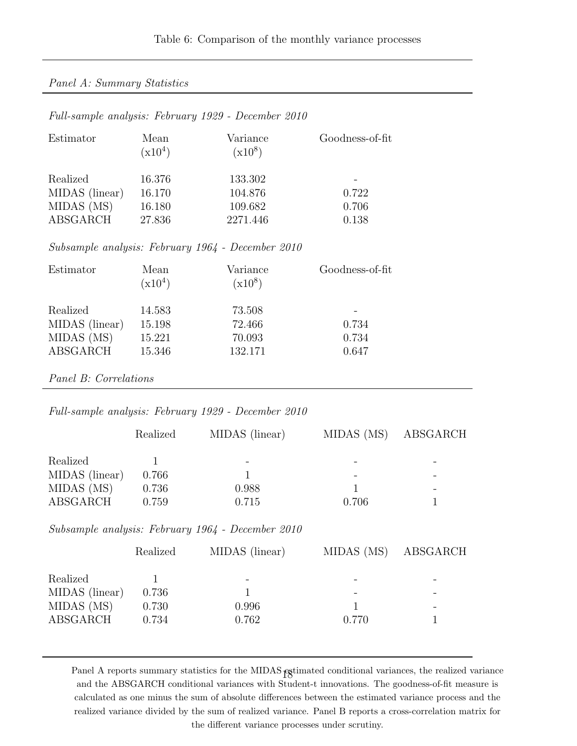Table 6: Comparison of the monthly variance processes

*Panel A: Summary Statistics*

*Full-sample analysis: February 1929 - December 2010*

| Estimator | Mean (x$10^4$) | Variance (x$10^8$) | Goodness-of-fit |
|---|---|---|---|
| Realized | 16.376 | 133.302 | - |
| MIDAS (linear) | 16.170 | 104.876 | 0.722 |
| MIDAS (MS) | 16.180 | 109.682 | 0.706 |
| ABSGARCH | 27.836 | 2271.446 | 0.138 |

*Subsample analysis: February 1964 - December 2010*

| Estimator | Mean (x$10^4$) | Variance (x$10^8$) | Goodness-of-fit |
|---|---|---|---|
| Realized | 14.583 | 73.508 | - |
| MIDAS (linear) | 15.198 | 72.466 | 0.734 |
| MIDAS (MS) | 15.221 | 70.093 | 0.734 |
| ABSGARCH | 15.346 | 132.171 | 0.647 |

*Panel B: Correlations*

*Full-sample analysis: February 1929 - December 2010*

| | Realized | MIDAS (linear) | MIDAS (MS) | ABSGARCH |
|---|---|---|---|---|
| Realized | 1 | - | - | - |
| MIDAS (linear) | 0.766 | 1 | - | - |
| MIDAS (MS) | 0.736 | 0.988 | 1 | - |
| ABSGARCH | 0.759 | 0.715 | 0.706 | 1 |

*Subsample analysis: February 1964 - December 2010*

| | Realized | MIDAS (linear) | MIDAS (MS) | ABSGARCH |
|---|---|---|---|---|
| Realized | 1 | - | - | - |
| MIDAS (linear) | 0.736 | 1 | - | - |
| MIDAS (MS) | 0.730 | 0.996 | 1 | - |
| ABSGARCH | 0.734 | 0.762 | 0.770 | 1 |

Panel A reports summary statistics for the MIDAS estimated conditional variances, the realized variance and the ABSGARCH conditional variances with Student-t innovations. The goodness-of-fit measure is calculated as one minus the sum of absolute differences between the estimated variance process and the realized variance divided by the sum of realized variance. Panel B reports a cross-correlation matrix for the different variance processes under scrutiny.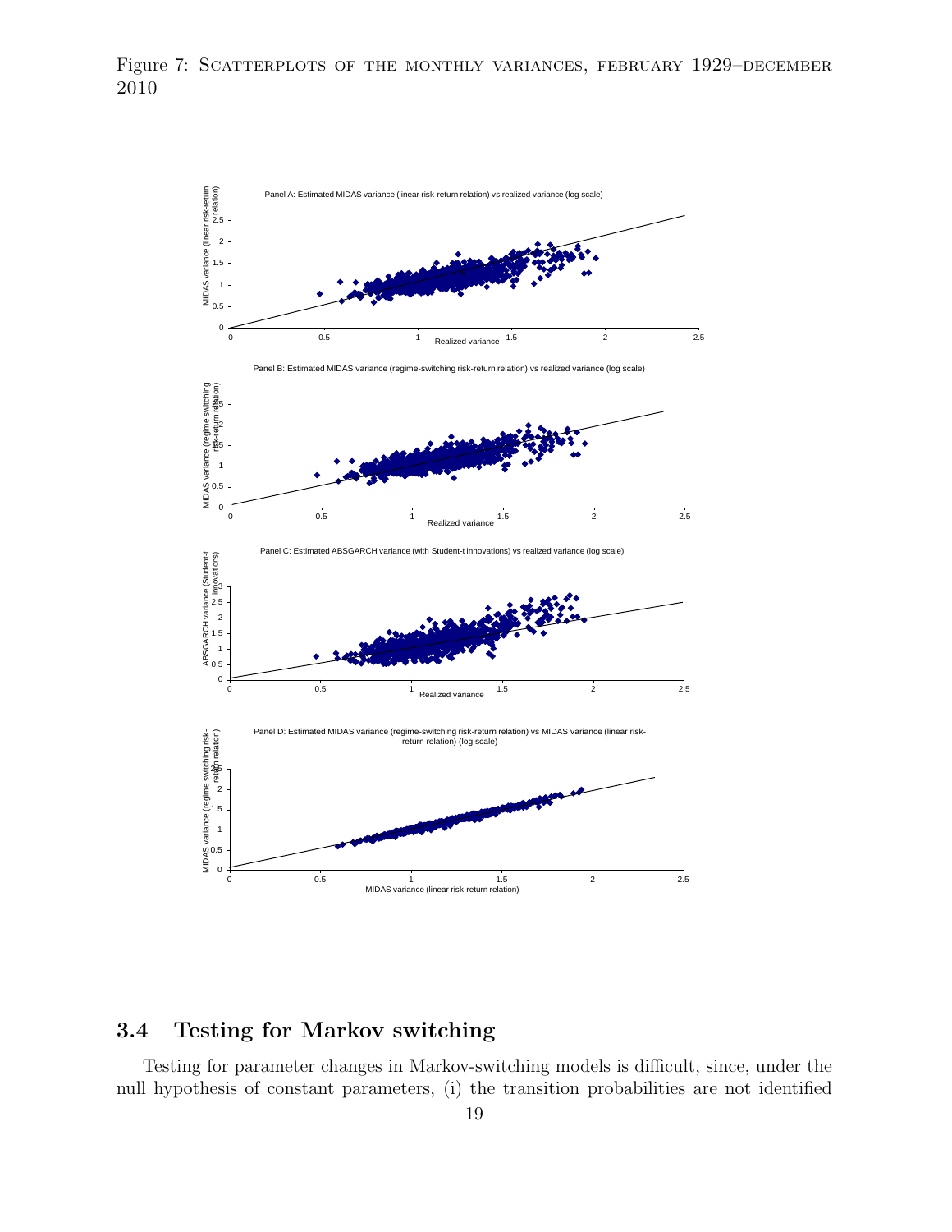Figure 7: Scatterplots of the monthly variances, february 1929–december 2010

## 3.4 Testing for Markov switching

Testing for parameter changes in Markov-switching models is difficult, since, under the null hypothesis of constant parameters, (i) the transition probabilities are not identified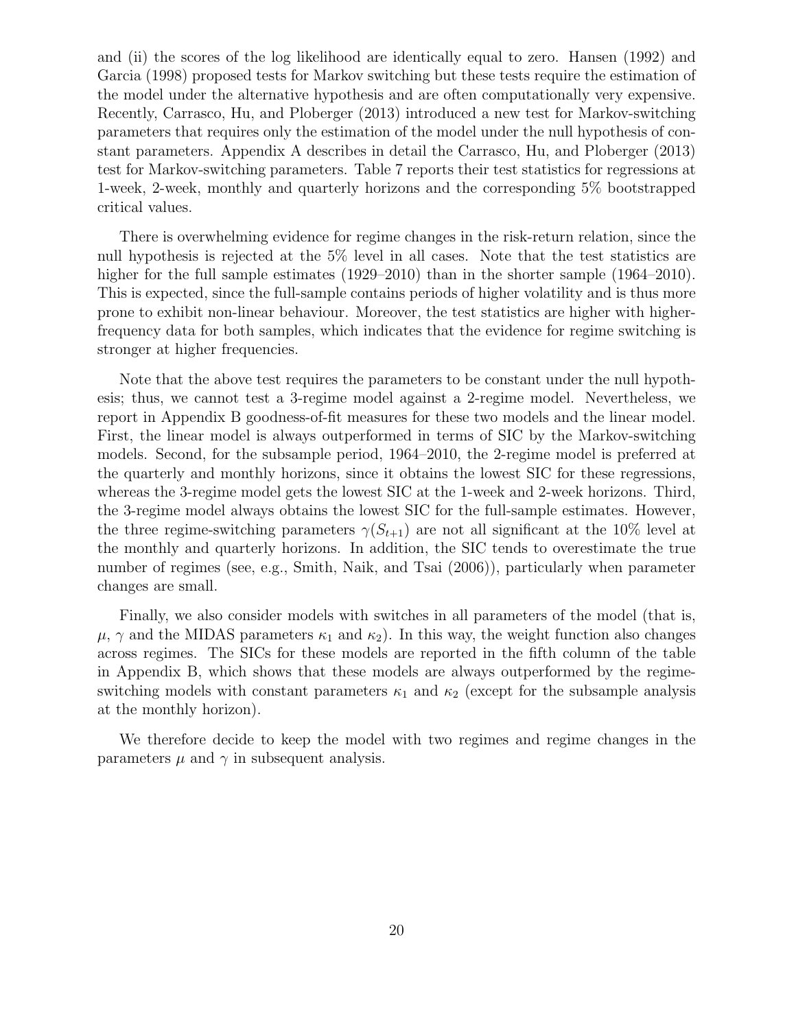and (ii) the scores of the log likelihood are identically equal to zero. Hansen (1992) and Garcia (1998) proposed tests for Markov switching but these tests require the estimation of the model under the alternative hypothesis and are often computationally very expensive. Recently, Carrasco, Hu, and Ploberger (2013) introduced a new test for Markov-switching parameters that requires only the estimation of the model under the null hypothesis of constant parameters. Appendix A describes in detail the Carrasco, Hu, and Ploberger (2013) test for Markov-switching parameters. Table 7 reports their test statistics for regressions at 1-week, 2-week, monthly and quarterly horizons and the corresponding 5% bootstrapped critical values.

There is overwhelming evidence for regime changes in the risk-return relation, since the null hypothesis is rejected at the 5% level in all cases. Note that the test statistics are higher for the full sample estimates (1929–2010) than in the shorter sample (1964–2010). This is expected, since the full-sample contains periods of higher volatility and is thus more prone to exhibit non-linear behaviour. Moreover, the test statistics are higher with higher-frequency data for both samples, which indicates that the evidence for regime switching is stronger at higher frequencies.

Note that the above test requires the parameters to be constant under the null hypothesis; thus, we cannot test a 3-regime model against a 2-regime model. Nevertheless, we report in Appendix B goodness-of-fit measures for these two models and the linear model. First, the linear model is always outperformed in terms of SIC by the Markov-switching models. Second, for the subsample period, 1964–2010, the 2-regime model is preferred at the quarterly and monthly horizons, since it obtains the lowest SIC for these regressions, whereas the 3-regime model gets the lowest SIC at the 1-week and 2-week horizons. Third, the 3-regime model always obtains the lowest SIC for the full-sample estimates. However, the three regime-switching parameters $\gamma(S_{t+1})$ are not all significant at the 10% level at the monthly and quarterly horizons. In addition, the SIC tends to overestimate the true number of regimes (see, e.g., Smith, Naik, and Tsai (2006)), particularly when parameter changes are small.

Finally, we also consider models with switches in all parameters of the model (that is, $\mu$, $\gamma$ and the MIDAS parameters $\kappa_1$ and $\kappa_2$). In this way, the weight function also changes across regimes. The SICs for these models are reported in the fifth column of the table in Appendix B, which shows that these models are always outperformed by the regime-switching models with constant parameters $\kappa_1$ and $\kappa_2$ (except for the subsample analysis at the monthly horizon).

We therefore decide to keep the model with two regimes and regime changes in the parameters $\mu$ and $\gamma$ in subsequent analysis.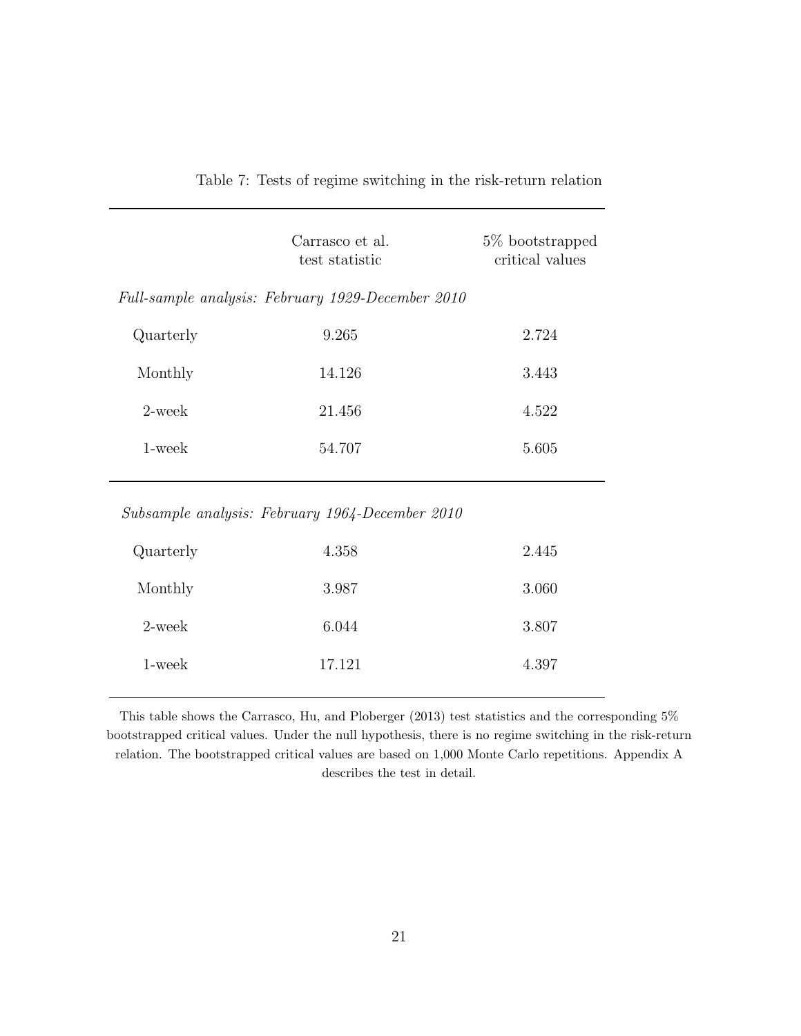Table 7: Tests of regime switching in the risk-return relation

| | Carrasco et al. test statistic | 5% bootstrapped critical values |
|---|---|---|
| *Full-sample analysis: February 1929-December 2010* | | |
| Quarterly | 9.265 | 2.724 |
| Monthly | 14.126 | 3.443 |
| 2-week | 21.456 | 4.522 |
| 1-week | 54.707 | 5.605 |
| *Subsample analysis: February 1964-December 2010* | | |
| Quarterly | 4.358 | 2.445 |
| Monthly | 3.987 | 3.060 |
| 2-week | 6.044 | 3.807 |
| 1-week | 17.121 | 4.397 |

This table shows the Carrasco, Hu, and Ploberger (2013) test statistics and the corresponding 5% bootstrapped critical values. Under the null hypothesis, there is no regime switching in the risk-return relation. The bootstrapped critical values are based on 1,000 Monte Carlo repetitions. Appendix A describes the test in detail.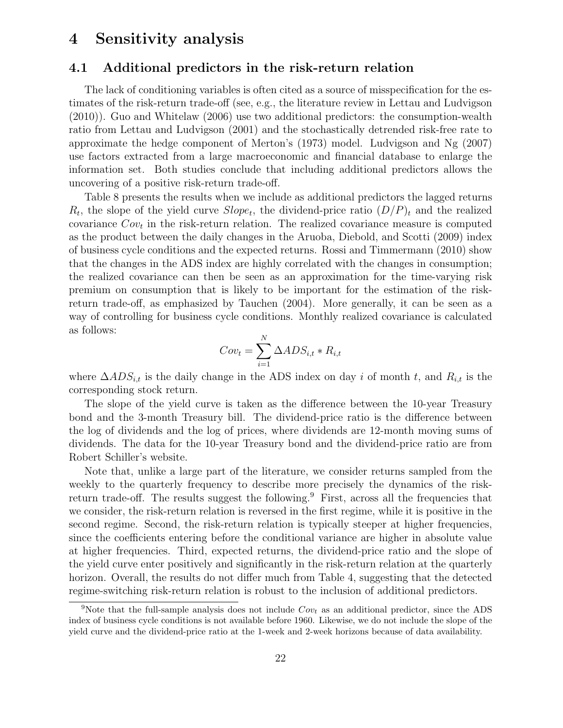# 4 Sensitivity analysis

## 4.1 Additional predictors in the risk-return relation

The lack of conditioning variables is often cited as a source of misspecification for the estimates of the risk-return trade-off (see, e.g., the literature review in Lettau and Ludvigson (2010)). Guo and Whitelaw (2006) use two additional predictors: the consumption-wealth ratio from Lettau and Ludvigson (2001) and the stochastically detrended risk-free rate to approximate the hedge component of Merton's (1973) model. Ludvigson and Ng (2007) use factors extracted from a large macroeconomic and financial database to enlarge the information set. Both studies conclude that including additional predictors allows the uncovering of a positive risk-return trade-off.

Table 8 presents the results when we include as additional predictors the lagged returns $R_t$, the slope of the yield curve $Slope_t$, the dividend-price ratio $(D/P)_t$ and the realized covariance $Cov_t$ in the risk-return relation. The realized covariance measure is computed as the product between the daily changes in the Aruoba, Diebold, and Scotti (2009) index of business cycle conditions and the expected returns. Rossi and Timmermann (2010) show that the changes in the ADS index are highly correlated with the changes in consumption; the realized covariance can then be seen as an approximation for the time-varying risk premium on consumption that is likely to be important for the estimation of the risk-return trade-off, as emphasized by Tauchen (2004). More generally, it can be seen as a way of controlling for business cycle conditions. Monthly realized covariance is calculated as follows:

$$Cov_t = \sum_{i=1}^{N} \Delta ADS_{i,t} * R_{i,t}$$

where $\Delta ADS_{i,t}$ is the daily change in the ADS index on day $i$ of month $t$, and $R_{i,t}$ is the corresponding stock return.

The slope of the yield curve is taken as the difference between the 10-year Treasury bond and the 3-month Treasury bill. The dividend-price ratio is the difference between the log of dividends and the log of prices, where dividends are 12-month moving sums of dividends. The data for the 10-year Treasury bond and the dividend-price ratio are from Robert Schiller's website.

Note that, unlike a large part of the literature, we consider returns sampled from the weekly to the quarterly frequency to describe more precisely the dynamics of the risk-return trade-off. The results suggest the following.[9] First, across all the frequencies that we consider, the risk-return relation is reversed in the first regime, while it is positive in the second regime. Second, the risk-return relation is typically steeper at higher frequencies, since the coefficients entering before the conditional variance are higher in absolute value at higher frequencies. Third, expected returns, the dividend-price ratio and the slope of the yield curve enter positively and significantly in the risk-return relation at the quarterly horizon. Overall, the results do not differ much from Table 4, suggesting that the detected regime-switching risk-return relation is robust to the inclusion of additional predictors.

[9] Note that the full-sample analysis does not include $Cov_t$ as an additional predictor, since the ADS index of business cycle conditions is not available before 1960. Likewise, we do not include the slope of the yield curve and the dividend-price ratio at the 1-week and 2-week horizons because of data availability.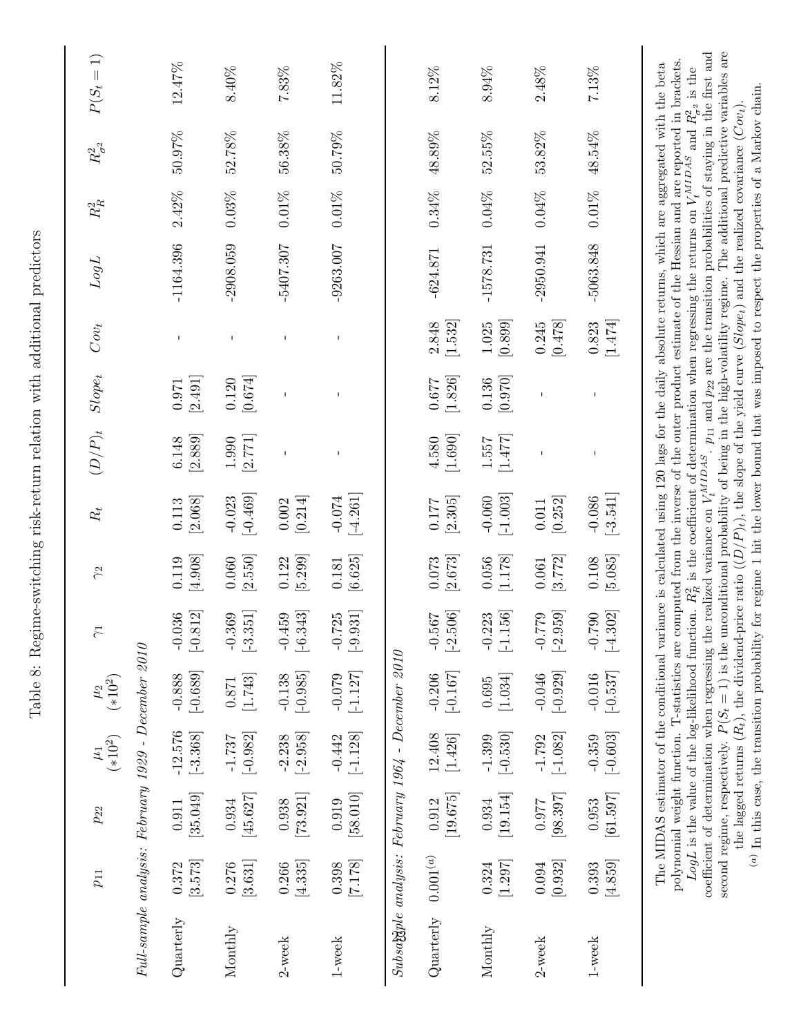# Table 8: Regime-switching risk-return relation with additional predictors

| | $p_{11}$ | $p_{22}$ | $\mu_1$ $(*10^2)$ | $\mu_2$ $(*10^2)$ | $\gamma_1$ | $\gamma_2$ | $R_t$ | $(D/P)_t$ | $Slope_t$ | $Cov_t$ | $LogL$ | $R^2_R$ | $R^2_{\sigma^2}$ | $P(S_t=1)$ |
|---|---|---|---|---|---|---|---|---|---|---|---|---|---|---|
| *Full-sample analysis: February 1929 - December 2010* | | | | | | | | | | | | | | |
| Quarterly | 0.372 | 0.911 | -12.576 | -0.888 | -0.036 | 0.119 | 0.113 | 6.148 | 0.971 | - | -1164.396 | 2.42% | 50.97% | 12.47% |
| | [3.573] | [35.049] | [-3.368] | [-0.689] | [-0.812] | [4.908] | [2.068] | [2.889] | [2.491] | | | | | |
| Monthly | 0.276 | 0.934 | -1.737 | 0.871 | -0.369 | 0.060 | -0.023 | 1.990 | 0.120 | - | -2908.059 | 0.03% | 52.78% | 8.40% |
| | [3.631] | [45.627] | [-0.982] | [1.743] | [-3.351] | [2.550] | [-0.469] | [2.771] | [0.674] | | | | | |
| 2-week | 0.266 | 0.938 | -2.238 | -0.138 | -0.459 | 0.122 | 0.002 | - | - | - | -5407.307 | 0.01% | 56.38% | 7.83% |
| | [4.335] | [73.921] | [-2.958] | [-0.985] | [-6.343] | [5.299] | [0.214] | | | | | | | |
| 1-week | 0.398 | 0.919 | -0.442 | -0.079 | -0.725 | 0.181 | -0.074 | - | - | - | -9263.007 | 0.01% | 50.79% | 11.82% |
| | [7.178] | [58.010] | [-1.128] | [-1.127] | [-9.931] | [6.625] | [-4.261] | | | | | | | |
| *Subsample analysis: February 1964 - December 2010* | | | | | | | | | | | | | | |
| Quarterly | 0.001$^{(a)}$ | 0.912 | 12.408 | -0.206 | -0.567 | 0.073 | 0.177 | 4.580 | 0.677 | 2.848 | -624.871 | 0.34% | 48.89% | 8.12% |
| | | [19.675] | [1.426] | [-0.167] | [-2.506] | [2.673] | [2.305] | [1.690] | [1.826] | [1.532] | | | | |
| Monthly | 0.324 | 0.934 | -1.399 | 0.695 | -0.223 | 0.056 | -0.060 | 1.557 | 0.136 | 1.025 | -1578.731 | 0.04% | 52.55% | 8.94% |
| | [1.297] | [19.154] | [-0.530] | [1.034] | [-1.156] | [1.178] | [-1.003] | [1.477] | [0.970] | [0.899] | | | | |
| 2-week | 0.094 | 0.977 | -1.792 | -0.046 | -0.779 | 0.061 | 0.011 | - | - | 0.245 | -2950.941 | 0.04% | 53.82% | 2.48% |
| | [0.932] | [98.397] | [-1.082] | [-0.929] | [-2.959] | [3.772] | [0.252] | | | [0.478] | | | | |
| 1-week | 0.393 | 0.953 | -0.359 | -0.016 | -0.790 | 0.108 | -0.086 | - | - | 0.823 | -5063.848 | 0.01% | 48.54% | 7.13% |
| | [4.859] | [61.597] | [-0.603] | [-0.537] | [-4.302] | [5.085] | [-3.541] | | | [1.474] | | | | |

The MIDAS estimator of the conditional variance is calculated using 120 lags for the daily absolute returns, which are aggregated with the beta polynomial weight function. T-statistics are computed from the inverse of the outer product estimate of the Hessian and are reported in brackets. $LogL$ is the value of the log-likelihood function. $R^2_R$ is the coefficient of determination when regressing the returns on $V_t^{MIDAS}$ and $R^2_{\sigma^2}$ is the coefficient of determination when regressing the realized variance on $V_t^{MIDAS}$. $p_{11}$ and $p_{22}$ are the transition probabilities of staying in the first and second regime, respectively. $P(S_t=1)$ is the unconditional probability of being in the high-volatility regime. The additional predictive variables are the lagged returns ($R_t$), the dividend-price ratio ($(D/P)_t$), the slope of the yield curve ($Slope_t$) and the realized covariance ($Cov_t$).

$^{(a)}$ In this case, the transition probability for regime 1 hit the lower bound that was imposed to respect the properties of a Markov chain.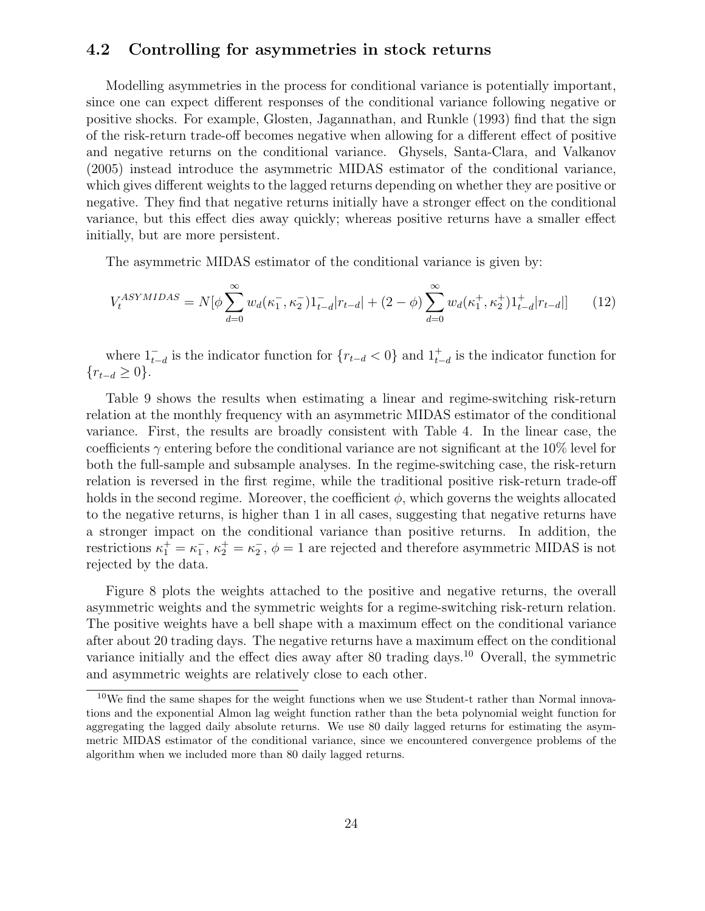### 4.2 Controlling for asymmetries in stock returns

Modelling asymmetries in the process for conditional variance is potentially important, since one can expect different responses of the conditional variance following negative or positive shocks. For example, Glosten, Jagannathan, and Runkle (1993) find that the sign of the risk-return trade-off becomes negative when allowing for a different effect of positive and negative returns on the conditional variance. Ghysels, Santa-Clara, and Valkanov (2005) instead introduce the asymmetric MIDAS estimator of the conditional variance, which gives different weights to the lagged returns depending on whether they are positive or negative. They find that negative returns initially have a stronger effect on the conditional variance, but this effect dies away quickly; whereas positive returns have a smaller effect initially, but are more persistent.

The asymmetric MIDAS estimator of the conditional variance is given by:

$$V_t^{ASYMIDAS} = N[\phi \sum_{d=0}^{\infty} w_d(\kappa_1^-, \kappa_2^-) 1_{t-d}^- |r_{t-d}| + (2 - \phi) \sum_{d=0}^{\infty} w_d(\kappa_1^+, \kappa_2^+) 1_{t-d}^+ |r_{t-d}|] \quad (12)$$

where $1_{t-d}^-$ is the indicator function for $\{r_{t-d} < 0\}$ and $1_{t-d}^+$ is the indicator function for $\{r_{t-d} \geq 0\}$.

Table 9 shows the results when estimating a linear and regime-switching risk-return relation at the monthly frequency with an asymmetric MIDAS estimator of the conditional variance. First, the results are broadly consistent with Table 4. In the linear case, the coefficients $\gamma$ entering before the conditional variance are not significant at the 10% level for both the full-sample and subsample analyses. In the regime-switching case, the risk-return relation is reversed in the first regime, while the traditional positive risk-return trade-off holds in the second regime. Moreover, the coefficient $\phi$, which governs the weights allocated to the negative returns, is higher than 1 in all cases, suggesting that negative returns have a stronger impact on the conditional variance than positive returns. In addition, the restrictions $\kappa_1^+ = \kappa_1^-$, $\kappa_2^+ = \kappa_2^-$, $\phi = 1$ are rejected and therefore asymmetric MIDAS is not rejected by the data.

Figure 8 plots the weights attached to the positive and negative returns, the overall asymmetric weights and the symmetric weights for a regime-switching risk-return relation. The positive weights have a bell shape with a maximum effect on the conditional variance after about 20 trading days. The negative returns have a maximum effect on the conditional variance initially and the effect dies away after 80 trading days.[10] Overall, the symmetric and asymmetric weights are relatively close to each other.

[10] We find the same shapes for the weight functions when we use Student-t rather than Normal innovations and the exponential Almon lag weight function rather than the beta polynomial weight function for aggregating the lagged daily absolute returns. We use 80 daily lagged returns for estimating the asymmetric MIDAS estimator of the conditional variance, since we encountered convergence problems of the algorithm when we included more than 80 daily lagged returns.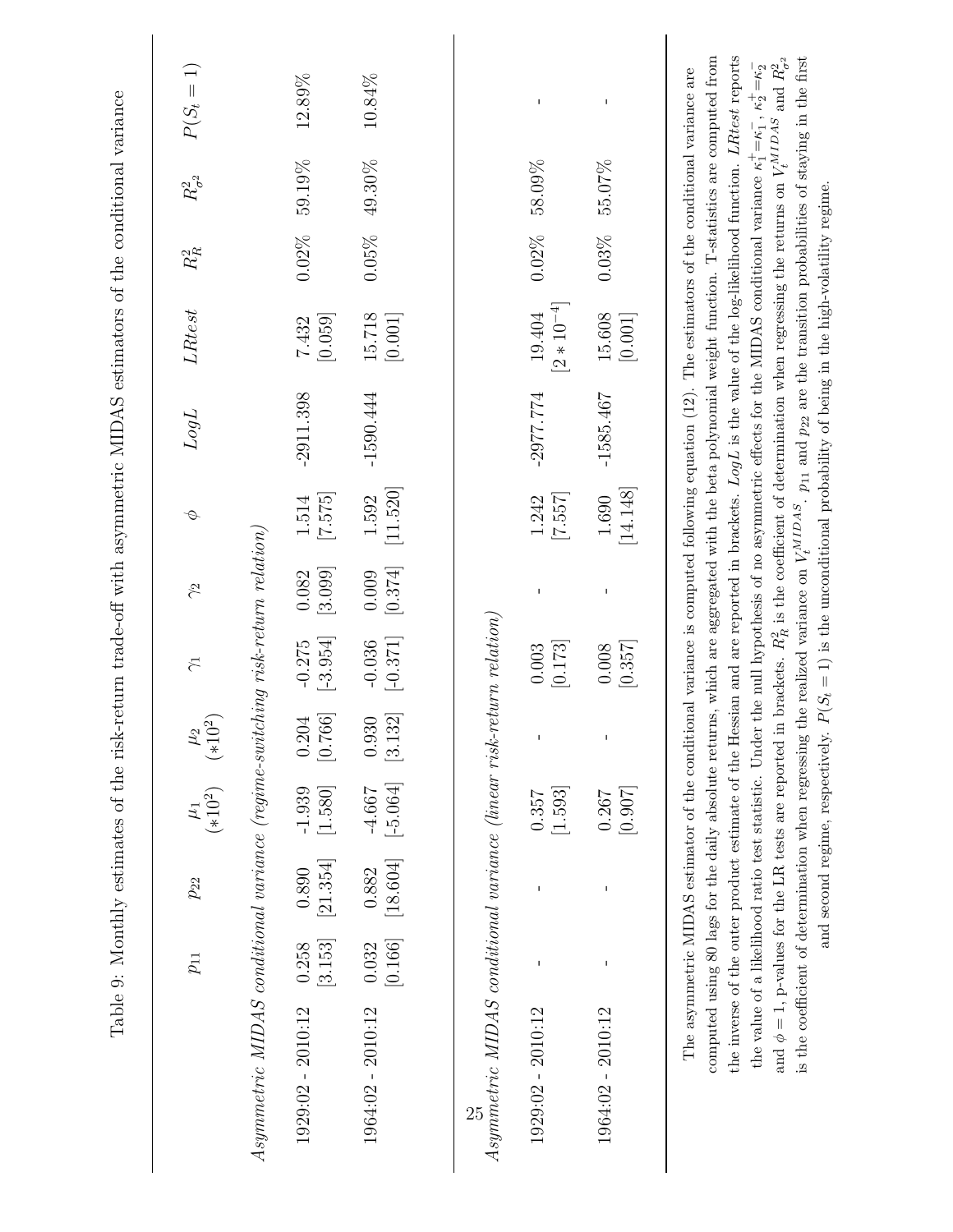Table 9: Monthly estimates of the risk-return trade-off with asymmetric MIDAS estimators of the conditional variance

| | $p_{11}$ | $p_{22}$ | $\mu_1$ $(*10^2)$ | $\mu_2$ $(*10^2)$ | $\gamma_1$ | $\gamma_2$ | $\phi$ | $LogL$ | $LRtest$ | $R^2_R$ | $R^2_{\sigma^2}$ | $P(S_t = 1)$ |
|---|---|---|---|---|---|---|---|---|---|---|---|---|
| *Asymmetric MIDAS conditional variance (regime-switching risk-return relation)* | | | | | | | | | | | | |
| 1929:02 - 2010:12 | 0.258 | 0.890 | -1.939 | 0.204 | -0.275 | 0.082 | 1.514 | -2911.398 | 7.432 | 0.02% | 59.19% | 12.89% |
| | [3.153] | [21.354] | [1.580] | [0.766] | [-3.954] | [3.099] | [7.575] | | [0.059] | | | |
| 1964:02 - 2010:12 | 0.032 | 0.882 | -4.667 | 0.930 | -0.036 | 0.009 | 1.592 | -1590.444 | 15.718 | 0.05% | 49.30% | 10.84% |
| | [0.166] | [18.604] | [-5.064] | [3.132] | [-0.371] | [0.374] | [11.520] | | [0.001] | | | |
| *Asymmetric MIDAS conditional variance (linear risk-return relation)* | | | | | | | | | | | | |
| 1929:02 - 2010:12 | - | - | 0.357 | - | 0.003 | - | 1.242 | -2977.774 | 19.404 | 0.02% | 58.09% | - |
| | | | [1.593] | | [0.173] | | [7.557] | | $[2*10^{-4}]$ | | | |
| 1964:02 - 2010:12 | - | - | 0.267 | - | 0.008 | - | 1.690 | -1585.467 | 15.608 | 0.03% | 55.07% | - |
| | | | [0.907] | | [0.357] | | [14.148] | | [0.001] | | | |

The asymmetric MIDAS estimator of the conditional variance is computed following equation (12). The estimators of the conditional variance are computed using 80 lags for the daily absolute returns, which are aggregated with the beta polynomial weight function. T-statistics are computed from the inverse of the outer product estimate of the Hessian and are reported in brackets. $LogL$ is the value of the log-likelihood function. $LRtest$ reports the value of a likelihood ratio test statistic. Under the null hypothesis of no asymmetric effects for the MIDAS conditional variance $\kappa_1^+ = \kappa_1^-$, $\kappa_2^+ = \kappa_2^-$ and $\phi = 1$, p-values for the LR tests are reported in brackets. $R^2_R$ is the coefficient of determination when regressing the returns on $V_t^{MIDAS}$ and $R^2_{\sigma^2}$ is the coefficient of determination when regressing the realized variance on $V_t^{MIDAS}$. $p_{11}$ and $p_{22}$ are the transition probabilities of staying in the first and second regime, respectively. $P(S_t = 1)$ is the unconditional probability of being in the high-volatility regime.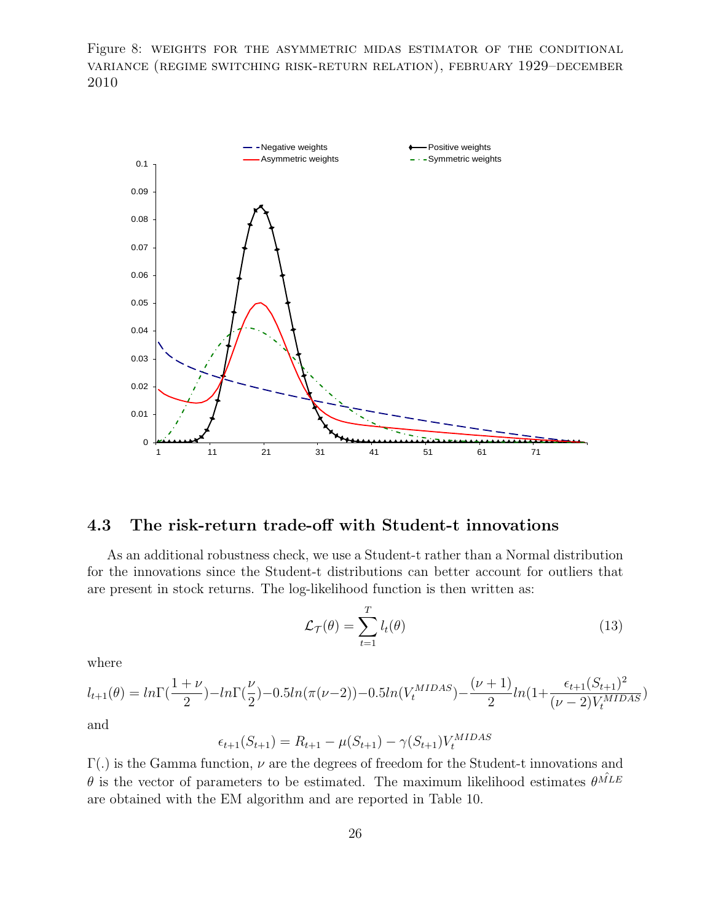Figure 8: WEIGHTS FOR THE ASYMMETRIC MIDAS ESTIMATOR OF THE CONDITIONAL VARIANCE (REGIME SWITCHING RISK-RETURN RELATION), FEBRUARY 1929–DECEMBER 2010

## 4.3 The risk-return trade-off with Student-t innovations

As an additional robustness check, we use a Student-t rather than a Normal distribution for the innovations since the Student-t distributions can better account for outliers that are present in stock returns. The log-likelihood function is then written as:

$$\mathcal{L}_{\mathcal{T}}(\theta) = \sum_{t=1}^{T} l_t(\theta) \tag{13}$$

where

$$l_{t+1}(\theta) = ln\Gamma(\frac{1+\nu}{2}) - ln\Gamma(\frac{\nu}{2}) - 0.5ln(\pi(\nu-2)) - 0.5ln(V_t^{MIDAS}) - \frac{(\nu+1)}{2}ln(1+\frac{\epsilon_{t+1}(S_{t+1})^2}{(\nu-2)V_t^{MIDAS}})$$

and

$$\epsilon_{t+1}(S_{t+1}) = R_{t+1} - \mu(S_{t+1}) - \gamma(S_{t+1})V_t^{MIDAS}$$

$\Gamma(.)$ is the Gamma function, $\nu$ are the degrees of freedom for the Student-t innovations and $\theta$ is the vector of parameters to be estimated. The maximum likelihood estimates $\theta^{\hat{MLE}}$ are obtained with the EM algorithm and are reported in Table 10.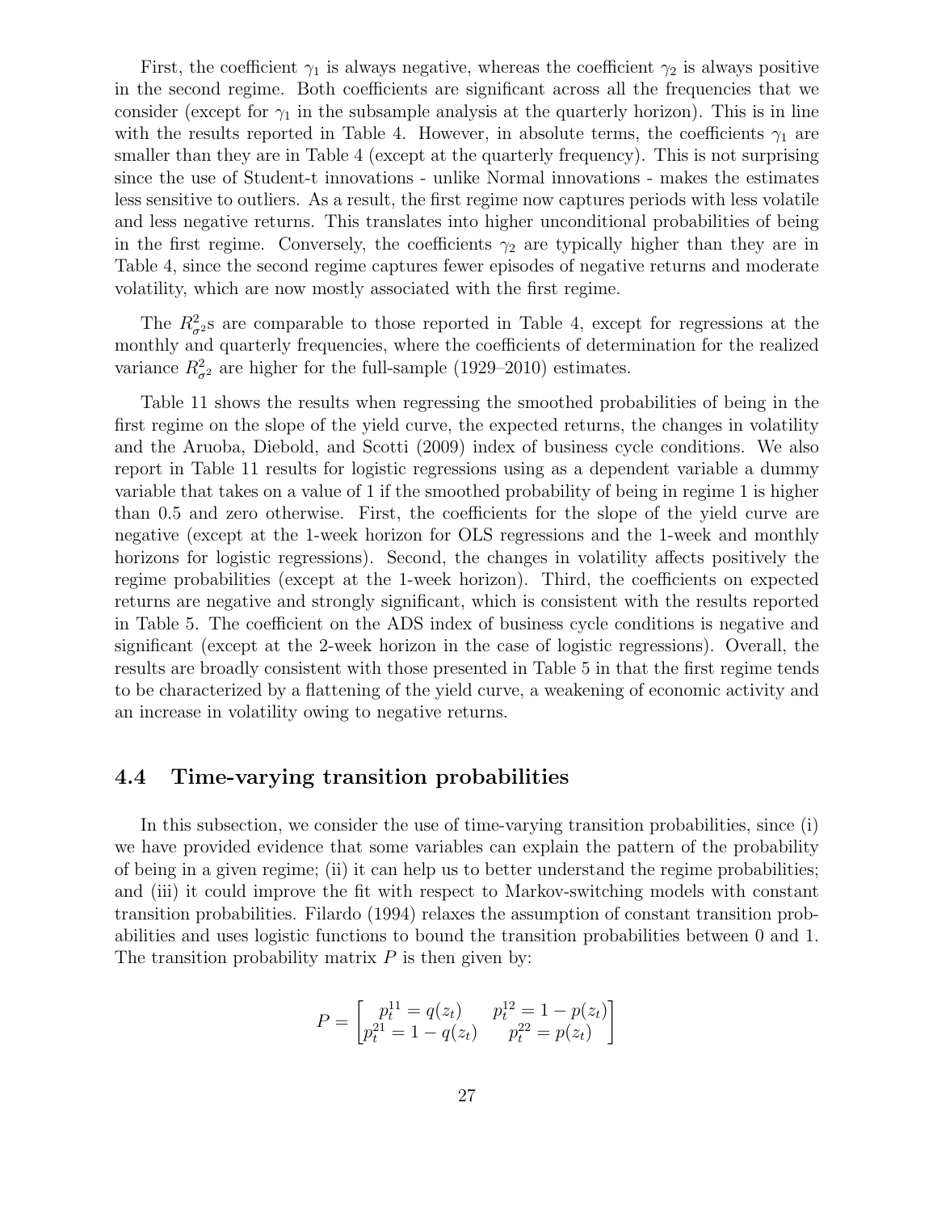First, the coefficient $\gamma_1$ is always negative, whereas the coefficient $\gamma_2$ is always positive in the second regime. Both coefficients are significant across all the frequencies that we consider (except for $\gamma_1$ in the subsample analysis at the quarterly horizon). This is in line with the results reported in Table 4. However, in absolute terms, the coefficients $\gamma_1$ are smaller than they are in Table 4 (except at the quarterly frequency). This is not surprising since the use of Student-t innovations - unlike Normal innovations - makes the estimates less sensitive to outliers. As a result, the first regime now captures periods with less volatile and less negative returns. This translates into higher unconditional probabilities of being in the first regime. Conversely, the coefficients $\gamma_2$ are typically higher than they are in Table 4, since the second regime captures fewer episodes of negative returns and moderate volatility, which are now mostly associated with the first regime.

The $R^2_{\sigma^2}$s are comparable to those reported in Table 4, except for regressions at the monthly and quarterly frequencies, where the coefficients of determination for the realized variance $R^2_{\sigma^2}$ are higher for the full-sample (1929–2010) estimates.

Table 11 shows the results when regressing the smoothed probabilities of being in the first regime on the slope of the yield curve, the expected returns, the changes in volatility and the Aruoba, Diebold, and Scotti (2009) index of business cycle conditions. We also report in Table 11 results for logistic regressions using as a dependent variable a dummy variable that takes on a value of 1 if the smoothed probability of being in regime 1 is higher than 0.5 and zero otherwise. First, the coefficients for the slope of the yield curve are negative (except at the 1-week horizon for OLS regressions and the 1-week and monthly horizons for logistic regressions). Second, the changes in volatility affects positively the regime probabilities (except at the 1-week horizon). Third, the coefficients on expected returns are negative and strongly significant, which is consistent with the results reported in Table 5. The coefficient on the ADS index of business cycle conditions is negative and significant (except at the 2-week horizon in the case of logistic regressions). Overall, the results are broadly consistent with those presented in Table 5 in that the first regime tends to be characterized by a flattening of the yield curve, a weakening of economic activity and an increase in volatility owing to negative returns.

## 4.4 Time-varying transition probabilities

In this subsection, we consider the use of time-varying transition probabilities, since (i) we have provided evidence that some variables can explain the pattern of the probability of being in a given regime; (ii) it can help us to better understand the regime probabilities; and (iii) it could improve the fit with respect to Markov-switching models with constant transition probabilities. Filardo (1994) relaxes the assumption of constant transition probabilities and uses logistic functions to bound the transition probabilities between 0 and 1. The transition probability matrix $P$ is then given by:

$$P = \begin{bmatrix} p_t^{11} = q(z_t) & p_t^{12} = 1 - p(z_t) \\ p_t^{21} = 1 - q(z_t) & p_t^{22} = p(z_t) \end{bmatrix}$$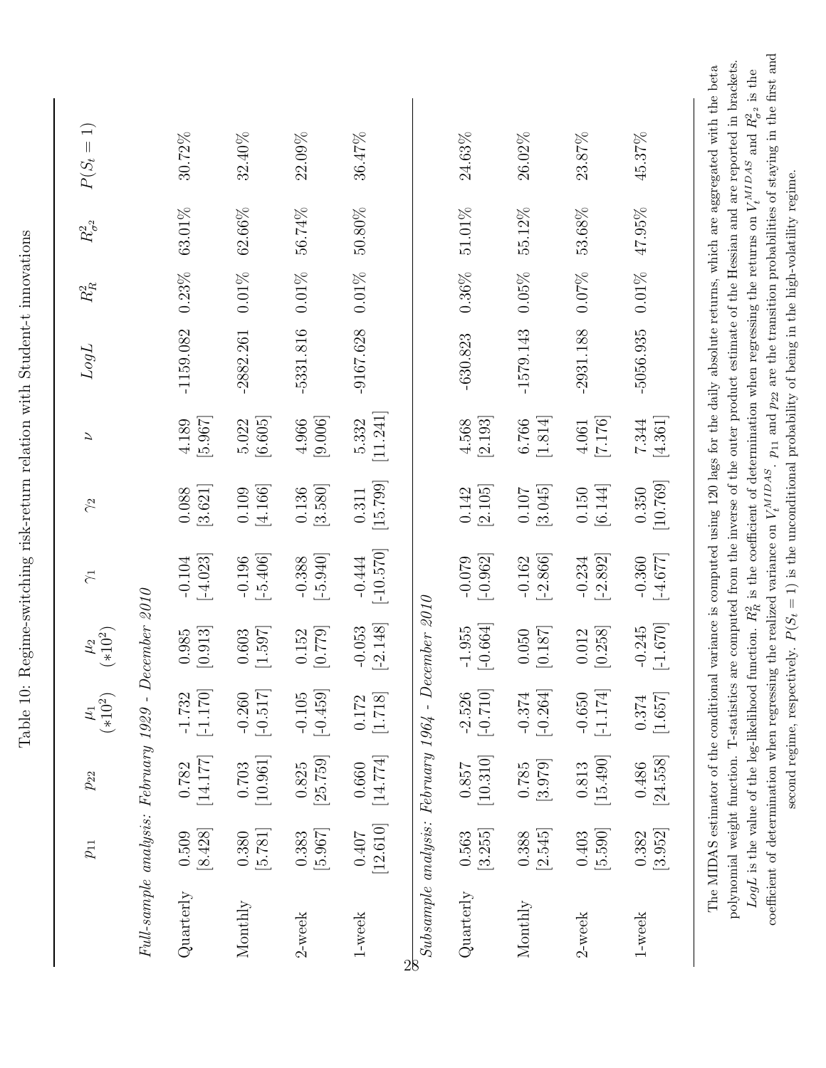Table 10: Regime-switching risk-return relation with Student-t innovations

| | $p_{11}$ | $p_{22}$ | $\mu_1$ $(*10^2)$ | $\mu_2$ $(*10^2)$ | $\gamma_1$ | $\gamma_2$ | $\nu$ | $LogL$ | $R^2_R$ | $R^2_{\sigma^2}$ | $P(S_t = 1)$ |
|---|---|---|---|---|---|---|---|---|---|---|---|
| *Full-sample analysis: February 1929 - December 2010* | | | | | | | | | | | |
| Quarterly | 0.509 | 0.782 | -1.732 | 0.985 | -0.104 | 0.088 | 4.189 | -1159.082 | 0.23% | 63.01% | 30.72% |
| | [8.428] | [14.177] | [-1.170] | [0.913] | [-4.023] | [3.621] | [5.967] | | | | |
| Monthly | 0.380 | 0.703 | -0.260 | 0.603 | -0.196 | 0.109 | 5.022 | -2882.261 | 0.01% | 62.66% | 32.40% |
| | [5.781] | [10.961] | [-0.517] | [1.597] | [-5.406] | [4.166] | [6.605] | | | | |
| 2-week | 0.383 | 0.825 | -0.105 | 0.152 | -0.388 | 0.136 | 4.966 | -5331.816 | 0.01% | 56.74% | 22.09% |
| | [5.967] | [25.759] | [-0.459] | [0.779] | [-5.940] | [3.580] | [9.006] | | | | |
| 1-week | 0.407 | 0.660 | 0.172 | -0.053 | -0.444 | 0.311 | 5.332 | -9167.628 | 0.01% | 50.80% | 36.47% |
| | [12.610] | [14.774] | [1.718] | [-2.148] | [-10.570] | [15.799] | [11.241] | | | | |
| *Subsample analysis: February 1964 - December 2010* | | | | | | | | | | | |
| Quarterly | 0.563 | 0.857 | -2.526 | -1.955 | -0.079 | 0.142 | 4.568 | -630.823 | 0.36% | 51.01% | 24.63% |
| | [3.255] | [10.310] | [-0.710] | [-0.664] | [-0.962] | [2.105] | [2.193] | | | | |
| Monthly | 0.388 | 0.785 | -0.374 | 0.050 | -0.162 | 0.107 | 6.766 | -1579.143 | 0.05% | 55.12% | 26.02% |
| | [2.545] | [3.979] | [-0.264] | [0.187] | [-2.866] | [3.045] | [1.814] | | | | |
| 2-week | 0.403 | 0.813 | -0.650 | 0.012 | -0.234 | 0.150 | 4.061 | -2931.188 | 0.07% | 53.68% | 23.87% |
| | [5.590] | [15.490] | [-1.174] | [0.258] | [-2.892] | [6.144] | [7.176] | | | | |
| 1-week | 0.382 | 0.486 | 0.374 | -0.245 | -0.360 | 0.350 | 7.344 | -5056.935 | 0.01% | 47.95% | 45.37% |
| | [3.952] | [24.558] | [1.657] | [-1.670] | [-4.677] | [10.769] | [4.361] | | | | |

The MIDAS estimator of the conditional variance is computed using 120 lags for the daily absolute returns, which are aggregated with the beta polynomial weight function. T-statistics are computed from the inverse of the outer product estimate of the Hessian and are reported in brackets. $LogL$ is the value of the log-likelihood function. $R^2_R$ is the coefficient of determination when regressing the returns on $V_t^{MIDAS}$ and $R^2_{\sigma^2}$ is the coefficient of determination when regressing the realized variance on $V_t^{MIDAS}$. $p_{11}$ and $p_{22}$ are the transition probabilities of staying in the first and second regime, respectively. $P(S_t = 1)$ is the unconditional probability of being in the high-volatility regime.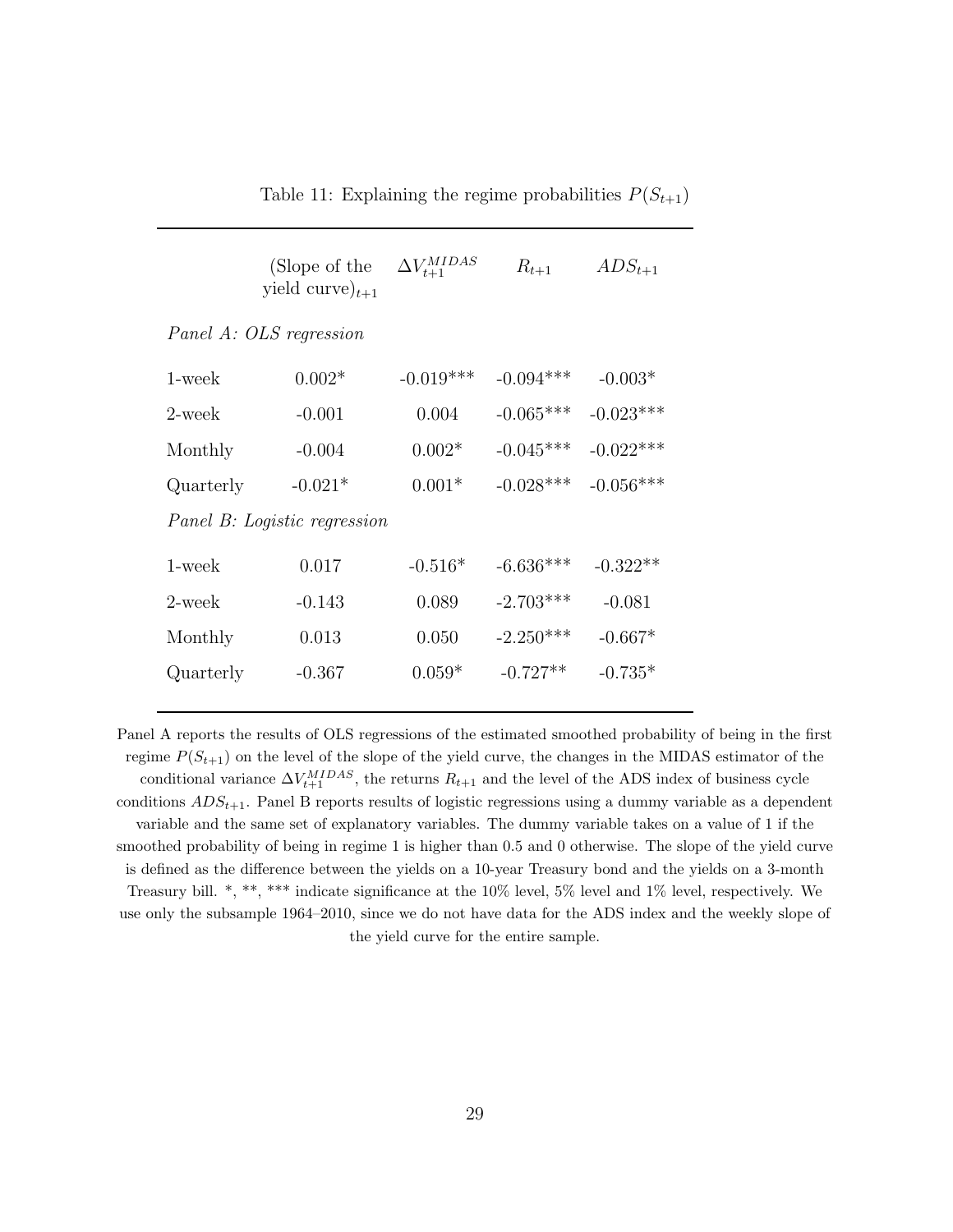Table 11: Explaining the regime probabilities $P(S_{t+1})$

| | (Slope of the yield curve)$_{t+1}$ | $\Delta V_{t+1}^{MIDAS}$ | $R_{t+1}$ | $ADS_{t+1}$ |
|---|---|---|---|---|
| *Panel A: OLS regression* | | | | |
| 1-week | 0.002* | -0.019*** | -0.094*** | -0.003* |
| 2-week | -0.001 | 0.004 | -0.065*** | -0.023*** |
| Monthly | -0.004 | 0.002* | -0.045*** | -0.022*** |
| Quarterly | -0.021* | 0.001* | -0.028*** | -0.056*** |
| *Panel B: Logistic regression* | | | | |
| 1-week | 0.017 | -0.516* | -6.636*** | -0.322** |
| 2-week | -0.143 | 0.089 | -2.703*** | -0.081 |
| Monthly | 0.013 | 0.050 | -2.250*** | -0.667* |
| Quarterly | -0.367 | 0.059* | -0.727** | -0.735* |

Panel A reports the results of OLS regressions of the estimated smoothed probability of being in the first regime $P(S_{t+1})$ on the level of the slope of the yield curve, the changes in the MIDAS estimator of the conditional variance $\Delta V_{t+1}^{MIDAS}$, the returns $R_{t+1}$ and the level of the ADS index of business cycle conditions $ADS_{t+1}$. Panel B reports results of logistic regressions using a dummy variable as a dependent variable and the same set of explanatory variables. The dummy variable takes on a value of 1 if the smoothed probability of being in regime 1 is higher than 0.5 and 0 otherwise. The slope of the yield curve is defined as the difference between the yields on a 10-year Treasury bond and the yields on a 3-month Treasury bill. *, **, *** indicate significance at the 10% level, 5% level and 1% level, respectively. We use only the subsample 1964–2010, since we do not have data for the ADS index and the weekly slope of the yield curve for the entire sample.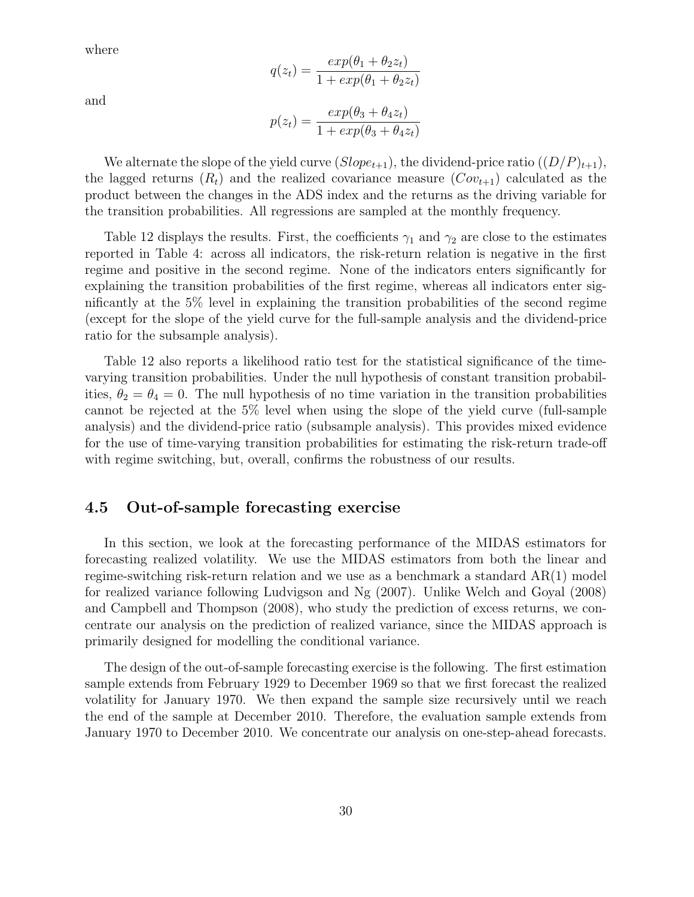where

$$q(z_t) = \frac{exp(\theta_1 + \theta_2 z_t)}{1 + exp(\theta_1 + \theta_2 z_t)}$$

and

$$p(z_t) = \frac{exp(\theta_3 + \theta_4 z_t)}{1 + exp(\theta_3 + \theta_4 z_t)}$$

We alternate the slope of the yield curve ($Slope_{t+1}$), the dividend-price ratio ($(D/P)_{t+1}$), the lagged returns ($R_t$) and the realized covariance measure ($Cov_{t+1}$) calculated as the product between the changes in the ADS index and the returns as the driving variable for the transition probabilities. All regressions are sampled at the monthly frequency.

Table 12 displays the results. First, the coefficients $\gamma_1$ and $\gamma_2$ are close to the estimates reported in Table 4: across all indicators, the risk-return relation is negative in the first regime and positive in the second regime. None of the indicators enters significantly for explaining the transition probabilities of the first regime, whereas all indicators enter significantly at the 5% level in explaining the transition probabilities of the second regime (except for the slope of the yield curve for the full-sample analysis and the dividend-price ratio for the subsample analysis).

Table 12 also reports a likelihood ratio test for the statistical significance of the time-varying transition probabilities. Under the null hypothesis of constant transition probabilities, $\theta_2 = \theta_4 = 0$. The null hypothesis of no time variation in the transition probabilities cannot be rejected at the 5% level when using the slope of the yield curve (full-sample analysis) and the dividend-price ratio (subsample analysis). This provides mixed evidence for the use of time-varying transition probabilities for estimating the risk-return trade-off with regime switching, but, overall, confirms the robustness of our results.

## 4.5 Out-of-sample forecasting exercise

In this section, we look at the forecasting performance of the MIDAS estimators for forecasting realized volatility. We use the MIDAS estimators from both the linear and regime-switching risk-return relation and we use as a benchmark a standard AR(1) model for realized variance following Ludvigson and Ng (2007). Unlike Welch and Goyal (2008) and Campbell and Thompson (2008), who study the prediction of excess returns, we concentrate our analysis on the prediction of realized variance, since the MIDAS approach is primarily designed for modelling the conditional variance.

The design of the out-of-sample forecasting exercise is the following. The first estimation sample extends from February 1929 to December 1969 so that we first forecast the realized volatility for January 1970. We then expand the sample size recursively until we reach the end of the sample at December 2010. Therefore, the evaluation sample extends from January 1970 to December 2010. We concentrate our analysis on one-step-ahead forecasts.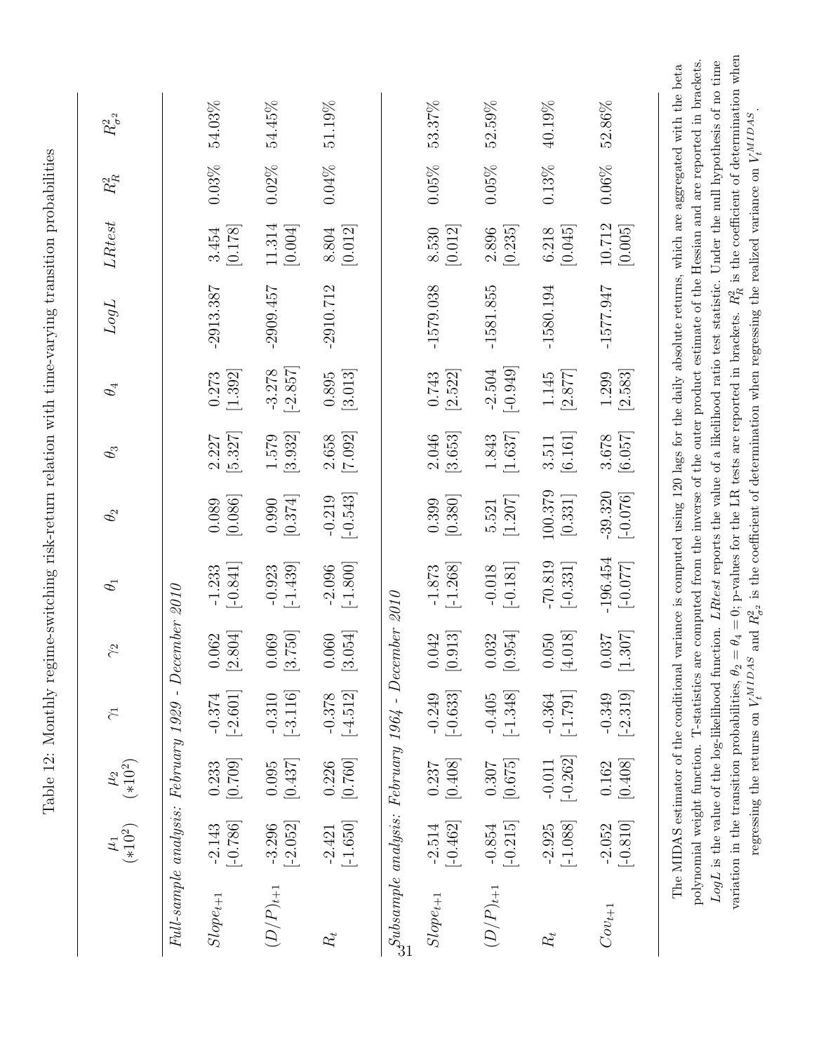Table 12: Monthly regime-switching risk-return relation with time-varying transition probabilities

| | $\mu_1$ $(*10^2)$ | $\mu_2$ $(*10^2)$ | $\gamma_1$ | $\gamma_2$ | $\theta_1$ | $\theta_2$ | $\theta_3$ | $\theta_4$ | $LogL$ | $LRtest$ | $R^2_R$ | $R^2_{\sigma^2}$ |
|---|---|---|---|---|---|---|---|---|---|---|---|---|
| *Full-sample analysis: February 1929 - December 2010* | | | | | | | | | | | | |
| $Slope_{t+1}$ | -2.143 | 0.233 | -0.374 | 0.062 | -1.233 | 0.089 | 2.227 | 0.273 | -2913.387 | 3.454 | 0.03% | 54.03% |
| | [-0.786] | [0.709] | [-2.601] | [2.804] | [-0.841] | [0.086] | [5.327] | [1.392] | | [0.178] | | |
| $(D/P)_{t+1}$ | -3.296 | 0.095 | -0.310 | 0.069 | -0.923 | 0.990 | 1.579 | -3.278 | -2909.457 | 11.314 | 0.02% | 54.45% |
| | [-2.052] | [0.437] | [-3.116] | [3.750] | [-1.439] | [0.374] | [3.932] | [-2.857] | | [0.004] | | |
| $R_t$ | -2.421 | 0.226 | -0.378 | 0.060 | -2.096 | -0.219 | 2.658 | 0.895 | -2910.712 | 8.804 | 0.04% | 51.19% |
| | [-1.650] | [0.760] | [-4.512] | [3.054] | [-1.800] | [-0.543] | [7.092] | [3.013] | | [0.012] | | |
| *Subsample analysis: February 1964 - December 2010* | | | | | | | | | | | | |
| $Slope_{t+1}$ | -2.514 | 0.237 | -0.249 | 0.042 | -1.873 | 0.399 | 2.046 | 0.743 | -1579.038 | 8.530 | 0.05% | 53.37% |
| | [-0.462] | [0.408] | [-0.633] | [0.913] | [-1.268] | [0.380] | [3.653] | [2.522] | | [0.012] | | |
| $(D/P)_{t+1}$ | -0.854 | 0.307 | -0.405 | 0.032 | -0.018 | 5.521 | 1.843 | -2.504 | -1581.855 | 2.896 | 0.05% | 52.59% |
| | [-0.215] | [0.675] | [-1.348] | [0.954] | [-0.181] | [1.207] | [1.637] | [-0.949] | | [0.235] | | |
| $R_t$ | -2.925 | -0.011 | -0.364 | 0.050 | -70.819 | 100.379 | 3.511 | 1.145 | -1580.194 | 6.218 | 0.13% | 40.19% |
| | [-1.088] | [-0.262] | [-1.791] | [4.018] | [-0.331] | [0.331] | [6.161] | [2.877] | | [0.045] | | |
| $Cov_{t+1}$ | -2.052 | 0.162 | -0.349 | 0.037 | -196.454 | -39.320 | 3.678 | 1.299 | -1577.947 | 10.712 | 0.06% | 52.86% |
| | [-0.810] | [0.408] | [-2.319] | [1.307] | [-0.077] | [-0.076] | [6.057] | [2.583] | | [0.005] | | |

The MIDAS estimator of the conditional variance is computed using 120 lags for the daily absolute returns, which are aggregated with the beta polynomial weight function. T-statistics are computed from the inverse of the outer product estimate of the Hessian and are reported in brackets. $LogL$ is the value of the log-likelihood function. $LRtest$ reports the value of a likelihood ratio test statistic. Under the null hypothesis of no time variation in the transition probabilities, $\theta_2 = \theta_4 = 0$; p-values for the LR tests are reported in brackets. $R^2_R$ is the coefficient of determination when regressing the returns on $V_t^{MIDAS}$ and $R^2_{\sigma^2}$ is the coefficient of determination when regressing the realized variance on $V_t^{MIDAS}$.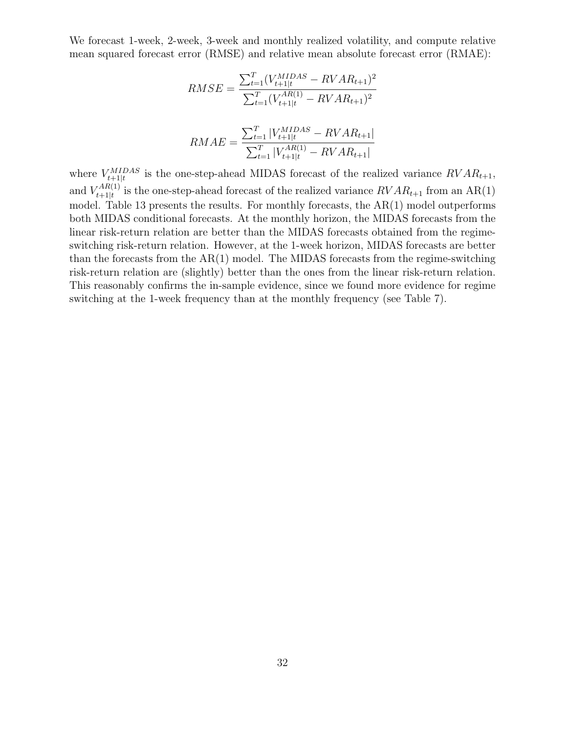We forecast 1-week, 2-week, 3-week and monthly realized volatility, and compute relative mean squared forecast error (RMSE) and relative mean absolute forecast error (RMAE):

$$RMSE = \frac{\sum_{t=1}^{T}(V_{t+1|t}^{MIDAS} - RVAR_{t+1})^2}{\sum_{t=1}^{T}(V_{t+1|t}^{AR(1)} - RVAR_{t+1})^2}$$

$$RMAE = \frac{\sum_{t=1}^{T}|V_{t+1|t}^{MIDAS} - RVAR_{t+1}|}{\sum_{t=1}^{T}|V_{t+1|t}^{AR(1)} - RVAR_{t+1}|}$$

where $V_{t+1|t}^{MIDAS}$ is the one-step-ahead MIDAS forecast of the realized variance $RVAR_{t+1}$, and $V_{t+1|t}^{AR(1)}$ is the one-step-ahead forecast of the realized variance $RVAR_{t+1}$ from an AR(1) model. Table 13 presents the results. For monthly forecasts, the AR(1) model outperforms both MIDAS conditional forecasts. At the monthly horizon, the MIDAS forecasts from the linear risk-return relation are better than the MIDAS forecasts obtained from the regime-switching risk-return relation. However, at the 1-week horizon, MIDAS forecasts are better than the forecasts from the AR(1) model. The MIDAS forecasts from the regime-switching risk-return relation are (slightly) better than the ones from the linear risk-return relation. This reasonably confirms the in-sample evidence, since we found more evidence for regime switching at the 1-week frequency than at the monthly frequency (see Table 7).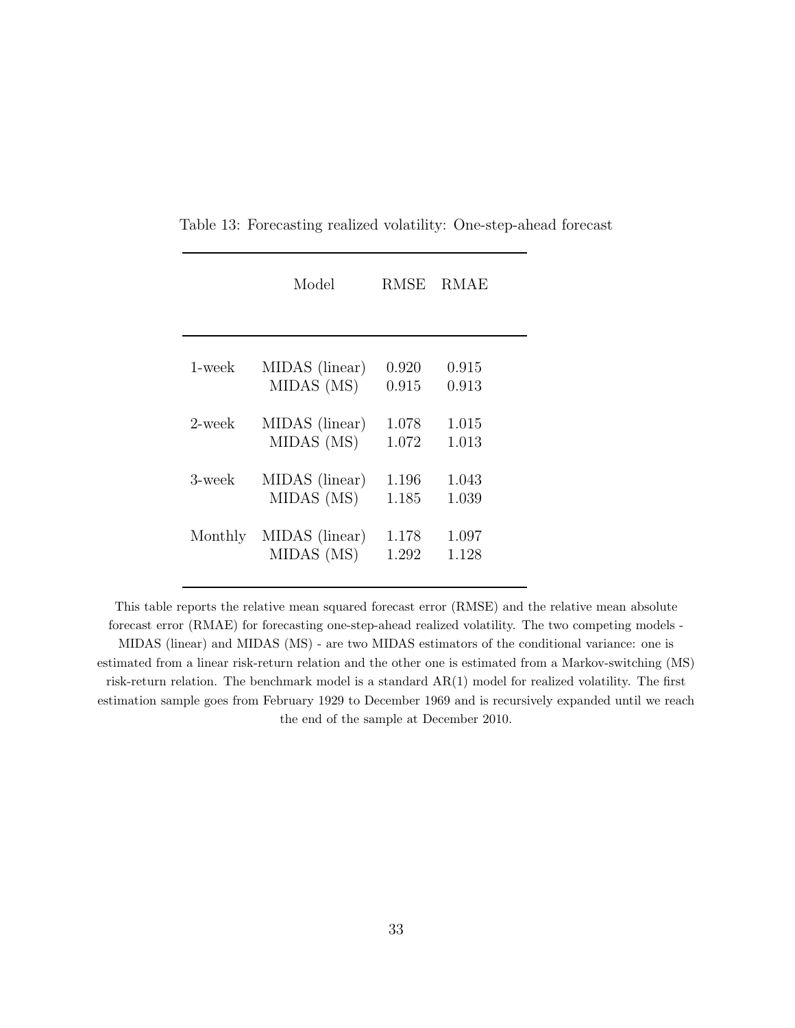Table 13: Forecasting realized volatility: One-step-ahead forecast

| | Model | RMSE | RMAE |
|---|---|---|---|
| 1-week | MIDAS (linear) | 0.920 | 0.915 |
| | MIDAS (MS) | 0.915 | 0.913 |
| 2-week | MIDAS (linear) | 1.078 | 1.015 |
| | MIDAS (MS) | 1.072 | 1.013 |
| 3-week | MIDAS (linear) | 1.196 | 1.043 |
| | MIDAS (MS) | 1.185 | 1.039 |
| Monthly | MIDAS (linear) | 1.178 | 1.097 |
| | MIDAS (MS) | 1.292 | 1.128 |

This table reports the relative mean squared forecast error (RMSE) and the relative mean absolute forecast error (RMAE) for forecasting one-step-ahead realized volatility. The two competing models - MIDAS (linear) and MIDAS (MS) - are two MIDAS estimators of the conditional variance: one is estimated from a linear risk-return relation and the other one is estimated from a Markov-switching (MS) risk-return relation. The benchmark model is a standard AR(1) model for realized volatility. The first estimation sample goes from February 1929 to December 1969 and is recursively expanded until we reach the end of the sample at December 2010.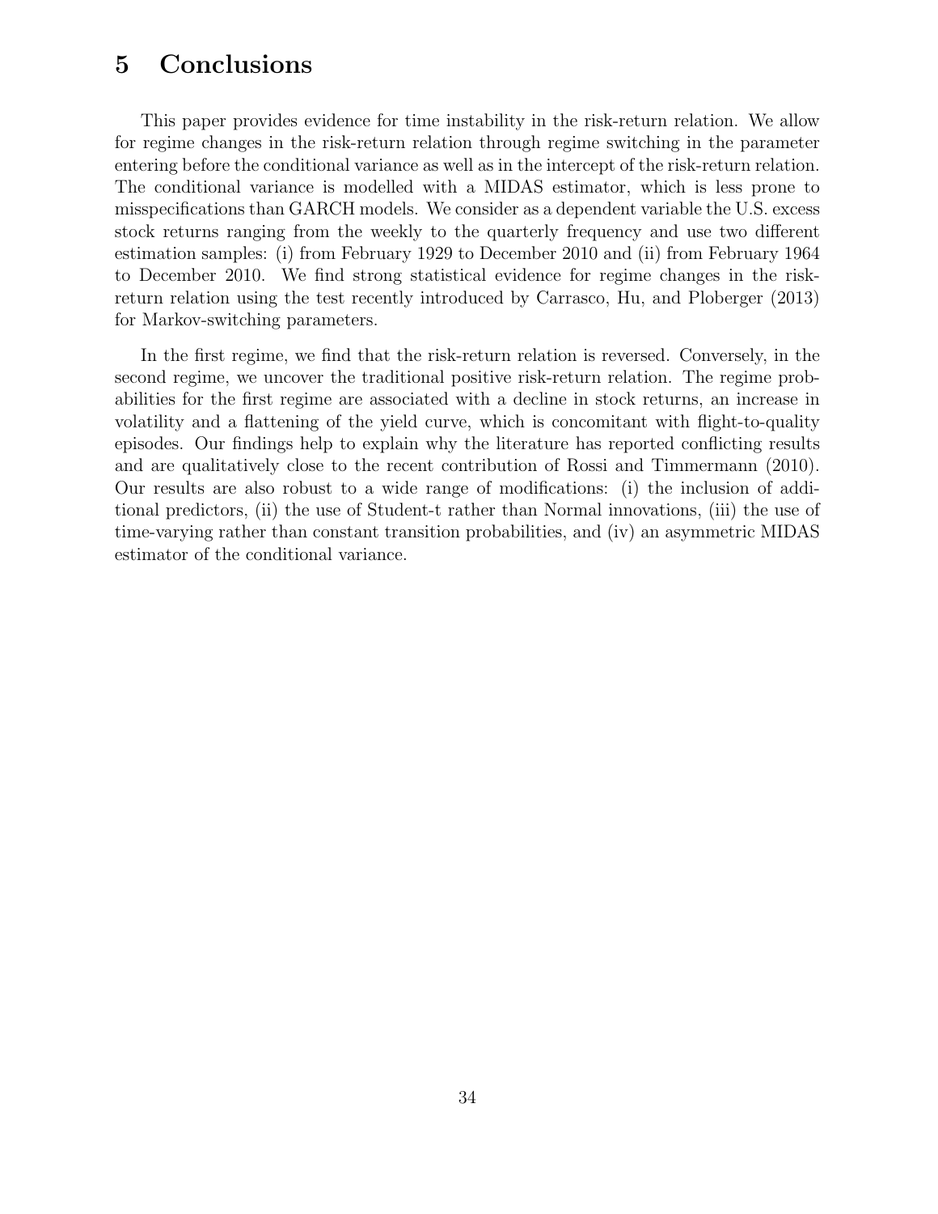# 5 Conclusions

This paper provides evidence for time instability in the risk-return relation. We allow for regime changes in the risk-return relation through regime switching in the parameter entering before the conditional variance as well as in the intercept of the risk-return relation. The conditional variance is modelled with a MIDAS estimator, which is less prone to misspecifications than GARCH models. We consider as a dependent variable the U.S. excess stock returns ranging from the weekly to the quarterly frequency and use two different estimation samples: (i) from February 1929 to December 2010 and (ii) from February 1964 to December 2010. We find strong statistical evidence for regime changes in the risk-return relation using the test recently introduced by Carrasco, Hu, and Ploberger (2013) for Markov-switching parameters.

In the first regime, we find that the risk-return relation is reversed. Conversely, in the second regime, we uncover the traditional positive risk-return relation. The regime probabilities for the first regime are associated with a decline in stock returns, an increase in volatility and a flattening of the yield curve, which is concomitant with flight-to-quality episodes. Our findings help to explain why the literature has reported conflicting results and are qualitatively close to the recent contribution of Rossi and Timmermann (2010). Our results are also robust to a wide range of modifications: (i) the inclusion of additional predictors, (ii) the use of Student-t rather than Normal innovations, (iii) the use of time-varying rather than constant transition probabilities, and (iv) an asymmetric MIDAS estimator of the conditional variance.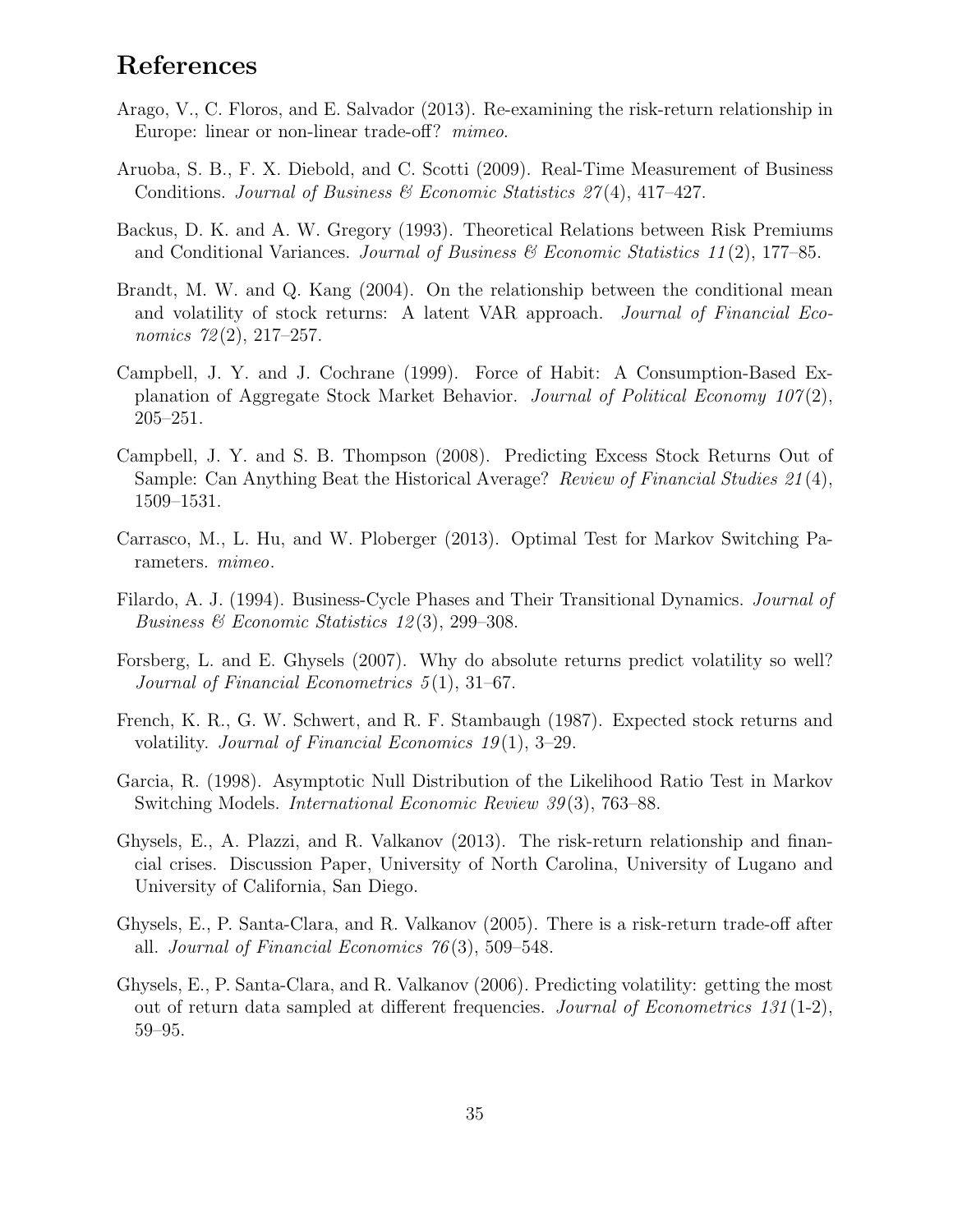# References

Arago, V., C. Floros, and E. Salvador (2013). Re-examining the risk-return relationship in Europe: linear or non-linear trade-off? *mimeo*.

Aruoba, S. B., F. X. Diebold, and C. Scotti (2009). Real-Time Measurement of Business Conditions. *Journal of Business & Economic Statistics 27*(4), 417–427.

Backus, D. K. and A. W. Gregory (1993). Theoretical Relations between Risk Premiums and Conditional Variances. *Journal of Business & Economic Statistics 11*(2), 177–85.

Brandt, M. W. and Q. Kang (2004). On the relationship between the conditional mean and volatility of stock returns: A latent VAR approach. *Journal of Financial Economics 72*(2), 217–257.

Campbell, J. Y. and J. Cochrane (1999). Force of Habit: A Consumption-Based Explanation of Aggregate Stock Market Behavior. *Journal of Political Economy 107*(2), 205–251.

Campbell, J. Y. and S. B. Thompson (2008). Predicting Excess Stock Returns Out of Sample: Can Anything Beat the Historical Average? *Review of Financial Studies 21*(4), 1509–1531.

Carrasco, M., L. Hu, and W. Ploberger (2013). Optimal Test for Markov Switching Parameters. *mimeo*.

Filardo, A. J. (1994). Business-Cycle Phases and Their Transitional Dynamics. *Journal of Business & Economic Statistics 12*(3), 299–308.

Forsberg, L. and E. Ghysels (2007). Why do absolute returns predict volatility so well? *Journal of Financial Econometrics 5*(1), 31–67.

French, K. R., G. W. Schwert, and R. F. Stambaugh (1987). Expected stock returns and volatility. *Journal of Financial Economics 19*(1), 3–29.

Garcia, R. (1998). Asymptotic Null Distribution of the Likelihood Ratio Test in Markov Switching Models. *International Economic Review 39*(3), 763–88.

Ghysels, E., A. Plazzi, and R. Valkanov (2013). The risk-return relationship and financial crises. Discussion Paper, University of North Carolina, University of Lugano and University of California, San Diego.

Ghysels, E., P. Santa-Clara, and R. Valkanov (2005). There is a risk-return trade-off after all. *Journal of Financial Economics 76*(3), 509–548.

Ghysels, E., P. Santa-Clara, and R. Valkanov (2006). Predicting volatility: getting the most out of return data sampled at different frequencies. *Journal of Econometrics 131*(1-2), 59–95.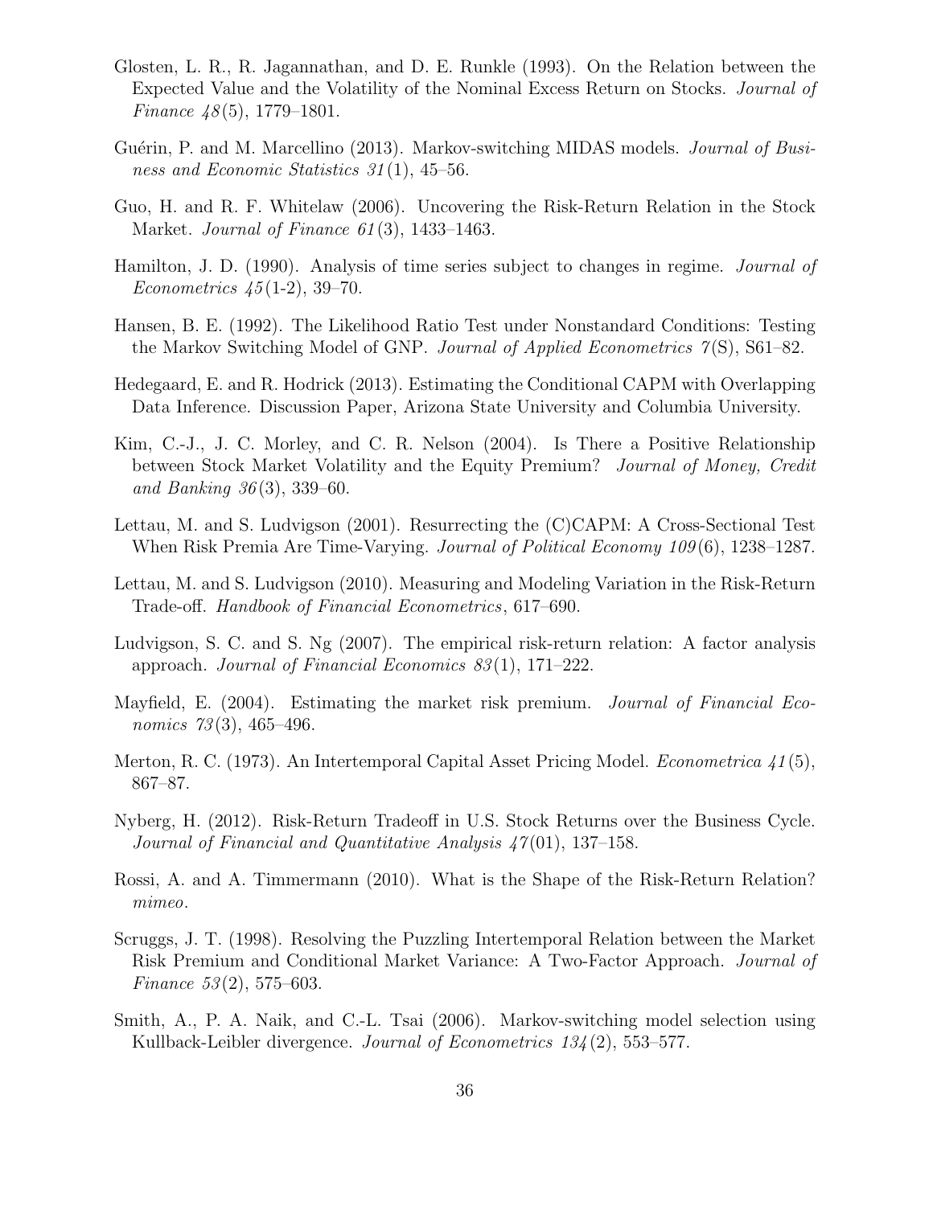Glosten, L. R., R. Jagannathan, and D. E. Runkle (1993). On the Relation between the Expected Value and the Volatility of the Nominal Excess Return on Stocks. *Journal of Finance 48*(5), 1779–1801.

Guérin, P. and M. Marcellino (2013). Markov-switching MIDAS models. *Journal of Business and Economic Statistics 31*(1), 45–56.

Guo, H. and R. F. Whitelaw (2006). Uncovering the Risk-Return Relation in the Stock Market. *Journal of Finance 61*(3), 1433–1463.

Hamilton, J. D. (1990). Analysis of time series subject to changes in regime. *Journal of Econometrics 45*(1-2), 39–70.

Hansen, B. E. (1992). The Likelihood Ratio Test under Nonstandard Conditions: Testing the Markov Switching Model of GNP. *Journal of Applied Econometrics 7*(S), S61–82.

Hedegaard, E. and R. Hodrick (2013). Estimating the Conditional CAPM with Overlapping Data Inference. Discussion Paper, Arizona State University and Columbia University.

Kim, C.-J., J. C. Morley, and C. R. Nelson (2004). Is There a Positive Relationship between Stock Market Volatility and the Equity Premium? *Journal of Money, Credit and Banking 36*(3), 339–60.

Lettau, M. and S. Ludvigson (2001). Resurrecting the (C)CAPM: A Cross-Sectional Test When Risk Premia Are Time-Varying. *Journal of Political Economy 109*(6), 1238–1287.

Lettau, M. and S. Ludvigson (2010). Measuring and Modeling Variation in the Risk-Return Trade-off. *Handbook of Financial Econometrics*, 617–690.

Ludvigson, S. C. and S. Ng (2007). The empirical risk-return relation: A factor analysis approach. *Journal of Financial Economics 83*(1), 171–222.

Mayfield, E. (2004). Estimating the market risk premium. *Journal of Financial Economics 73*(3), 465–496.

Merton, R. C. (1973). An Intertemporal Capital Asset Pricing Model. *Econometrica 41*(5), 867–87.

Nyberg, H. (2012). Risk-Return Tradeoff in U.S. Stock Returns over the Business Cycle. *Journal of Financial and Quantitative Analysis 47*(01), 137–158.

Rossi, A. and A. Timmermann (2010). What is the Shape of the Risk-Return Relation? *mimeo*.

Scruggs, J. T. (1998). Resolving the Puzzling Intertemporal Relation between the Market Risk Premium and Conditional Market Variance: A Two-Factor Approach. *Journal of Finance 53*(2), 575–603.

Smith, A., P. A. Naik, and C.-L. Tsai (2006). Markov-switching model selection using Kullback-Leibler divergence. *Journal of Econometrics 134*(2), 553–577.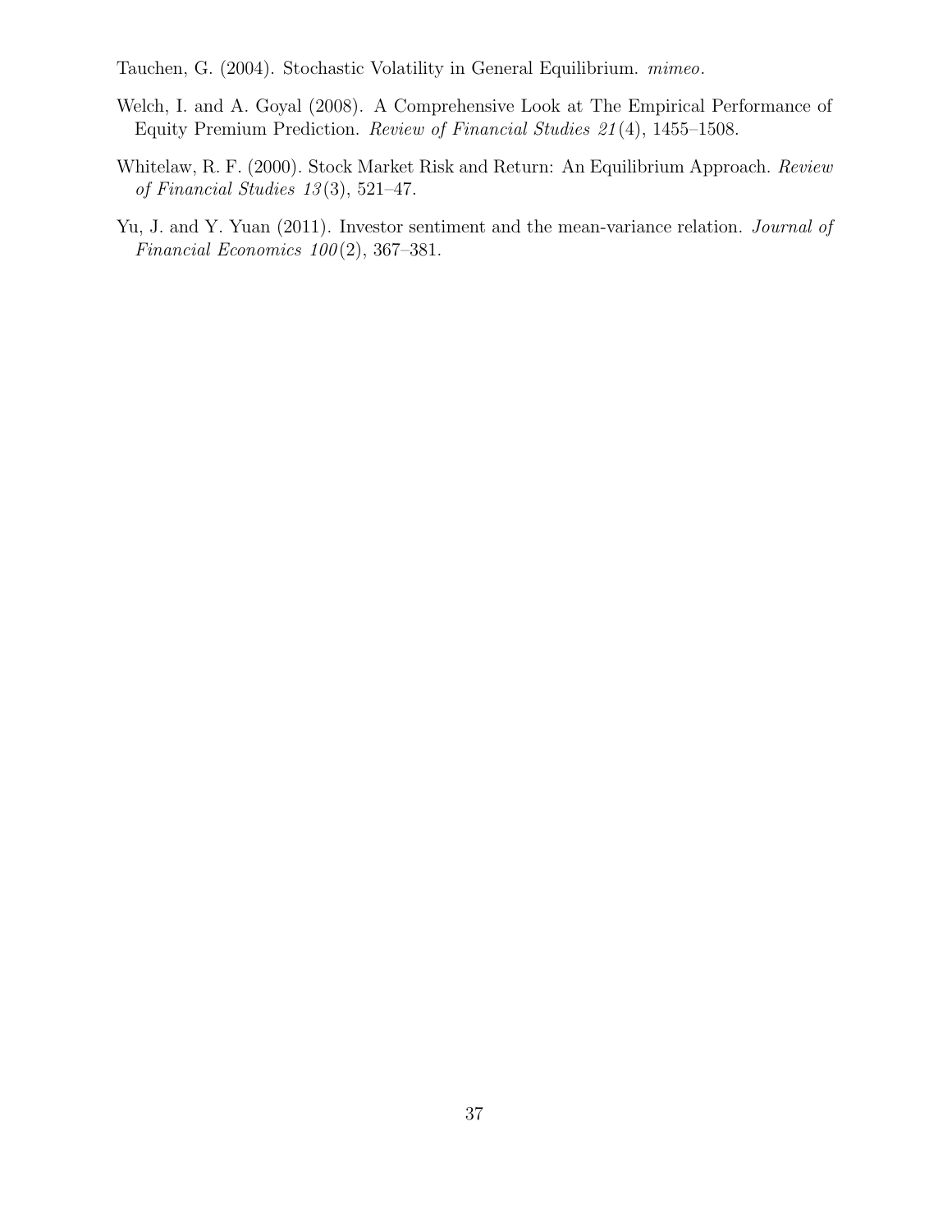Tauchen, G. (2004). Stochastic Volatility in General Equilibrium. *mimeo*.

Welch, I. and A. Goyal (2008). A Comprehensive Look at The Empirical Performance of Equity Premium Prediction. *Review of Financial Studies 21*(4), 1455–1508.

Whitelaw, R. F. (2000). Stock Market Risk and Return: An Equilibrium Approach. *Review of Financial Studies 13*(3), 521–47.

Yu, J. and Y. Yuan (2011). Investor sentiment and the mean-variance relation. *Journal of Financial Economics 100*(2), 367–381.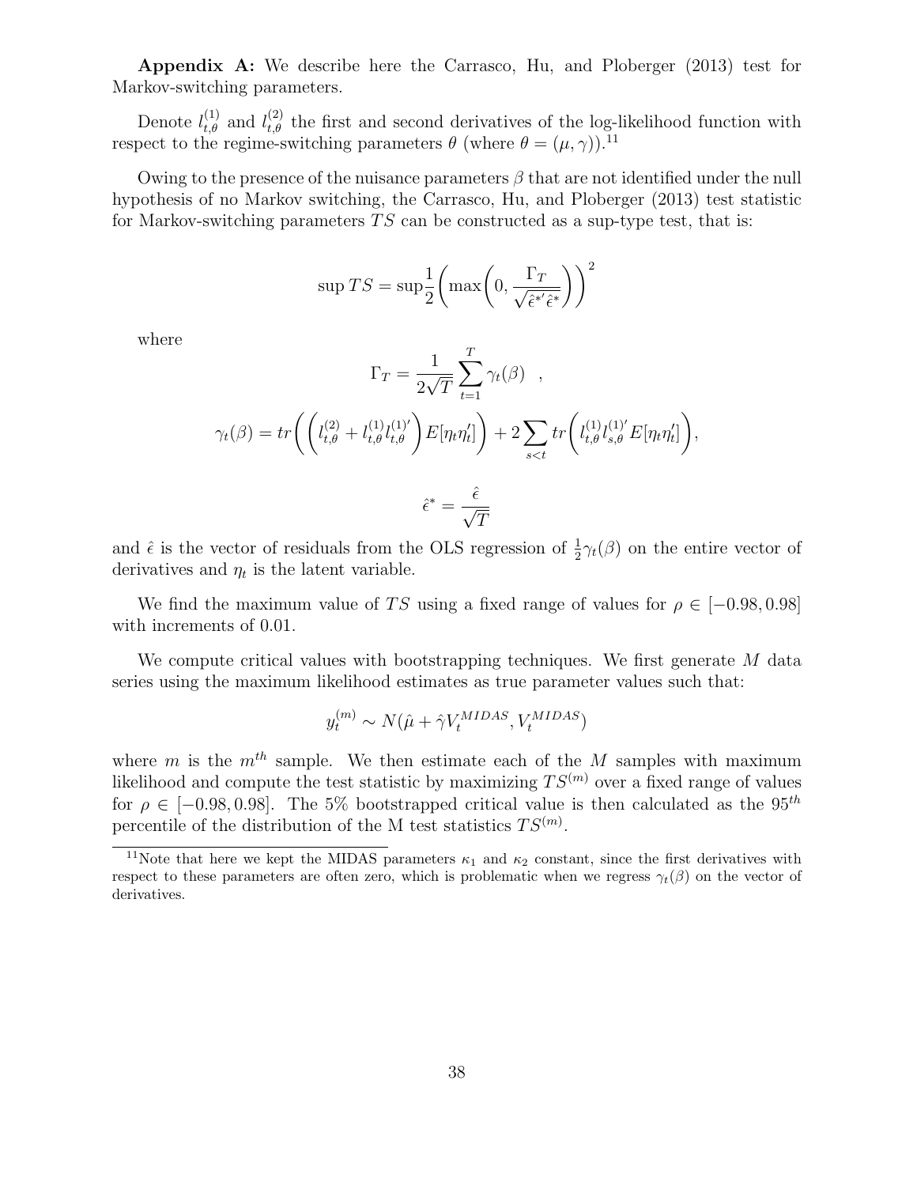**Appendix A:** We describe here the Carrasco, Hu, and Ploberger (2013) test for Markov-switching parameters.

Denote $l_{t,\theta}^{(1)}$ and $l_{t,\theta}^{(2)}$ the first and second derivatives of the log-likelihood function with respect to the regime-switching parameters $\theta$ (where $\theta = (\mu, \gamma)$).[11]

Owing to the presence of the nuisance parameters $\beta$ that are not identified under the null hypothesis of no Markov switching, the Carrasco, Hu, and Ploberger (2013) test statistic for Markov-switching parameters $TS$ can be constructed as a sup-type test, that is:

$$\sup TS = \sup \frac{1}{2}\left(\max\left(0, \frac{\Gamma_T}{\sqrt{\hat{\epsilon}^{*\prime}\hat{\epsilon}^*}}\right)\right)^2$$

where

$$\Gamma_T = \frac{1}{2\sqrt{T}}\sum_{t=1}^{T}\gamma_t(\beta) \quad ,$$

$$\gamma_t(\beta) = tr\left(\left(l_{t,\theta}^{(2)} + l_{t,\theta}^{(1)}l_{t,\theta}^{(1)'}\right)E[\eta_t\eta_t']\right) + 2\sum_{s<t} tr\left(l_{t,\theta}^{(1)}l_{s,\theta}^{(1)'}E[\eta_t\eta_t']\right),$$

$$\hat{\epsilon}^* = \frac{\hat{\epsilon}}{\sqrt{T}}$$

and $\hat{\epsilon}$ is the vector of residuals from the OLS regression of $\frac{1}{2}\gamma_t(\beta)$ on the entire vector of derivatives and $\eta_t$ is the latent variable.

We find the maximum value of $TS$ using a fixed range of values for $\rho \in [-0.98, 0.98]$ with increments of 0.01.

We compute critical values with bootstrapping techniques. We first generate $M$ data series using the maximum likelihood estimates as true parameter values such that:

$$y_t^{(m)} \sim N(\hat{\mu} + \hat{\gamma}V_t^{MIDAS}, V_t^{MIDAS})$$

where $m$ is the $m^{th}$ sample. We then estimate each of the $M$ samples with maximum likelihood and compute the test statistic by maximizing $TS^{(m)}$ over a fixed range of values for $\rho \in [-0.98, 0.98]$. The 5% bootstrapped critical value is then calculated as the $95^{th}$ percentile of the distribution of the M test statistics $TS^{(m)}$.

[11] Note that here we kept the MIDAS parameters $\kappa_1$ and $\kappa_2$ constant, since the first derivatives with respect to these parameters are often zero, which is problematic when we regress $\gamma_t(\beta)$ on the vector of derivatives.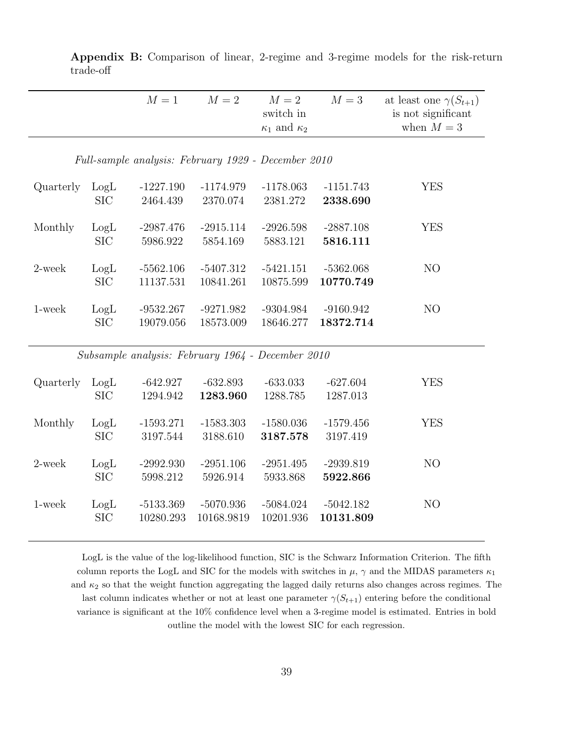**Appendix B:** Comparison of linear, 2-regime and 3-regime models for the risk-return trade-off

| | | $M = 1$ | $M = 2$ | $M = 2$ switch in $\kappa_1$ and $\kappa_2$ | $M = 3$ | at least one $\gamma(S_{t+1})$ is not significant when $M = 3$ |
|---|---|---|---|---|---|---|
| *Full-sample analysis: February 1929 - December 2010* | | | | | | |
| Quarterly | LogL | -1227.190 | -1174.979 | -1178.063 | -1151.743 | YES |
| | SIC | 2464.439 | 2370.074 | 2381.272 | **2338.690** | |
| Monthly | LogL | -2987.476 | -2915.114 | -2926.598 | -2887.108 | YES |
| | SIC | 5986.922 | 5854.169 | 5883.121 | **5816.111** | |
| 2-week | LogL | -5562.106 | -5407.312 | -5421.151 | -5362.068 | NO |
| | SIC | 11137.531 | 10841.261 | 10875.599 | **10770.749** | |
| 1-week | LogL | -9532.267 | -9271.982 | -9304.984 | -9160.942 | NO |
| | SIC | 19079.056 | 18573.009 | 18646.277 | **18372.714** | |
| *Subsample analysis: February 1964 - December 2010* | | | | | | |
| Quarterly | LogL | -642.927 | -632.893 | -633.033 | -627.604 | YES |
| | SIC | 1294.942 | **1283.960** | 1288.785 | 1287.013 | |
| Monthly | LogL | -1593.271 | -1583.303 | -1580.036 | -1579.456 | YES |
| | SIC | 3197.544 | 3188.610 | **3187.578** | 3197.419 | |
| 2-week | LogL | -2992.930 | -2951.106 | -2951.495 | -2939.819 | NO |
| | SIC | 5998.212 | 5926.914 | 5933.868 | **5922.866** | |
| 1-week | LogL | -5133.369 | -5070.936 | -5084.024 | -5042.182 | NO |
| | SIC | 10280.293 | 10168.9819 | 10201.936 | **10131.809** | |

LogL is the value of the log-likelihood function, SIC is the Schwarz Information Criterion. The fifth column reports the LogL and SIC for the models with switches in $\mu$, $\gamma$ and the MIDAS parameters $\kappa_1$ and $\kappa_2$ so that the weight function aggregating the lagged daily returns also changes across regimes. The last column indicates whether or not at least one parameter $\gamma(S_{t+1})$ entering before the conditional variance is significant at the 10% confidence level when a 3-regime model is estimated. Entries in bold outline the model with the lowest SIC for each regression.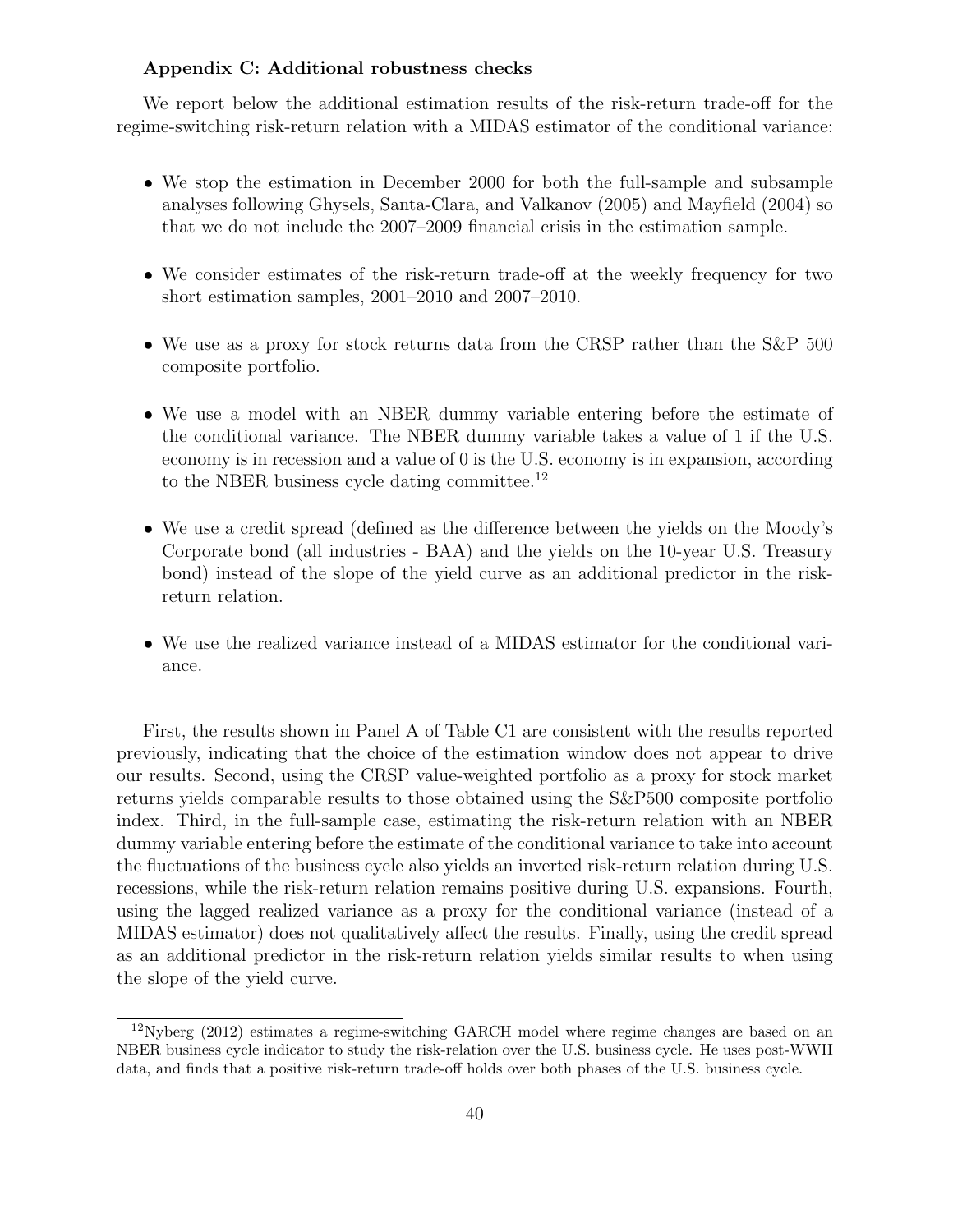**Appendix C: Additional robustness checks**

We report below the additional estimation results of the risk-return trade-off for the regime-switching risk-return relation with a MIDAS estimator of the conditional variance:

- We stop the estimation in December 2000 for both the full-sample and subsample analyses following Ghysels, Santa-Clara, and Valkanov (2005) and Mayfield (2004) so that we do not include the 2007–2009 financial crisis in the estimation sample.
- We consider estimates of the risk-return trade-off at the weekly frequency for two short estimation samples, 2001–2010 and 2007–2010.
- We use as a proxy for stock returns data from the CRSP rather than the S&P 500 composite portfolio.
- We use a model with an NBER dummy variable entering before the estimate of the conditional variance. The NBER dummy variable takes a value of 1 if the U.S. economy is in recession and a value of 0 is the U.S. economy is in expansion, according to the NBER business cycle dating committee.[12]
- We use a credit spread (defined as the difference between the yields on the Moody's Corporate bond (all industries - BAA) and the yields on the 10-year U.S. Treasury bond) instead of the slope of the yield curve as an additional predictor in the risk-return relation.
- We use the realized variance instead of a MIDAS estimator for the conditional variance.

First, the results shown in Panel A of Table C1 are consistent with the results reported previously, indicating that the choice of the estimation window does not appear to drive our results. Second, using the CRSP value-weighted portfolio as a proxy for stock market returns yields comparable results to those obtained using the S&P500 composite portfolio index. Third, in the full-sample case, estimating the risk-return relation with an NBER dummy variable entering before the estimate of the conditional variance to take into account the fluctuations of the business cycle also yields an inverted risk-return relation during U.S. recessions, while the risk-return relation remains positive during U.S. expansions. Fourth, using the lagged realized variance as a proxy for the conditional variance (instead of a MIDAS estimator) does not qualitatively affect the results. Finally, using the credit spread as an additional predictor in the risk-return relation yields similar results to when using the slope of the yield curve.

[12] Nyberg (2012) estimates a regime-switching GARCH model where regime changes are based on an NBER business cycle indicator to study the risk-relation over the U.S. business cycle. He uses post-WWII data, and finds that a positive risk-return trade-off holds over both phases of the U.S. business cycle.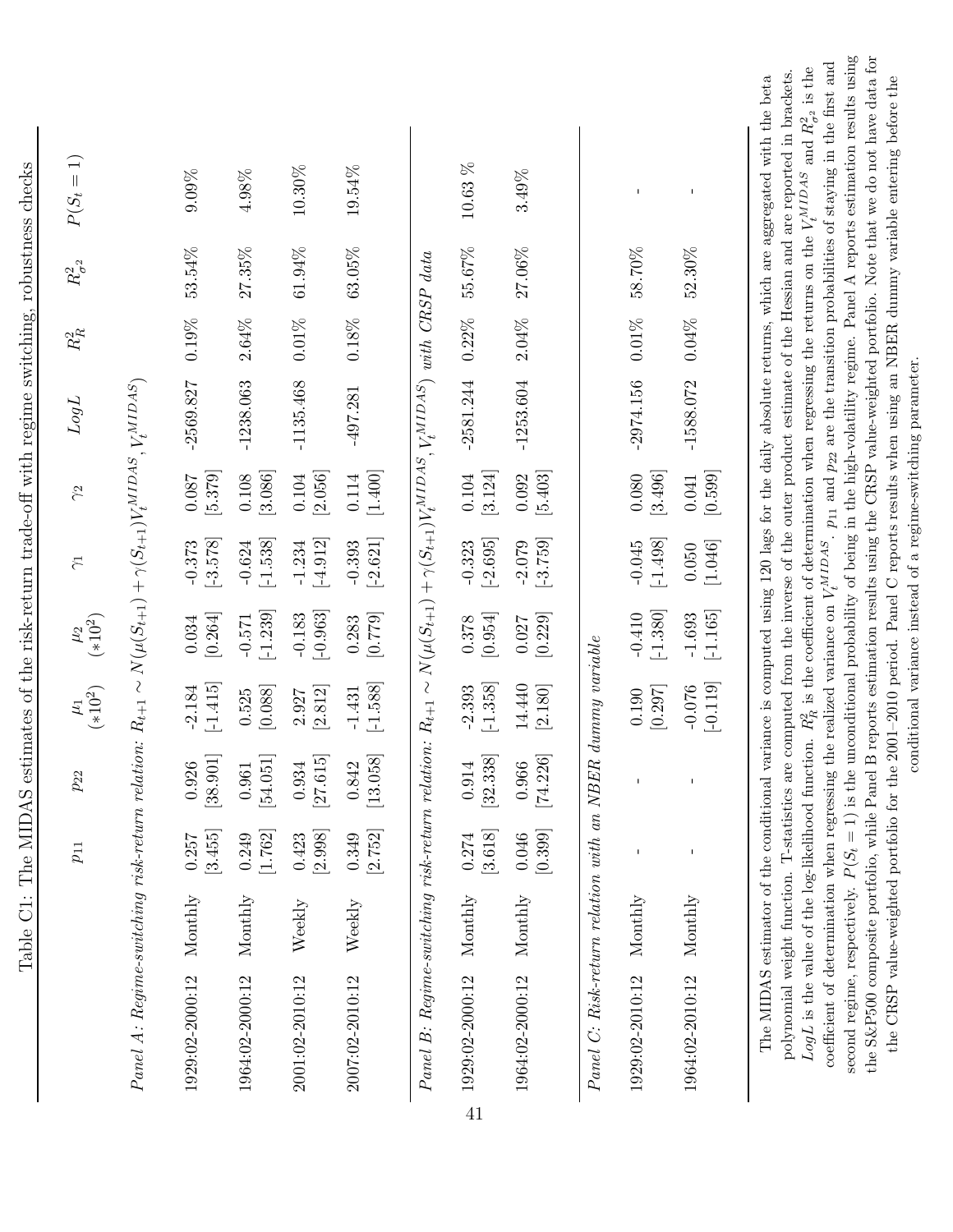Table C1: The MIDAS estimates of the risk-return trade-off with regime switching, robustness checks

| | | $p_{11}$ | $p_{22}$ | $\mu_1$ $(*10^2)$ | $\mu_2$ $(*10^2)$ | $\gamma_1$ | $\gamma_2$ | $LogL$ | $R^2_R$ | $R^2_{\sigma^2}$ | $P(S_t=1)$ |
|---|---|---|---|---|---|---|---|---|---|---|---|
| *Panel A: Regime-switching risk-return relation:* $R_{t+1} \sim N(\mu(S_{t+1}) + \gamma(S_{t+1})V_t^{MIDAS}, V_t^{MIDAS})$ | | | | | | | | | | | |
| 1929:02-2000:12 | Monthly | 0.257 | 0.926 | -2.184 | 0.034 | -0.373 | 0.087 | -2569.827 | 0.19% | 53.54% | 9.09% |
| | | [3.455] | [38.901] | [-1.415] | [0.264] | [-3.578] | [5.379] | | | | |
| 1964:02-2000:12 | Monthly | 0.249 | 0.961 | 0.525 | -0.571 | -0.624 | 0.108 | -1238.063 | 2.64% | 27.35% | 4.98% |
| | | [1.762] | [54.051] | [0.088] | [-1.239] | [-1.538] | [3.086] | | | | |
| 2001:02-2010:12 | Weekly | 0.423 | 0.934 | 2.927 | -0.183 | -1.234 | 0.104 | -1135.468 | 0.01% | 61.94% | 10.30% |
| | | [2.998] | [27.615] | [2.812] | [-0.963] | [-4.912] | [2.056] | | | | |
| 2007:02-2010:12 | Weekly | 0.349 | 0.842 | -1.431 | 0.283 | -0.393 | 0.114 | -497.281 | 0.18% | 63.05% | 19.54% |
| | | [2.752] | [13.058] | [-1.588] | [0.779] | [-2.621] | [1.400] | | | | |
| *Panel B: Regime-switching risk-return relation:* $R_{t+1} \sim N(\mu(S_{t+1}) + \gamma(S_{t+1})V_t^{MIDAS}, V_t^{MIDAS})$ *with CRSP data* | | | | | | | | | | | |
| 1929:02-2000:12 | Monthly | 0.274 | 0.914 | -2.393 | 0.378 | -0.323 | 0.104 | -2581.244 | 0.22% | 55.67% | 10.63 % |
| | | [3.618] | [32.338] | [-1.358] | [0.954] | [-2.695] | [3.124] | | | | |
| 1964:02-2000:12 | Monthly | 0.046 | 0.966 | 14.440 | 0.027 | -2.079 | 0.092 | -1253.604 | 2.04% | 27.06% | 3.49% |
| | | [0.399] | [74.226] | [2.180] | [0.229] | [-3.759] | [5.403] | | | | |
| *Panel C: Risk-return relation with an NBER dummy variable* | | | | | | | | | | | |
| 1929:02-2010:12 | Monthly | - | - | 0.190 | -0.410 | -0.045 | 0.080 | -2974.156 | 0.01% | 58.70% | - |
| | | | | [0.297] | [-1.380] | [-1.498] | [3.496] | | | | |
| 1964:02-2010:12 | Monthly | - | - | -0.076 | -1.693 | 0.050 | 0.041 | -1588.072 | 0.04% | 52.30% | - |
| | | | | [-0.119] | [-1.165] | [1.046] | [0.599] | | | | |

The MIDAS estimator of the conditional variance is computed using 120 lags for the daily absolute returns, which are aggregated with the beta polynomial weight function. T-statistics are computed from the inverse of the outer product estimate of the Hessian and are reported in brackets. $LogL$ is the value of the log-likelihood function. $R^2_R$ is the coefficient of determination when regressing the returns on the $V_t^{MIDAS}$ and $R^2_{\sigma^2}$ is the coefficient of determination when regressing the realized variance on $V_t^{MIDAS}$. $p_{11}$ and $p_{22}$ are the transition probabilities of staying in the first and second regime, respectively. $P(S_t = 1)$ is the unconditional probability of being in the high-volatility regime. Panel A reports estimation results using the S&P500 composite portfolio, while Panel B reports estimation results using the CRSP value-weighted portfolio. Note that we do not have data for the CRSP value-weighted portfolio for the 2001–2010 period. Panel C reports results when using an NBER dummy variable entering before the conditional variance instead of a regime-switching parameter.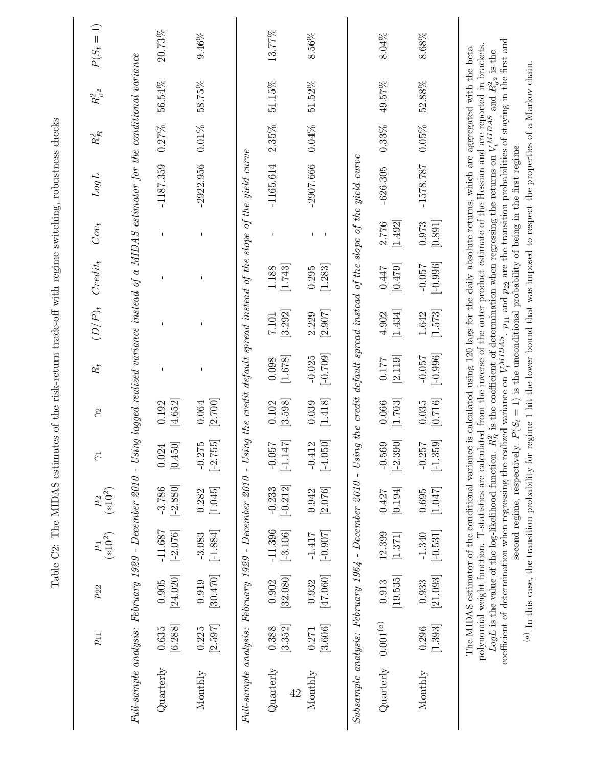Table C2: The MIDAS estimates of the risk-return trade-off with regime switching, robustness checks

| | $p_{11}$ | $p_{22}$ | $\mu_1$ $(*10^2)$ | $\mu_2$ $(*10^2)$ | $\gamma_1$ | $\gamma_2$ | $R_t$ | $(D/P)_t$ | $Credit_t$ | $Cov_t$ | $LogL$ | $R^2_R$ | $R^2_{\sigma^2}$ | $P(S_t = 1)$ |
|---|---|---|---|---|---|---|---|---|---|---|---|---|---|---|
| *Full-sample analysis: February 1929 - December 2010 - Using lagged realized variance instead of a MIDAS estimator for the conditional variance* | | | | | | | | | | | | | | |
| Quarterly | 0.635 | 0.905 | -11.687 | -3.786 | 0.024 | 0.192 | - | - | - | - | -1187.359 | 0.27% | 56.54% | 20.73% |
| | [6.288] | [24.020] | [-2.076] | [-2.880] | [0.450] | [4.652] | | | | | | | | |
| Monthly | 0.225 | 0.919 | -3.083 | 0.282 | -0.275 | 0.064 | - | - | - | - | -2922.956 | 0.01% | 58.75% | 9.46% |
| | [2.597] | [30.470] | [-1.884] | [1.045] | [-2.755] | [2.700] | | | | | | | | |
| *Full-sample analysis: February 1929 - December 2010 - Using the credit default spread instead of the slope of the yield curve* | | | | | | | | | | | | | | |
| Quarterly | 0.388 | 0.902 | -11.396 | -0.233 | -0.057 | 0.102 | 0.098 | 7.101 | 1.188 | - | -1165.614 | 2.35% | 51.15% | 13.77% |
| | [3.352] | [32.080] | [-3.106] | [-0.212] | [-1.147] | [3.598] | [1.678] | [3.292] | [1.743] | | | | | |
| Monthly | 0.271 | 0.932 | -1.417 | 0.942 | -0.412 | 0.039 | -0.025 | 2.229 | 0.295 | - | -2907.666 | 0.04% | 51.52% | 8.56% |
| | [3.606] | [47.060] | [-0.907] | [2.076] | [-4.050] | [1.418] | [-0.709] | [2.907] | [1.283] | - | | | | |
| *Subsample analysis: February 1964 - December 2010 - Using the credit default spread instead of the slope of the yield curve* | | | | | | | | | | | | | | |
| Quarterly | 0.001[(a)] | 0.913 | 12.399 | 0.427 | -0.569 | 0.066 | 0.177 | 4.902 | 0.447 | 2.776 | -626.305 | 0.33% | 49.57% | 8.04% |
| | | [19.535] | [1.371] | [0.194] | [-2.390] | [1.703] | [2.119] | [1.434] | [0.479] | [1.492] | | | | |
| Monthly | 0.296 | 0.933 | -1.340 | 0.695 | -0.257 | 0.035 | -0.057 | 1.642 | -0.057 | 0.973 | -1578.787 | 0.05% | 52.88% | 8.68% |
| | [1.393] | [21.093] | [-0.531] | [1.047] | [-1.359] | [0.716] | [-0.996] | [1.573] | [-0.996] | [0.891] | | | | |

The MIDAS estimator of the conditional variance is calculated using 120 lags for the daily absolute returns, which are aggregated with the beta polynomial weight function. T-statistics are calculated from the inverse of the outer product estimate of the Hessian and are reported in brackets. $LogL$ is the value of the log-likelihood function. $R^2_R$ is the coefficient of determination when regressing the returns on $V_t^{MIDAS}$ and $R^2_{\sigma^2}$ is the coefficient of determination when regressing the realized variance on $V_t^{MIDAS}$. $p_{11}$ and $p_{22}$ are the transition probabilities of staying in the first and second regime, respectively. $P(S_t = 1)$ is the unconditional probability of being in the first regime.

[(a)] In this case, the transition probability for regime 1 hit the lower bound that was imposed to respect the properties of a Markov chain.